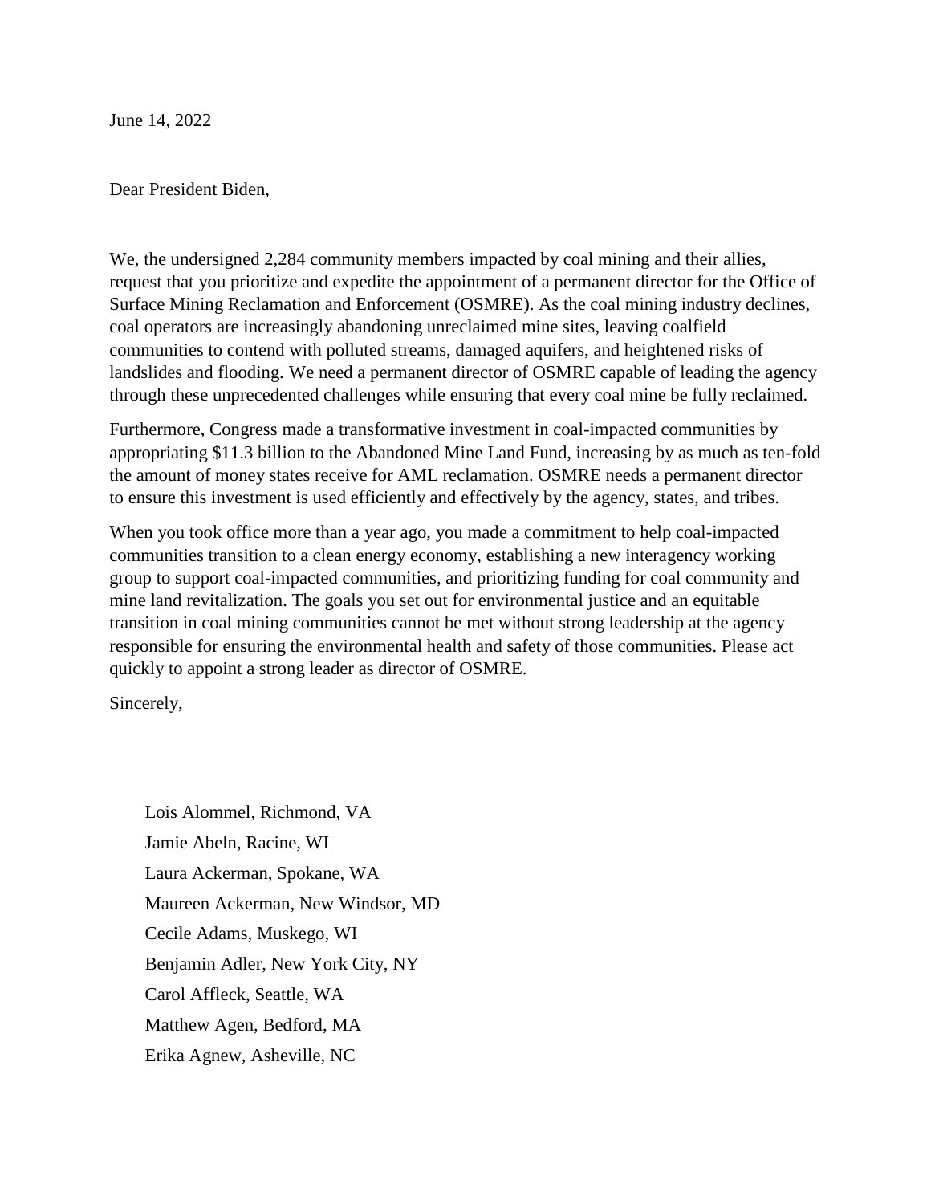June 14, 2022

Dear President Biden,

We, the undersigned 2,284 community members impacted by coal mining and their allies, request that you prioritize and expedite the appointment of a permanent director for the Office of Surface Mining Reclamation and Enforcement (OSMRE). As the coal mining industry declines, coal operators are increasingly abandoning unreclaimed mine sites, leaving coalfield communities to contend with polluted streams, damaged aquifers, and heightened risks of landslides and flooding. We need a permanent director of OSMRE capable of leading the agency through these unprecedented challenges while ensuring that every coal mine be fully reclaimed.

Furthermore, Congress made a transformative investment in coal-impacted communities by appropriating $11.3 billion to the Abandoned Mine Land Fund, increasing by as much as ten-fold the amount of money states receive for AML reclamation. OSMRE needs a permanent director to ensure this investment is used efficiently and effectively by the agency, states, and tribes.

When you took office more than a year ago, you made a commitment to help coal-impacted communities transition to a clean energy economy, establishing a new interagency working group to support coal-impacted communities, and prioritizing funding for coal community and mine land revitalization. The goals you set out for environmental justice and an equitable transition in coal mining communities cannot be met without strong leadership at the agency responsible for ensuring the environmental health and safety of those communities. Please act quickly to appoint a strong leader as director of OSMRE.

Sincerely,

Lois Alommel, Richmond, VA

Jamie Abeln, Racine, WI

Laura Ackerman, Spokane, WA

Maureen Ackerman, New Windsor, MD

Cecile Adams, Muskego, WI

Benjamin Adler, New York City, NY

Carol Affleck, Seattle, WA

Matthew Agen, Bedford, MA

Erika Agnew, Asheville, NC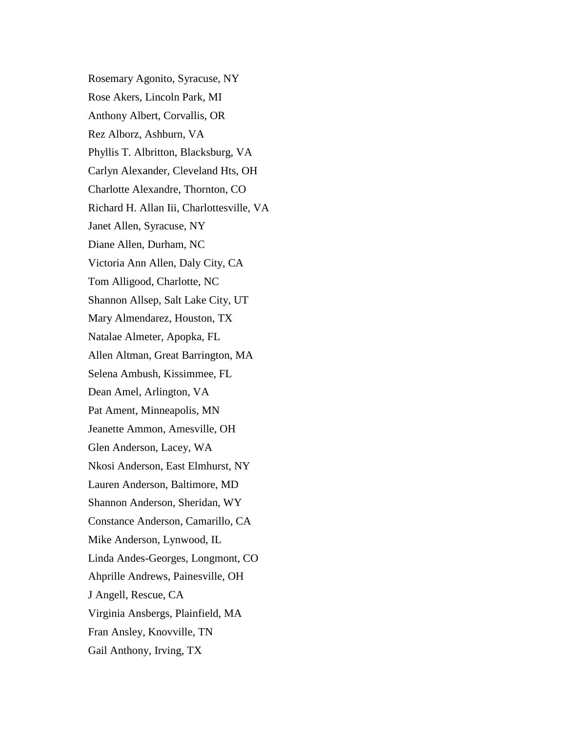Rosemary Agonito, Syracuse, NY

Rose Akers, Lincoln Park, MI

Anthony Albert, Corvallis, OR

Rez Alborz, Ashburn, VA

Phyllis T. Albritton, Blacksburg, VA

Carlyn Alexander, Cleveland Hts, OH

Charlotte Alexandre, Thornton, CO

Richard H. Allan Iii, Charlottesville, VA

Janet Allen, Syracuse, NY

Diane Allen, Durham, NC

Victoria Ann Allen, Daly City, CA

Tom Alligood, Charlotte, NC

Shannon Allsep, Salt Lake City, UT

Mary Almendarez, Houston, TX

Natalae Almeter, Apopka, FL

Allen Altman, Great Barrington, MA

Selena Ambush, Kissimmee, FL

Dean Amel, Arlington, VA

Pat Ament, Minneapolis, MN

Jeanette Ammon, Amesville, OH

Glen Anderson, Lacey, WA

Nkosi Anderson, East Elmhurst, NY

Lauren Anderson, Baltimore, MD

Shannon Anderson, Sheridan, WY

Constance Anderson, Camarillo, CA

Mike Anderson, Lynwood, IL

Linda Andes-Georges, Longmont, CO

Ahprille Andrews, Painesville, OH

J Angell, Rescue, CA

Virginia Ansbergs, Plainfield, MA

Fran Ansley, Knovville, TN

Gail Anthony, Irving, TX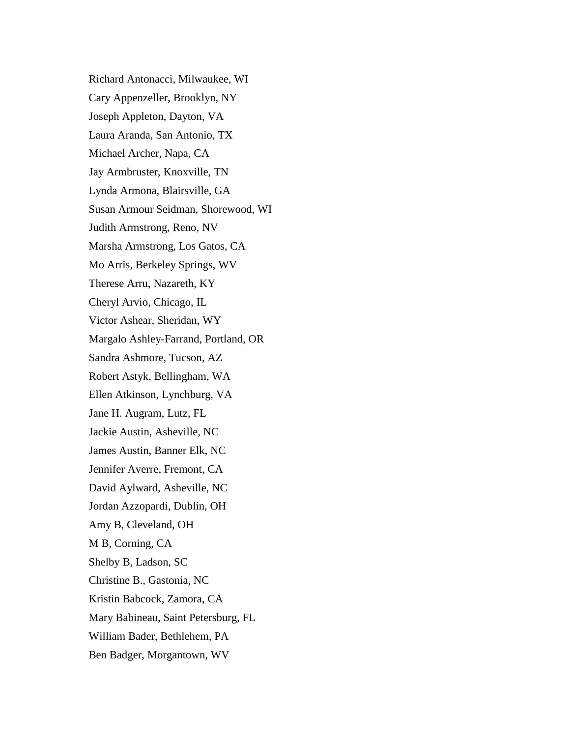Richard Antonacci, Milwaukee, WI

Cary Appenzeller, Brooklyn, NY

Joseph Appleton, Dayton, VA

Laura Aranda, San Antonio, TX

Michael Archer, Napa, CA

Jay Armbruster, Knoxville, TN

Lynda Armona, Blairsville, GA

Susan Armour Seidman, Shorewood, WI

Judith Armstrong, Reno, NV

Marsha Armstrong, Los Gatos, CA

Mo Arris, Berkeley Springs, WV

Therese Arru, Nazareth, KY

Cheryl Arvio, Chicago, IL

Victor Ashear, Sheridan, WY

Margalo Ashley-Farrand, Portland, OR

Sandra Ashmore, Tucson, AZ

Robert Astyk, Bellingham, WA

Ellen Atkinson, Lynchburg, VA

Jane H. Augram, Lutz, FL

Jackie Austin, Asheville, NC

James Austin, Banner Elk, NC

Jennifer Averre, Fremont, CA

David Aylward, Asheville, NC

Jordan Azzopardi, Dublin, OH

Amy B, Cleveland, OH

M B, Corning, CA

Shelby B, Ladson, SC

Christine B., Gastonia, NC

Kristin Babcock, Zamora, CA

Mary Babineau, Saint Petersburg, FL

William Bader, Bethlehem, PA

Ben Badger, Morgantown, WV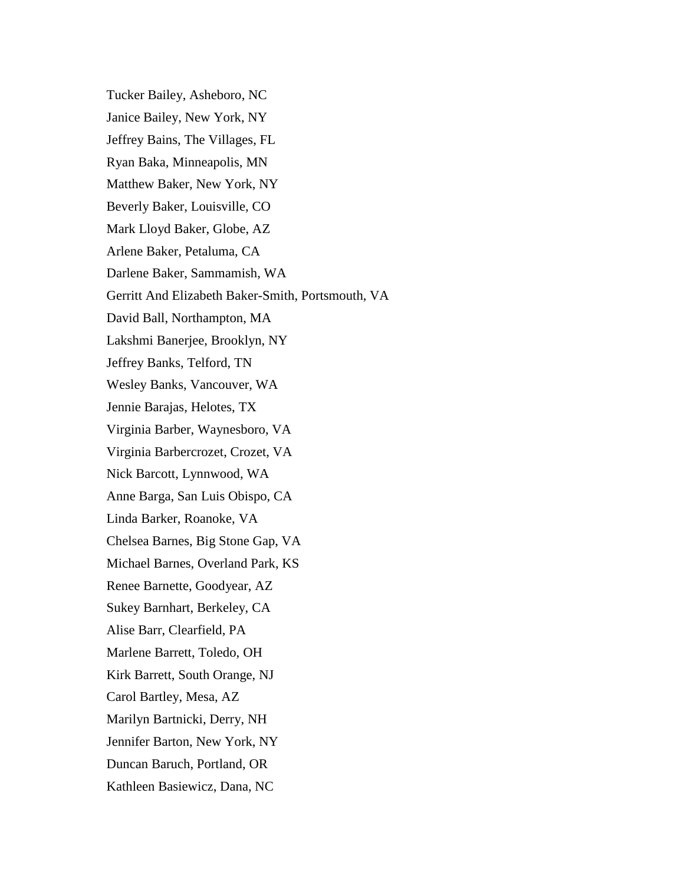Tucker Bailey, Asheboro, NC

Janice Bailey, New York, NY

Jeffrey Bains, The Villages, FL

Ryan Baka, Minneapolis, MN

Matthew Baker, New York, NY

Beverly Baker, Louisville, CO

Mark Lloyd Baker, Globe, AZ

Arlene Baker, Petaluma, CA

Darlene Baker, Sammamish, WA

Gerritt And Elizabeth Baker-Smith, Portsmouth, VA

David Ball, Northampton, MA

Lakshmi Banerjee, Brooklyn, NY

Jeffrey Banks, Telford, TN

Wesley Banks, Vancouver, WA

Jennie Barajas, Helotes, TX

Virginia Barber, Waynesboro, VA

Virginia Barbercrozet, Crozet, VA

Nick Barcott, Lynnwood, WA

Anne Barga, San Luis Obispo, CA

Linda Barker, Roanoke, VA

Chelsea Barnes, Big Stone Gap, VA

Michael Barnes, Overland Park, KS

Renee Barnette, Goodyear, AZ

Sukey Barnhart, Berkeley, CA

Alise Barr, Clearfield, PA

Marlene Barrett, Toledo, OH

Kirk Barrett, South Orange, NJ

Carol Bartley, Mesa, AZ

Marilyn Bartnicki, Derry, NH

Jennifer Barton, New York, NY

Duncan Baruch, Portland, OR

Kathleen Basiewicz, Dana, NC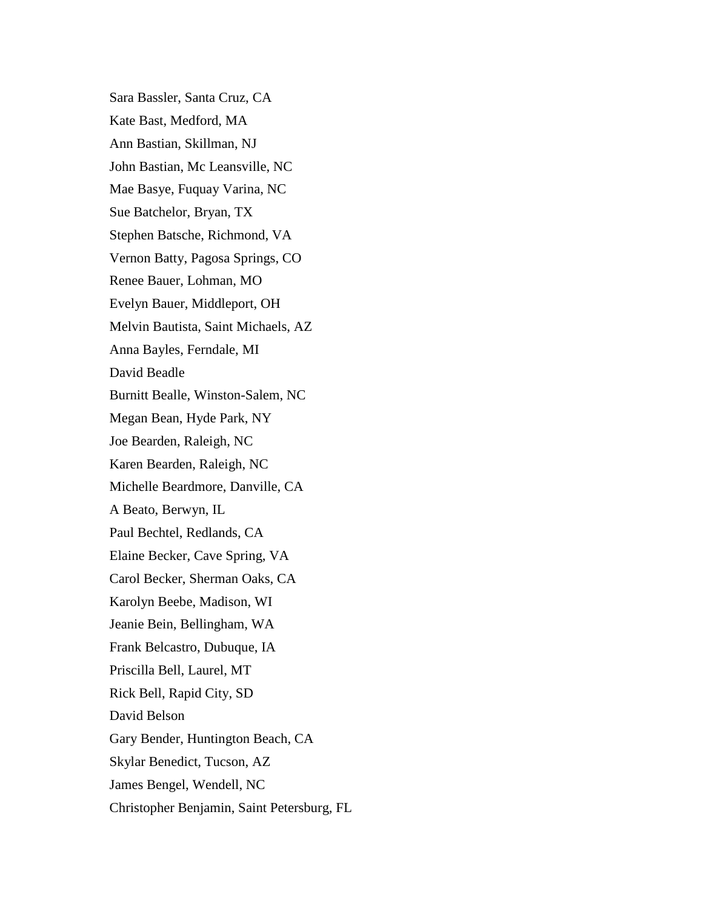Sara Bassler, Santa Cruz, CA

Kate Bast, Medford, MA

Ann Bastian, Skillman, NJ

John Bastian, Mc Leansville, NC

Mae Basye, Fuquay Varina, NC

Sue Batchelor, Bryan, TX

Stephen Batsche, Richmond, VA

Vernon Batty, Pagosa Springs, CO

Renee Bauer, Lohman, MO

Evelyn Bauer, Middleport, OH

Melvin Bautista, Saint Michaels, AZ

Anna Bayles, Ferndale, MI

David Beadle

Burnitt Bealle, Winston-Salem, NC

Megan Bean, Hyde Park, NY

Joe Bearden, Raleigh, NC

Karen Bearden, Raleigh, NC

Michelle Beardmore, Danville, CA

A Beato, Berwyn, IL

Paul Bechtel, Redlands, CA

Elaine Becker, Cave Spring, VA

Carol Becker, Sherman Oaks, CA

Karolyn Beebe, Madison, WI

Jeanie Bein, Bellingham, WA

Frank Belcastro, Dubuque, IA

Priscilla Bell, Laurel, MT

Rick Bell, Rapid City, SD

David Belson

Gary Bender, Huntington Beach, CA

Skylar Benedict, Tucson, AZ

James Bengel, Wendell, NC

Christopher Benjamin, Saint Petersburg, FL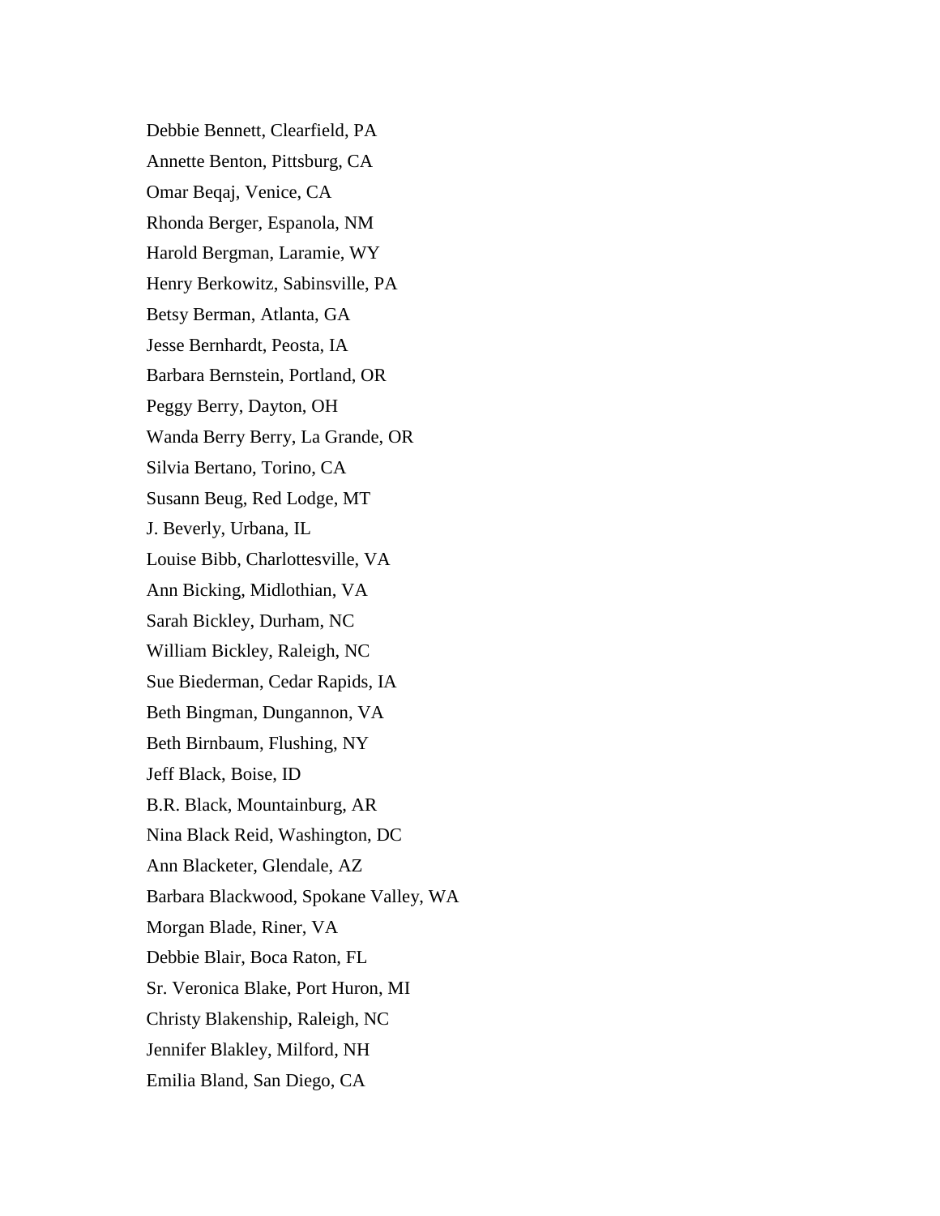Debbie Bennett, Clearfield, PA

Annette Benton, Pittsburg, CA

Omar Beqaj, Venice, CA

Rhonda Berger, Espanola, NM

Harold Bergman, Laramie, WY

Henry Berkowitz, Sabinsville, PA

Betsy Berman, Atlanta, GA

Jesse Bernhardt, Peosta, IA

Barbara Bernstein, Portland, OR

Peggy Berry, Dayton, OH

Wanda Berry Berry, La Grande, OR

Silvia Bertano, Torino, CA

Susann Beug, Red Lodge, MT

J. Beverly, Urbana, IL

Louise Bibb, Charlottesville, VA

Ann Bicking, Midlothian, VA

Sarah Bickley, Durham, NC

William Bickley, Raleigh, NC

Sue Biederman, Cedar Rapids, IA

Beth Bingman, Dungannon, VA

Beth Birnbaum, Flushing, NY

Jeff Black, Boise, ID

B.R. Black, Mountainburg, AR

Nina Black Reid, Washington, DC

Ann Blacketer, Glendale, AZ

Barbara Blackwood, Spokane Valley, WA

Morgan Blade, Riner, VA

Debbie Blair, Boca Raton, FL

Sr. Veronica Blake, Port Huron, MI

Christy Blakenship, Raleigh, NC

Jennifer Blakley, Milford, NH

Emilia Bland, San Diego, CA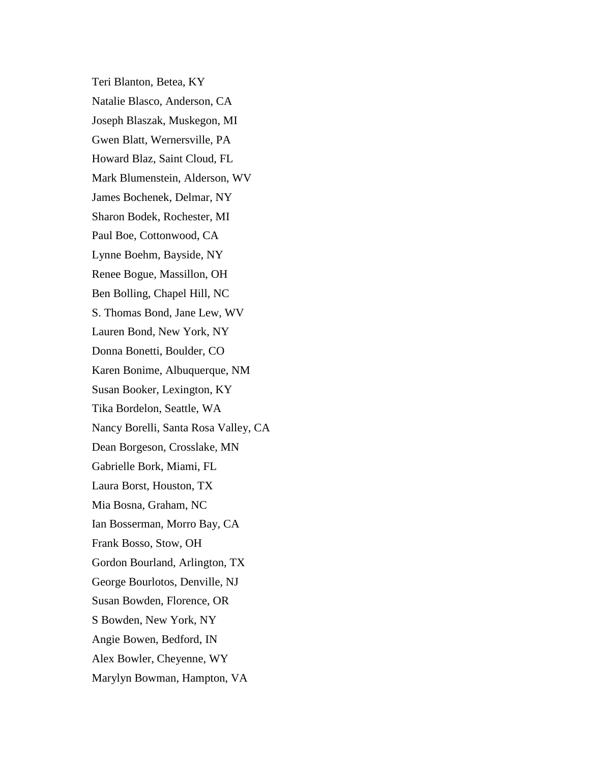Teri Blanton, Betea, KY

Natalie Blasco, Anderson, CA

Joseph Blaszak, Muskegon, MI

Gwen Blatt, Wernersville, PA

Howard Blaz, Saint Cloud, FL

Mark Blumenstein, Alderson, WV

James Bochenek, Delmar, NY

Sharon Bodek, Rochester, MI

Paul Boe, Cottonwood, CA

Lynne Boehm, Bayside, NY

Renee Bogue, Massillon, OH

Ben Bolling, Chapel Hill, NC

S. Thomas Bond, Jane Lew, WV

Lauren Bond, New York, NY

Donna Bonetti, Boulder, CO

Karen Bonime, Albuquerque, NM

Susan Booker, Lexington, KY

Tika Bordelon, Seattle, WA

Nancy Borelli, Santa Rosa Valley, CA

Dean Borgeson, Crosslake, MN

Gabrielle Bork, Miami, FL

Laura Borst, Houston, TX

Mia Bosna, Graham, NC

Ian Bosserman, Morro Bay, CA

Frank Bosso, Stow, OH

Gordon Bourland, Arlington, TX

George Bourlotos, Denville, NJ

Susan Bowden, Florence, OR

S Bowden, New York, NY

Angie Bowen, Bedford, IN

Alex Bowler, Cheyenne, WY

Marylyn Bowman, Hampton, VA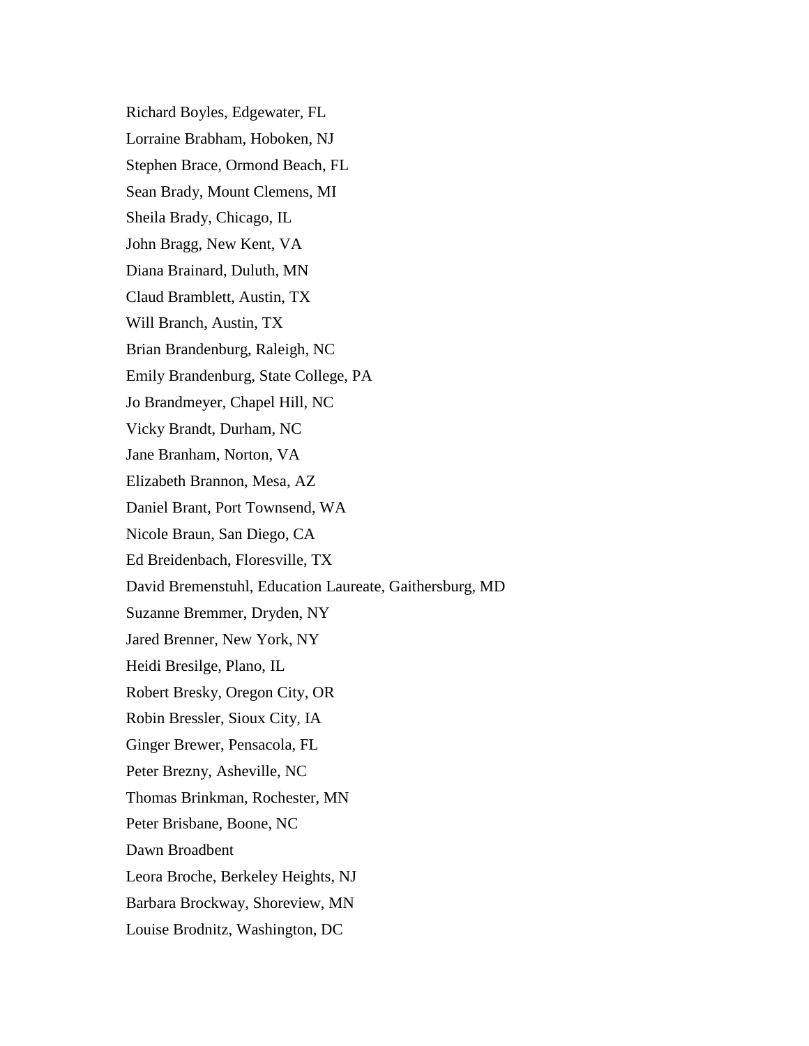Richard Boyles, Edgewater, FL

Lorraine Brabham, Hoboken, NJ

Stephen Brace, Ormond Beach, FL

Sean Brady, Mount Clemens, MI

Sheila Brady, Chicago, IL

John Bragg, New Kent, VA

Diana Brainard, Duluth, MN

Claud Bramblett, Austin, TX

Will Branch, Austin, TX

Brian Brandenburg, Raleigh, NC

Emily Brandenburg, State College, PA

Jo Brandmeyer, Chapel Hill, NC

Vicky Brandt, Durham, NC

Jane Branham, Norton, VA

Elizabeth Brannon, Mesa, AZ

Daniel Brant, Port Townsend, WA

Nicole Braun, San Diego, CA

Ed Breidenbach, Floresville, TX

David Bremenstuhl, Education Laureate, Gaithersburg, MD

Suzanne Bremmer, Dryden, NY

Jared Brenner, New York, NY

Heidi Bresilge, Plano, IL

Robert Bresky, Oregon City, OR

Robin Bressler, Sioux City, IA

Ginger Brewer, Pensacola, FL

Peter Brezny, Asheville, NC

Thomas Brinkman, Rochester, MN

Peter Brisbane, Boone, NC

Dawn Broadbent

Leora Broche, Berkeley Heights, NJ

Barbara Brockway, Shoreview, MN

Louise Brodnitz, Washington, DC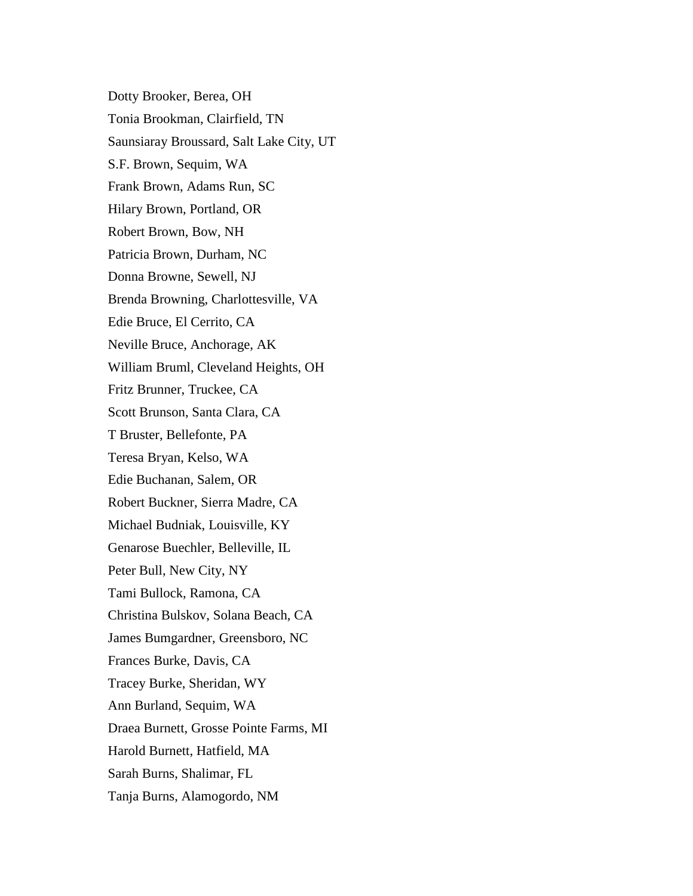Dotty Brooker, Berea, OH

Tonia Brookman, Clairfield, TN

Saunsiaray Broussard, Salt Lake City, UT

S.F. Brown, Sequim, WA

Frank Brown, Adams Run, SC

Hilary Brown, Portland, OR

Robert Brown, Bow, NH

Patricia Brown, Durham, NC

Donna Browne, Sewell, NJ

Brenda Browning, Charlottesville, VA

Edie Bruce, El Cerrito, CA

Neville Bruce, Anchorage, AK

William Bruml, Cleveland Heights, OH

Fritz Brunner, Truckee, CA

Scott Brunson, Santa Clara, CA

T Bruster, Bellefonte, PA

Teresa Bryan, Kelso, WA

Edie Buchanan, Salem, OR

Robert Buckner, Sierra Madre, CA

Michael Budniak, Louisville, KY

Genarose Buechler, Belleville, IL

Peter Bull, New City, NY

Tami Bullock, Ramona, CA

Christina Bulskov, Solana Beach, CA

James Bumgardner, Greensboro, NC

Frances Burke, Davis, CA

Tracey Burke, Sheridan, WY

Ann Burland, Sequim, WA

Draea Burnett, Grosse Pointe Farms, MI

Harold Burnett, Hatfield, MA

Sarah Burns, Shalimar, FL

Tanja Burns, Alamogordo, NM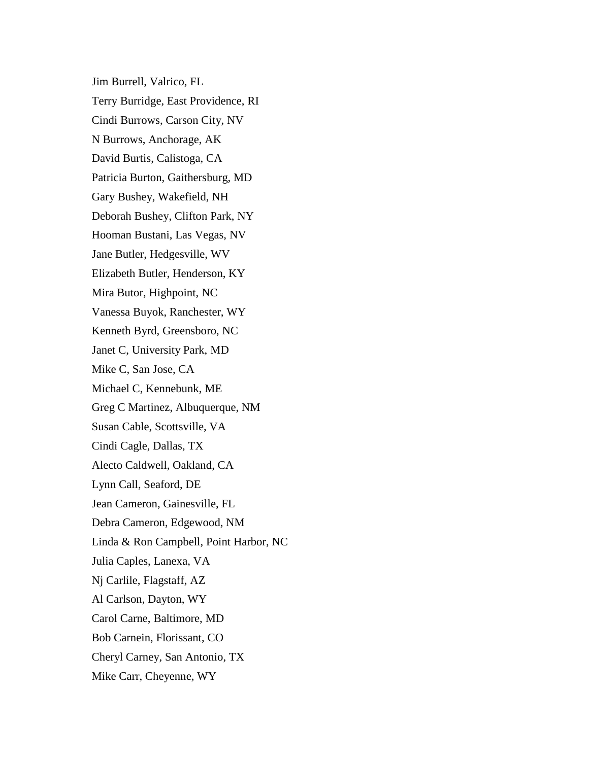Jim Burrell, Valrico, FL

Terry Burridge, East Providence, RI

Cindi Burrows, Carson City, NV

N Burrows, Anchorage, AK

David Burtis, Calistoga, CA

Patricia Burton, Gaithersburg, MD

Gary Bushey, Wakefield, NH

Deborah Bushey, Clifton Park, NY

Hooman Bustani, Las Vegas, NV

Jane Butler, Hedgesville, WV

Elizabeth Butler, Henderson, KY

Mira Butor, Highpoint, NC

Vanessa Buyok, Ranchester, WY

Kenneth Byrd, Greensboro, NC

Janet C, University Park, MD

Mike C, San Jose, CA

Michael C, Kennebunk, ME

Greg C Martinez, Albuquerque, NM

Susan Cable, Scottsville, VA

Cindi Cagle, Dallas, TX

Alecto Caldwell, Oakland, CA

Lynn Call, Seaford, DE

Jean Cameron, Gainesville, FL

Debra Cameron, Edgewood, NM

Linda & Ron Campbell, Point Harbor, NC

Julia Caples, Lanexa, VA

Nj Carlile, Flagstaff, AZ

Al Carlson, Dayton, WY

Carol Carne, Baltimore, MD

Bob Carnein, Florissant, CO

Cheryl Carney, San Antonio, TX

Mike Carr, Cheyenne, WY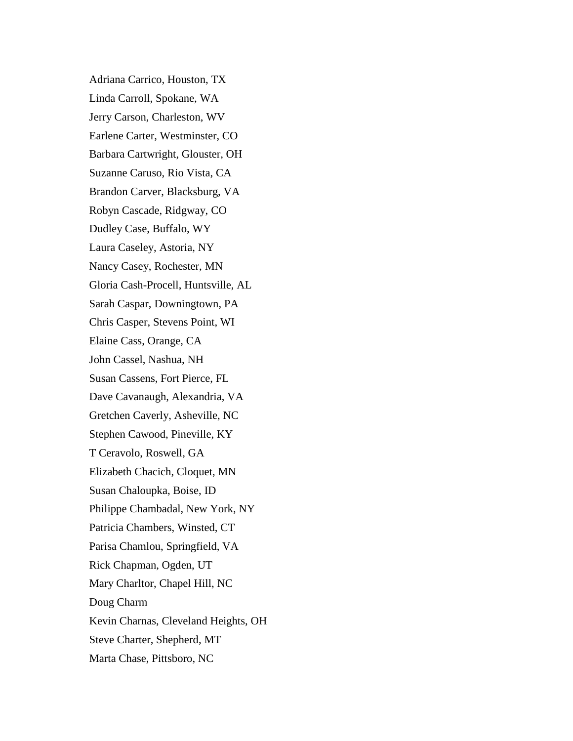Adriana Carrico, Houston, TX

Linda Carroll, Spokane, WA

Jerry Carson, Charleston, WV

Earlene Carter, Westminster, CO

Barbara Cartwright, Glouster, OH

Suzanne Caruso, Rio Vista, CA

Brandon Carver, Blacksburg, VA

Robyn Cascade, Ridgway, CO

Dudley Case, Buffalo, WY

Laura Caseley, Astoria, NY

Nancy Casey, Rochester, MN

Gloria Cash-Procell, Huntsville, AL

Sarah Caspar, Downingtown, PA

Chris Casper, Stevens Point, WI

Elaine Cass, Orange, CA

John Cassel, Nashua, NH

Susan Cassens, Fort Pierce, FL

Dave Cavanaugh, Alexandria, VA

Gretchen Caverly, Asheville, NC

Stephen Cawood, Pineville, KY

T Ceravolo, Roswell, GA

Elizabeth Chacich, Cloquet, MN

Susan Chaloupka, Boise, ID

Philippe Chambadal, New York, NY

Patricia Chambers, Winsted, CT

Parisa Chamlou, Springfield, VA

Rick Chapman, Ogden, UT

Mary Charltor, Chapel Hill, NC

Doug Charm

Kevin Charnas, Cleveland Heights, OH

Steve Charter, Shepherd, MT

Marta Chase, Pittsboro, NC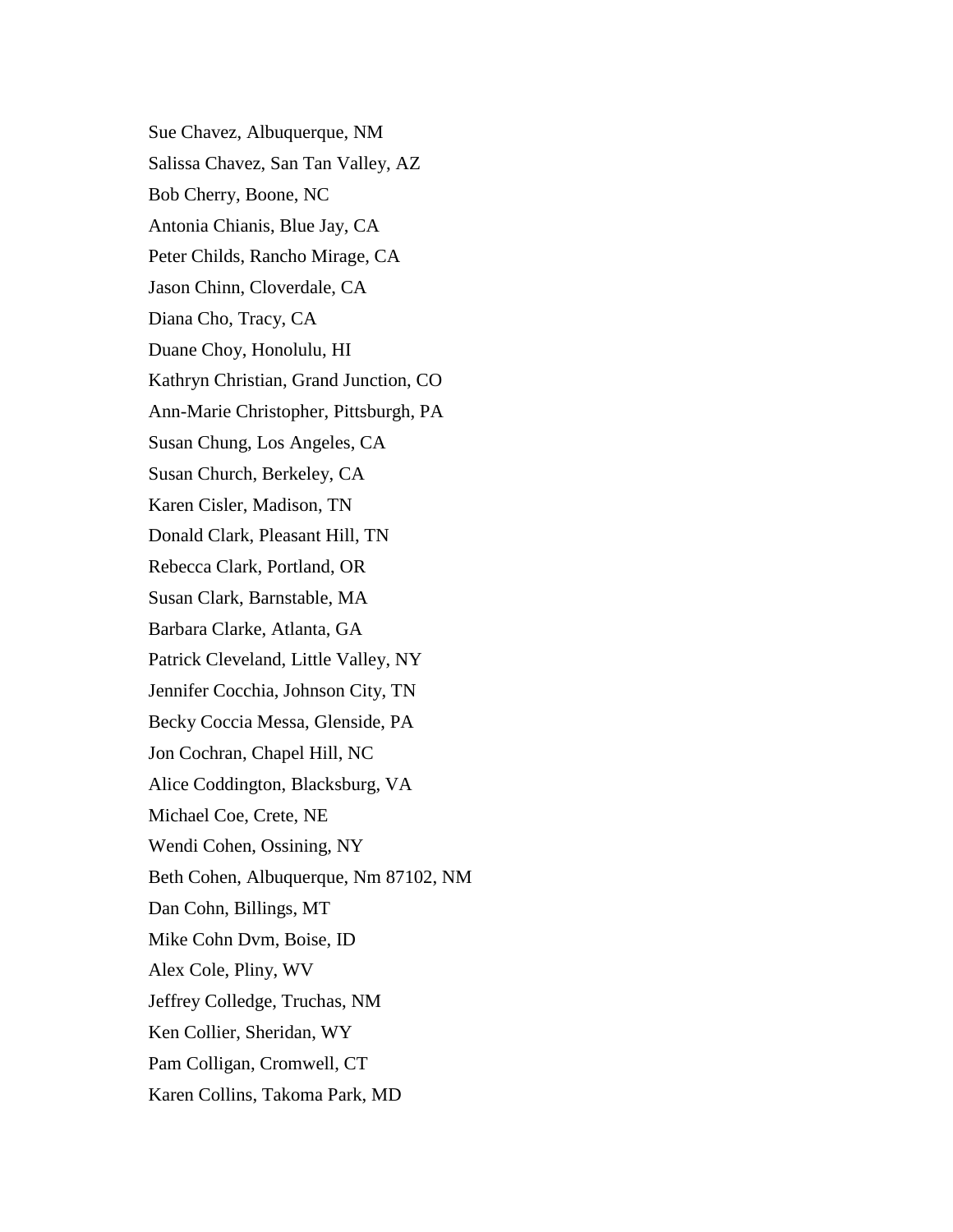Sue Chavez, Albuquerque, NM

Salissa Chavez, San Tan Valley, AZ

Bob Cherry, Boone, NC

Antonia Chianis, Blue Jay, CA

Peter Childs, Rancho Mirage, CA

Jason Chinn, Cloverdale, CA

Diana Cho, Tracy, CA

Duane Choy, Honolulu, HI

Kathryn Christian, Grand Junction, CO

Ann-Marie Christopher, Pittsburgh, PA

Susan Chung, Los Angeles, CA

Susan Church, Berkeley, CA

Karen Cisler, Madison, TN

Donald Clark, Pleasant Hill, TN

Rebecca Clark, Portland, OR

Susan Clark, Barnstable, MA

Barbara Clarke, Atlanta, GA

Patrick Cleveland, Little Valley, NY

Jennifer Cocchia, Johnson City, TN

Becky Coccia Messa, Glenside, PA

Jon Cochran, Chapel Hill, NC

Alice Coddington, Blacksburg, VA

Michael Coe, Crete, NE

Wendi Cohen, Ossining, NY

Beth Cohen, Albuquerque, Nm 87102, NM

Dan Cohn, Billings, MT

Mike Cohn Dvm, Boise, ID

Alex Cole, Pliny, WV

Jeffrey Colledge, Truchas, NM

Ken Collier, Sheridan, WY

Pam Colligan, Cromwell, CT

Karen Collins, Takoma Park, MD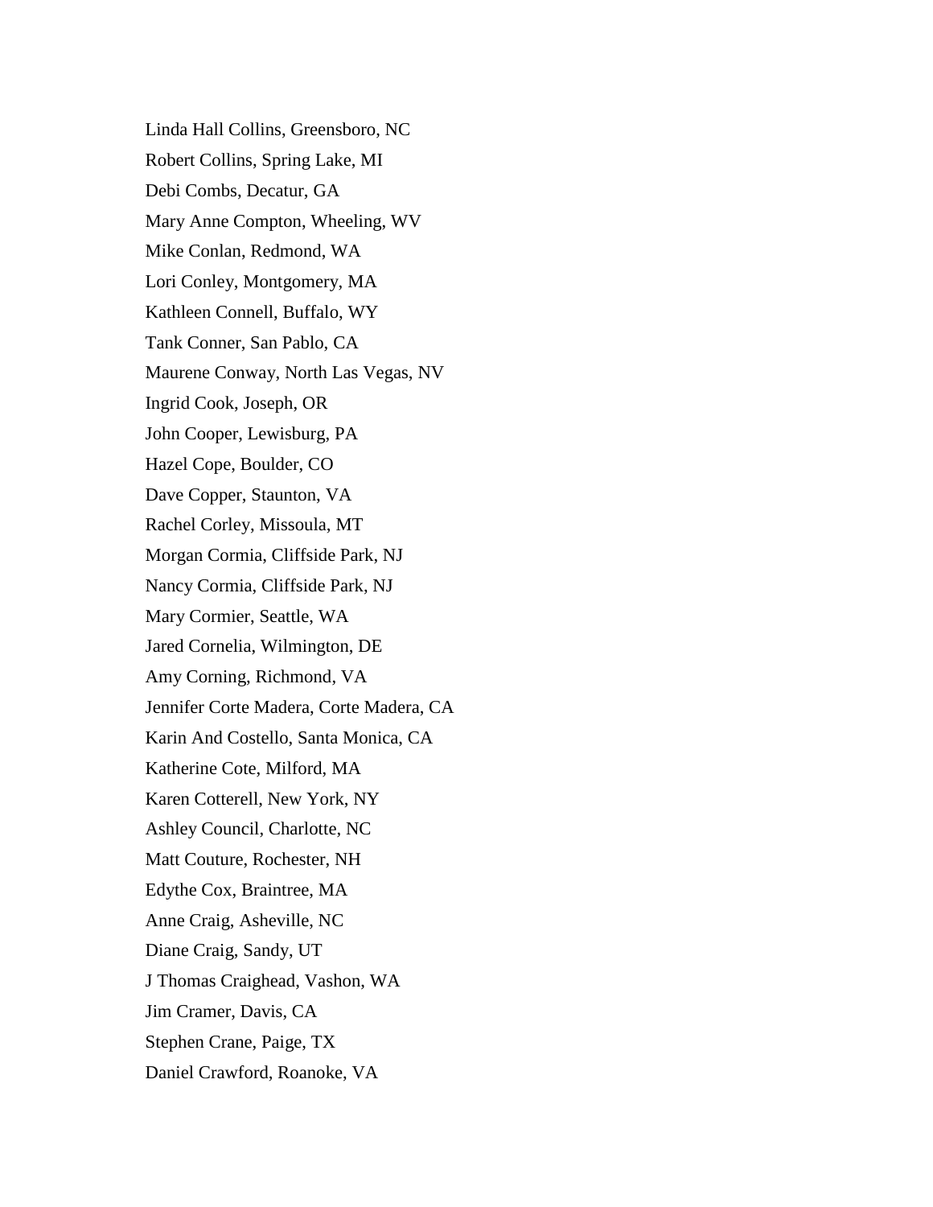Linda Hall Collins, Greensboro, NC

Robert Collins, Spring Lake, MI

Debi Combs, Decatur, GA

Mary Anne Compton, Wheeling, WV

Mike Conlan, Redmond, WA

Lori Conley, Montgomery, MA

Kathleen Connell, Buffalo, WY

Tank Conner, San Pablo, CA

Maurene Conway, North Las Vegas, NV

Ingrid Cook, Joseph, OR

John Cooper, Lewisburg, PA

Hazel Cope, Boulder, CO

Dave Copper, Staunton, VA

Rachel Corley, Missoula, MT

Morgan Cormia, Cliffside Park, NJ

Nancy Cormia, Cliffside Park, NJ

Mary Cormier, Seattle, WA

Jared Cornelia, Wilmington, DE

Amy Corning, Richmond, VA

Jennifer Corte Madera, Corte Madera, CA

Karin And Costello, Santa Monica, CA

Katherine Cote, Milford, MA

Karen Cotterell, New York, NY

Ashley Council, Charlotte, NC

Matt Couture, Rochester, NH

Edythe Cox, Braintree, MA

Anne Craig, Asheville, NC

Diane Craig, Sandy, UT

J Thomas Craighead, Vashon, WA

Jim Cramer, Davis, CA

Stephen Crane, Paige, TX

Daniel Crawford, Roanoke, VA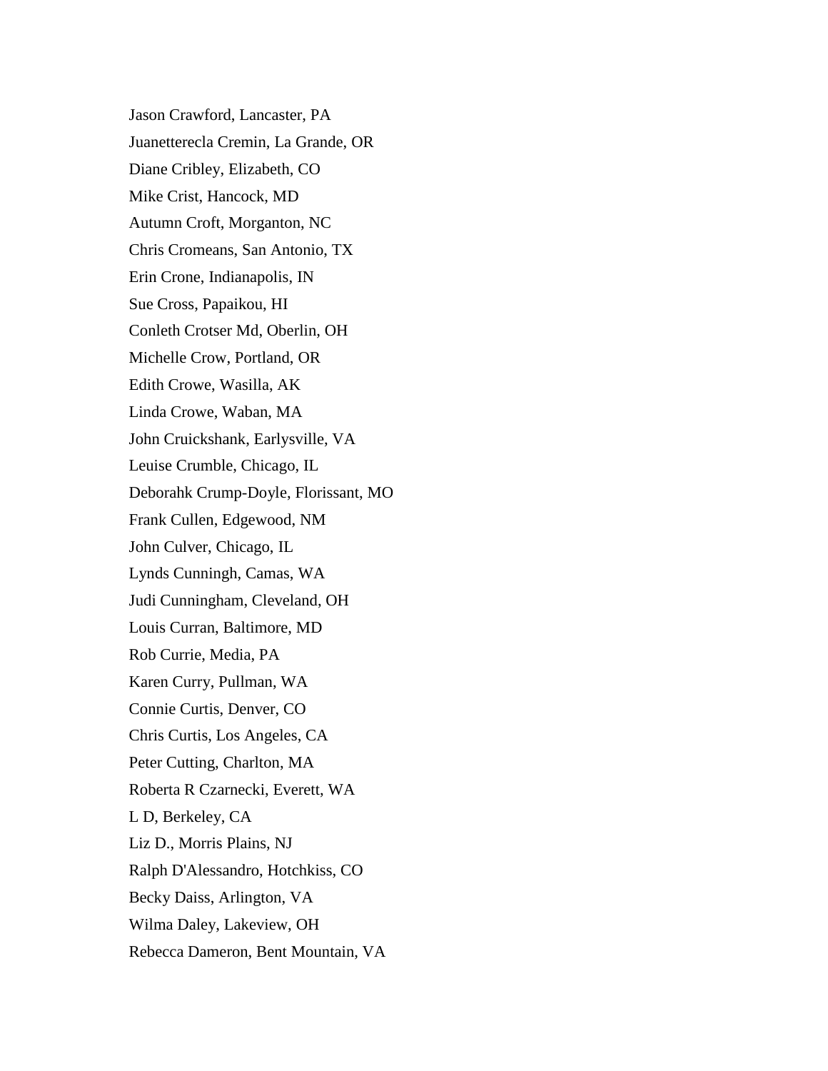Jason Crawford, Lancaster, PA

Juanetterecla Cremin, La Grande, OR

Diane Cribley, Elizabeth, CO

Mike Crist, Hancock, MD

Autumn Croft, Morganton, NC

Chris Cromeans, San Antonio, TX

Erin Crone, Indianapolis, IN

Sue Cross, Papaikou, HI

Conleth Crotser Md, Oberlin, OH

Michelle Crow, Portland, OR

Edith Crowe, Wasilla, AK

Linda Crowe, Waban, MA

John Cruickshank, Earlysville, VA

Leuise Crumble, Chicago, IL

Deborahk Crump-Doyle, Florissant, MO

Frank Cullen, Edgewood, NM

John Culver, Chicago, IL

Lynds Cunningh, Camas, WA

Judi Cunningham, Cleveland, OH

Louis Curran, Baltimore, MD

Rob Currie, Media, PA

Karen Curry, Pullman, WA

Connie Curtis, Denver, CO

Chris Curtis, Los Angeles, CA

Peter Cutting, Charlton, MA

Roberta R Czarnecki, Everett, WA

L D, Berkeley, CA

Liz D., Morris Plains, NJ

Ralph D'Alessandro, Hotchkiss, CO

Becky Daiss, Arlington, VA

Wilma Daley, Lakeview, OH

Rebecca Dameron, Bent Mountain, VA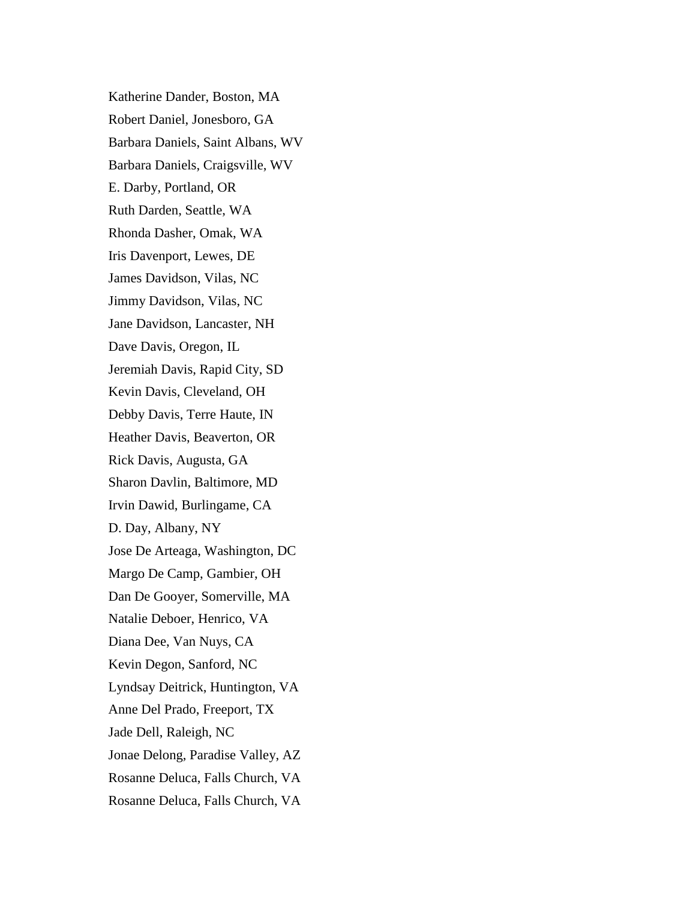Katherine Dander, Boston, MA

Robert Daniel, Jonesboro, GA

Barbara Daniels, Saint Albans, WV

Barbara Daniels, Craigsville, WV

E. Darby, Portland, OR

Ruth Darden, Seattle, WA

Rhonda Dasher, Omak, WA

Iris Davenport, Lewes, DE

James Davidson, Vilas, NC

Jimmy Davidson, Vilas, NC

Jane Davidson, Lancaster, NH

Dave Davis, Oregon, IL

Jeremiah Davis, Rapid City, SD

Kevin Davis, Cleveland, OH

Debby Davis, Terre Haute, IN

Heather Davis, Beaverton, OR

Rick Davis, Augusta, GA

Sharon Davlin, Baltimore, MD

Irvin Dawid, Burlingame, CA

D. Day, Albany, NY

Jose De Arteaga, Washington, DC

Margo De Camp, Gambier, OH

Dan De Gooyer, Somerville, MA

Natalie Deboer, Henrico, VA

Diana Dee, Van Nuys, CA

Kevin Degon, Sanford, NC

Lyndsay Deitrick, Huntington, VA

Anne Del Prado, Freeport, TX

Jade Dell, Raleigh, NC

Jonae Delong, Paradise Valley, AZ

Rosanne Deluca, Falls Church, VA

Rosanne Deluca, Falls Church, VA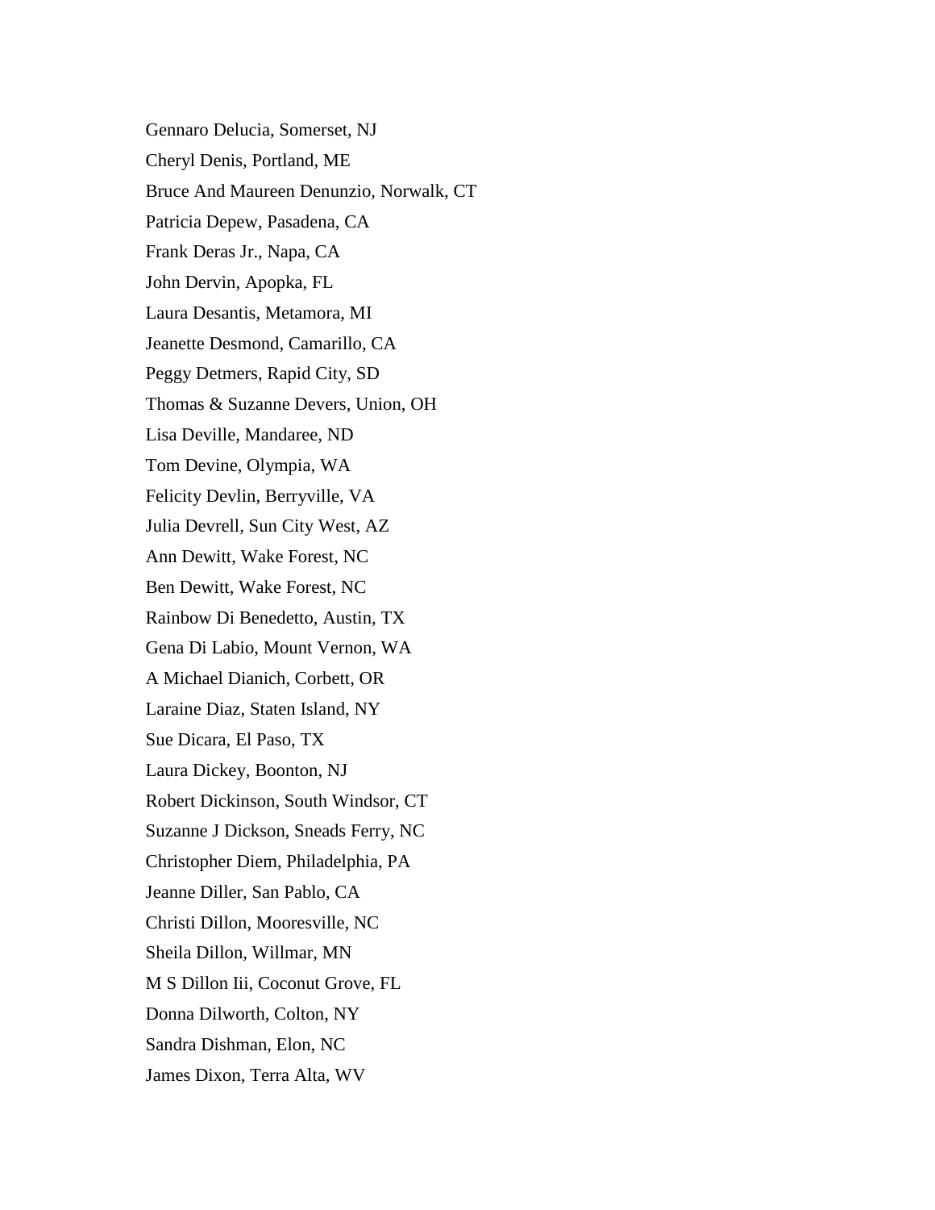Gennaro Delucia, Somerset, NJ

Cheryl Denis, Portland, ME

Bruce And Maureen Denunzio, Norwalk, CT

Patricia Depew, Pasadena, CA

Frank Deras Jr., Napa, CA

John Dervin, Apopka, FL

Laura Desantis, Metamora, MI

Jeanette Desmond, Camarillo, CA

Peggy Detmers, Rapid City, SD

Thomas & Suzanne Devers, Union, OH

Lisa Deville, Mandaree, ND

Tom Devine, Olympia, WA

Felicity Devlin, Berryville, VA

Julia Devrell, Sun City West, AZ

Ann Dewitt, Wake Forest, NC

Ben Dewitt, Wake Forest, NC

Rainbow Di Benedetto, Austin, TX

Gena Di Labio, Mount Vernon, WA

A Michael Dianich, Corbett, OR

Laraine Diaz, Staten Island, NY

Sue Dicara, El Paso, TX

Laura Dickey, Boonton, NJ

Robert Dickinson, South Windsor, CT

Suzanne J Dickson, Sneads Ferry, NC

Christopher Diem, Philadelphia, PA

Jeanne Diller, San Pablo, CA

Christi Dillon, Mooresville, NC

Sheila Dillon, Willmar, MN

M S Dillon Iii, Coconut Grove, FL

Donna Dilworth, Colton, NY

Sandra Dishman, Elon, NC

James Dixon, Terra Alta, WV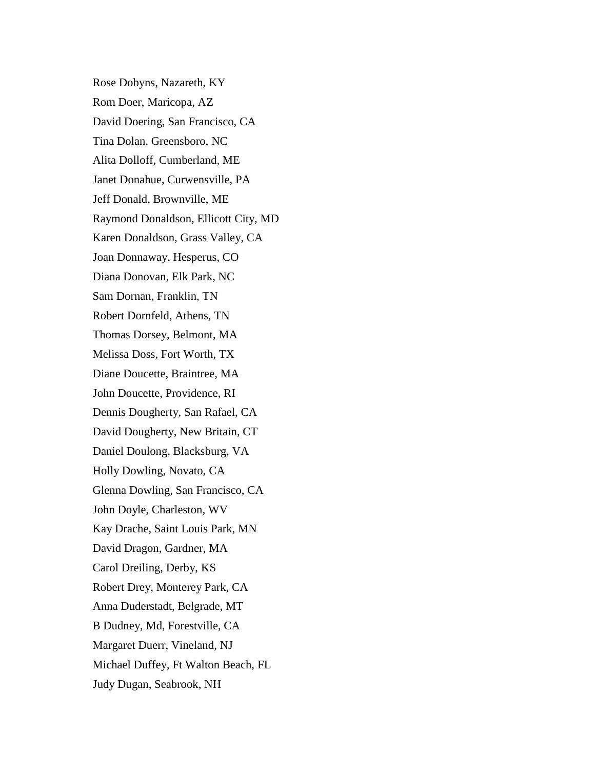Rose Dobyns, Nazareth, KY

Rom Doer, Maricopa, AZ

David Doering, San Francisco, CA

Tina Dolan, Greensboro, NC

Alita Dolloff, Cumberland, ME

Janet Donahue, Curwensville, PA

Jeff Donald, Brownville, ME

Raymond Donaldson, Ellicott City, MD

Karen Donaldson, Grass Valley, CA

Joan Donnaway, Hesperus, CO

Diana Donovan, Elk Park, NC

Sam Dornan, Franklin, TN

Robert Dornfeld, Athens, TN

Thomas Dorsey, Belmont, MA

Melissa Doss, Fort Worth, TX

Diane Doucette, Braintree, MA

John Doucette, Providence, RI

Dennis Dougherty, San Rafael, CA

David Dougherty, New Britain, CT

Daniel Doulong, Blacksburg, VA

Holly Dowling, Novato, CA

Glenna Dowling, San Francisco, CA

John Doyle, Charleston, WV

Kay Drache, Saint Louis Park, MN

David Dragon, Gardner, MA

Carol Dreiling, Derby, KS

Robert Drey, Monterey Park, CA

Anna Duderstadt, Belgrade, MT

B Dudney, Md, Forestville, CA

Margaret Duerr, Vineland, NJ

Michael Duffey, Ft Walton Beach, FL

Judy Dugan, Seabrook, NH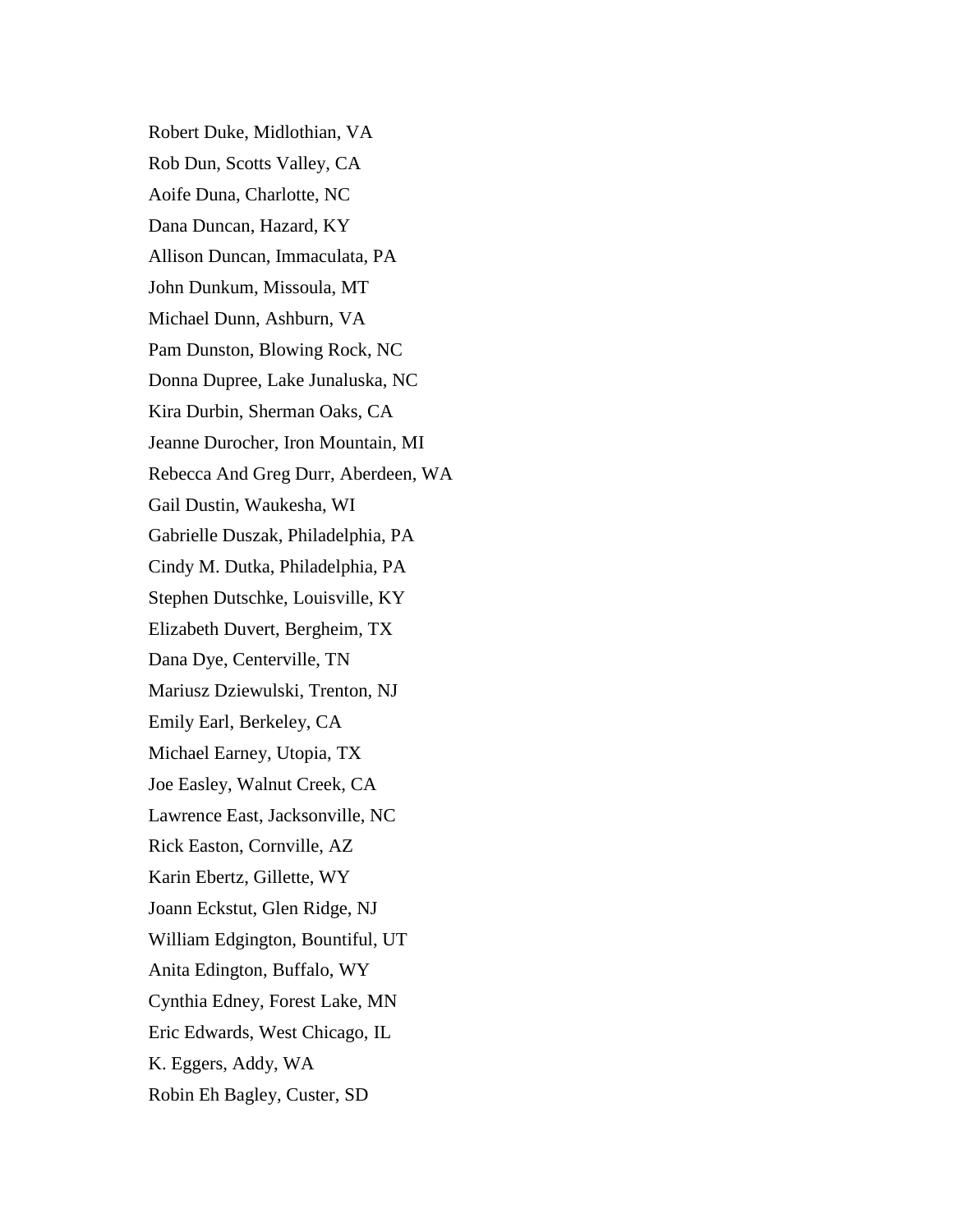Robert Duke, Midlothian, VA

Rob Dun, Scotts Valley, CA

Aoife Duna, Charlotte, NC

Dana Duncan, Hazard, KY

Allison Duncan, Immaculata, PA

John Dunkum, Missoula, MT

Michael Dunn, Ashburn, VA

Pam Dunston, Blowing Rock, NC

Donna Dupree, Lake Junaluska, NC

Kira Durbin, Sherman Oaks, CA

Jeanne Durocher, Iron Mountain, MI

Rebecca And Greg Durr, Aberdeen, WA

Gail Dustin, Waukesha, WI

Gabrielle Duszak, Philadelphia, PA

Cindy M. Dutka, Philadelphia, PA

Stephen Dutschke, Louisville, KY

Elizabeth Duvert, Bergheim, TX

Dana Dye, Centerville, TN

Mariusz Dziewulski, Trenton, NJ

Emily Earl, Berkeley, CA

Michael Earney, Utopia, TX

Joe Easley, Walnut Creek, CA

Lawrence East, Jacksonville, NC

Rick Easton, Cornville, AZ

Karin Ebertz, Gillette, WY

Joann Eckstut, Glen Ridge, NJ

William Edgington, Bountiful, UT

Anita Edington, Buffalo, WY

Cynthia Edney, Forest Lake, MN

Eric Edwards, West Chicago, IL

K. Eggers, Addy, WA

Robin Eh Bagley, Custer, SD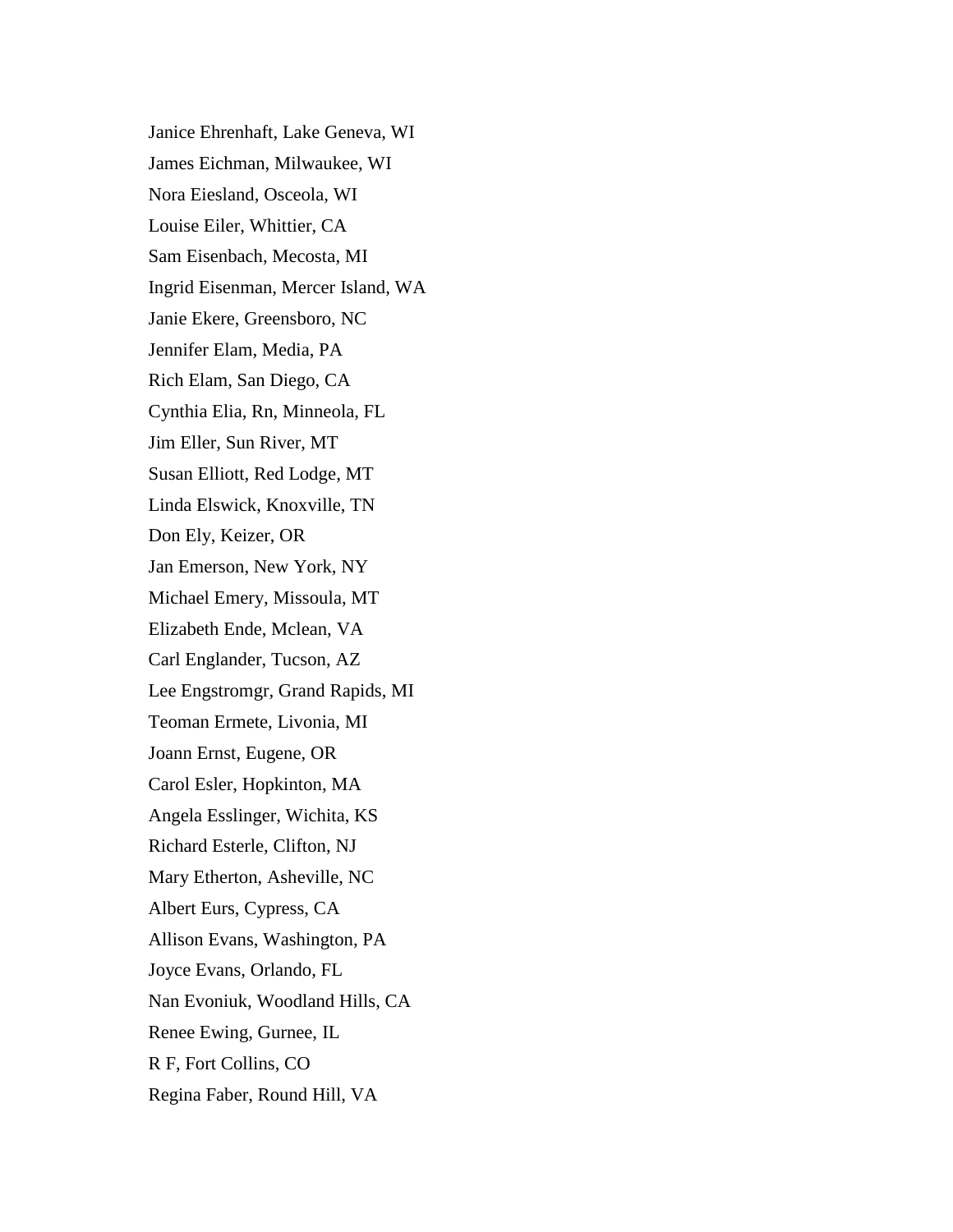Janice Ehrenhaft, Lake Geneva, WI

James Eichman, Milwaukee, WI

Nora Eiesland, Osceola, WI

Louise Eiler, Whittier, CA

Sam Eisenbach, Mecosta, MI

Ingrid Eisenman, Mercer Island, WA

Janie Ekere, Greensboro, NC

Jennifer Elam, Media, PA

Rich Elam, San Diego, CA

Cynthia Elia, Rn, Minneola, FL

Jim Eller, Sun River, MT

Susan Elliott, Red Lodge, MT

Linda Elswick, Knoxville, TN

Don Ely, Keizer, OR

Jan Emerson, New York, NY

Michael Emery, Missoula, MT

Elizabeth Ende, Mclean, VA

Carl Englander, Tucson, AZ

Lee Engstromgr, Grand Rapids, MI

Teoman Ermete, Livonia, MI

Joann Ernst, Eugene, OR

Carol Esler, Hopkinton, MA

Angela Esslinger, Wichita, KS

Richard Esterle, Clifton, NJ

Mary Etherton, Asheville, NC

Albert Eurs, Cypress, CA

Allison Evans, Washington, PA

Joyce Evans, Orlando, FL

Nan Evoniuk, Woodland Hills, CA

Renee Ewing, Gurnee, IL

R F, Fort Collins, CO

Regina Faber, Round Hill, VA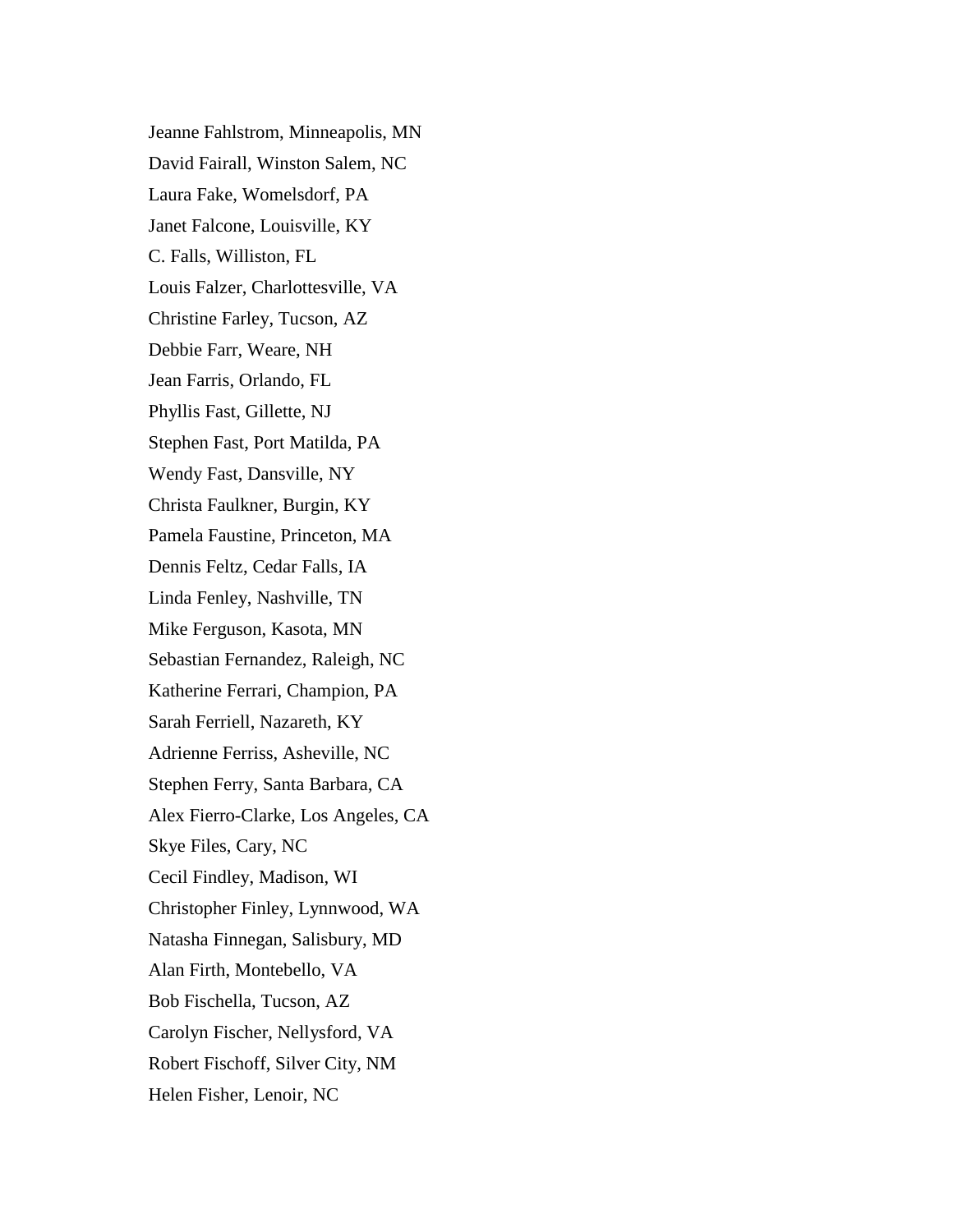Jeanne Fahlstrom, Minneapolis, MN

David Fairall, Winston Salem, NC

Laura Fake, Womelsdorf, PA

Janet Falcone, Louisville, KY

C. Falls, Williston, FL

Louis Falzer, Charlottesville, VA

Christine Farley, Tucson, AZ

Debbie Farr, Weare, NH

Jean Farris, Orlando, FL

Phyllis Fast, Gillette, NJ

Stephen Fast, Port Matilda, PA

Wendy Fast, Dansville, NY

Christa Faulkner, Burgin, KY

Pamela Faustine, Princeton, MA

Dennis Feltz, Cedar Falls, IA

Linda Fenley, Nashville, TN

Mike Ferguson, Kasota, MN

Sebastian Fernandez, Raleigh, NC

Katherine Ferrari, Champion, PA

Sarah Ferriell, Nazareth, KY

Adrienne Ferriss, Asheville, NC

Stephen Ferry, Santa Barbara, CA

Alex Fierro-Clarke, Los Angeles, CA

Skye Files, Cary, NC

Cecil Findley, Madison, WI

Christopher Finley, Lynnwood, WA

Natasha Finnegan, Salisbury, MD

Alan Firth, Montebello, VA

Bob Fischella, Tucson, AZ

Carolyn Fischer, Nellysford, VA

Robert Fischoff, Silver City, NM

Helen Fisher, Lenoir, NC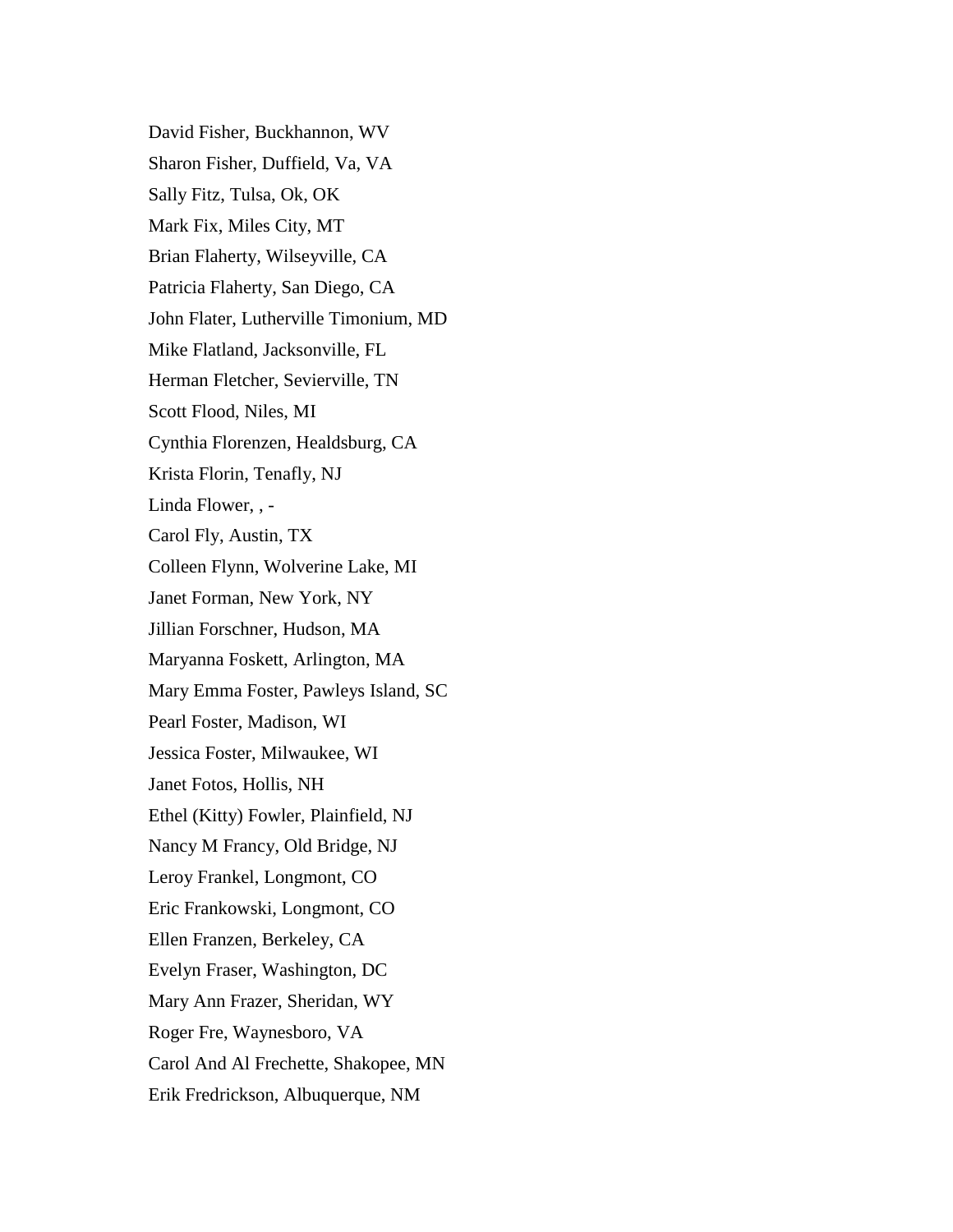David Fisher, Buckhannon, WV

Sharon Fisher, Duffield, Va, VA

Sally Fitz, Tulsa, Ok, OK

Mark Fix, Miles City, MT

Brian Flaherty, Wilseyville, CA

Patricia Flaherty, San Diego, CA

John Flater, Lutherville Timonium, MD

Mike Flatland, Jacksonville, FL

Herman Fletcher, Sevierville, TN

Scott Flood, Niles, MI

Cynthia Florenzen, Healdsburg, CA

Krista Florin, Tenafly, NJ

Linda Flower, , -

Carol Fly, Austin, TX

Colleen Flynn, Wolverine Lake, MI

Janet Forman, New York, NY

Jillian Forschner, Hudson, MA

Maryanna Foskett, Arlington, MA

Mary Emma Foster, Pawleys Island, SC

Pearl Foster, Madison, WI

Jessica Foster, Milwaukee, WI

Janet Fotos, Hollis, NH

Ethel (Kitty) Fowler, Plainfield, NJ

Nancy M Francy, Old Bridge, NJ

Leroy Frankel, Longmont, CO

Eric Frankowski, Longmont, CO

Ellen Franzen, Berkeley, CA

Evelyn Fraser, Washington, DC

Mary Ann Frazer, Sheridan, WY

Roger Fre, Waynesboro, VA

Carol And Al Frechette, Shakopee, MN

Erik Fredrickson, Albuquerque, NM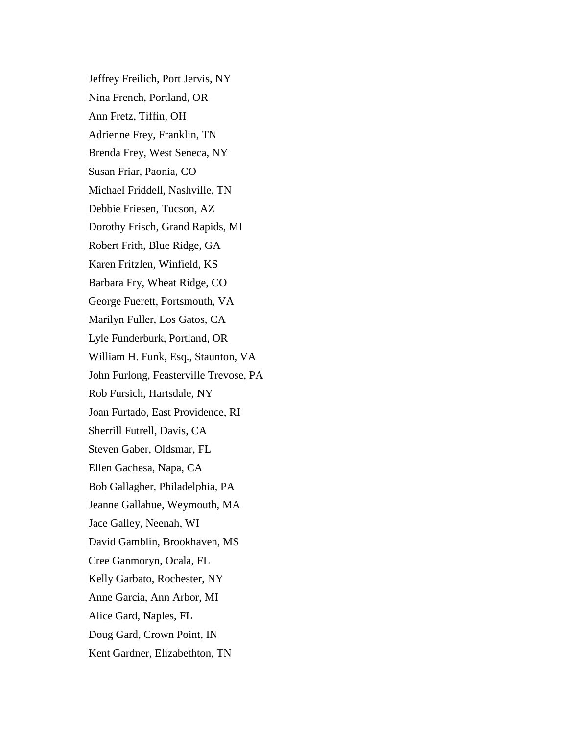Jeffrey Freilich, Port Jervis, NY

Nina French, Portland, OR

Ann Fretz, Tiffin, OH

Adrienne Frey, Franklin, TN

Brenda Frey, West Seneca, NY

Susan Friar, Paonia, CO

Michael Friddell, Nashville, TN

Debbie Friesen, Tucson, AZ

Dorothy Frisch, Grand Rapids, MI

Robert Frith, Blue Ridge, GA

Karen Fritzlen, Winfield, KS

Barbara Fry, Wheat Ridge, CO

George Fuerett, Portsmouth, VA

Marilyn Fuller, Los Gatos, CA

Lyle Funderburk, Portland, OR

William H. Funk, Esq., Staunton, VA

John Furlong, Feasterville Trevose, PA

Rob Fursich, Hartsdale, NY

Joan Furtado, East Providence, RI

Sherrill Futrell, Davis, CA

Steven Gaber, Oldsmar, FL

Ellen Gachesa, Napa, CA

Bob Gallagher, Philadelphia, PA

Jeanne Gallahue, Weymouth, MA

Jace Galley, Neenah, WI

David Gamblin, Brookhaven, MS

Cree Ganmoryn, Ocala, FL

Kelly Garbato, Rochester, NY

Anne Garcia, Ann Arbor, MI

Alice Gard, Naples, FL

Doug Gard, Crown Point, IN

Kent Gardner, Elizabethton, TN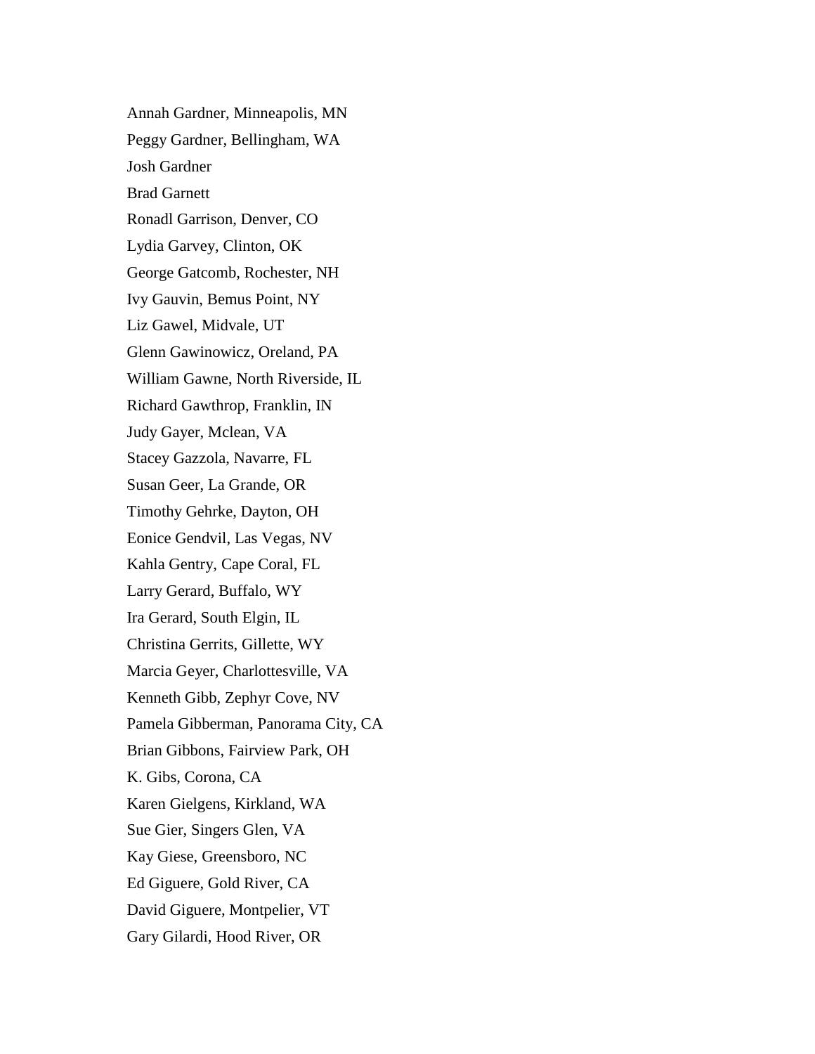Annah Gardner, Minneapolis, MN

Peggy Gardner, Bellingham, WA

Josh Gardner

Brad Garnett

Ronadl Garrison, Denver, CO

Lydia Garvey, Clinton, OK

George Gatcomb, Rochester, NH

Ivy Gauvin, Bemus Point, NY

Liz Gawel, Midvale, UT

Glenn Gawinowicz, Oreland, PA

William Gawne, North Riverside, IL

Richard Gawthrop, Franklin, IN

Judy Gayer, Mclean, VA

Stacey Gazzola, Navarre, FL

Susan Geer, La Grande, OR

Timothy Gehrke, Dayton, OH

Eonice Gendvil, Las Vegas, NV

Kahla Gentry, Cape Coral, FL

Larry Gerard, Buffalo, WY

Ira Gerard, South Elgin, IL

Christina Gerrits, Gillette, WY

Marcia Geyer, Charlottesville, VA

Kenneth Gibb, Zephyr Cove, NV

Pamela Gibberman, Panorama City, CA

Brian Gibbons, Fairview Park, OH

K. Gibs, Corona, CA

Karen Gielgens, Kirkland, WA

Sue Gier, Singers Glen, VA

Kay Giese, Greensboro, NC

Ed Giguere, Gold River, CA

David Giguere, Montpelier, VT

Gary Gilardi, Hood River, OR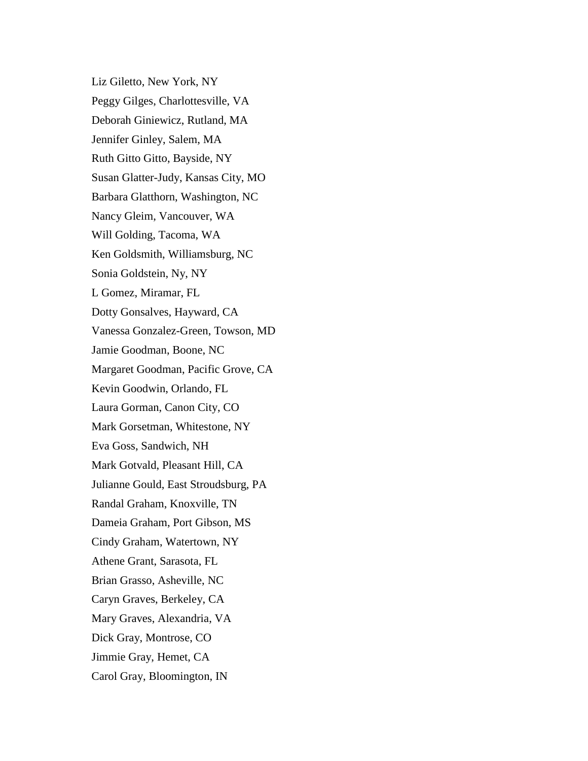Liz Giletto, New York, NY

Peggy Gilges, Charlottesville, VA

Deborah Giniewicz, Rutland, MA

Jennifer Ginley, Salem, MA

Ruth Gitto Gitto, Bayside, NY

Susan Glatter-Judy, Kansas City, MO

Barbara Glatthorn, Washington, NC

Nancy Gleim, Vancouver, WA

Will Golding, Tacoma, WA

Ken Goldsmith, Williamsburg, NC

Sonia Goldstein, Ny, NY

L Gomez, Miramar, FL

Dotty Gonsalves, Hayward, CA

Vanessa Gonzalez-Green, Towson, MD

Jamie Goodman, Boone, NC

Margaret Goodman, Pacific Grove, CA

Kevin Goodwin, Orlando, FL

Laura Gorman, Canon City, CO

Mark Gorsetman, Whitestone, NY

Eva Goss, Sandwich, NH

Mark Gotvald, Pleasant Hill, CA

Julianne Gould, East Stroudsburg, PA

Randal Graham, Knoxville, TN

Dameia Graham, Port Gibson, MS

Cindy Graham, Watertown, NY

Athene Grant, Sarasota, FL

Brian Grasso, Asheville, NC

Caryn Graves, Berkeley, CA

Mary Graves, Alexandria, VA

Dick Gray, Montrose, CO

Jimmie Gray, Hemet, CA

Carol Gray, Bloomington, IN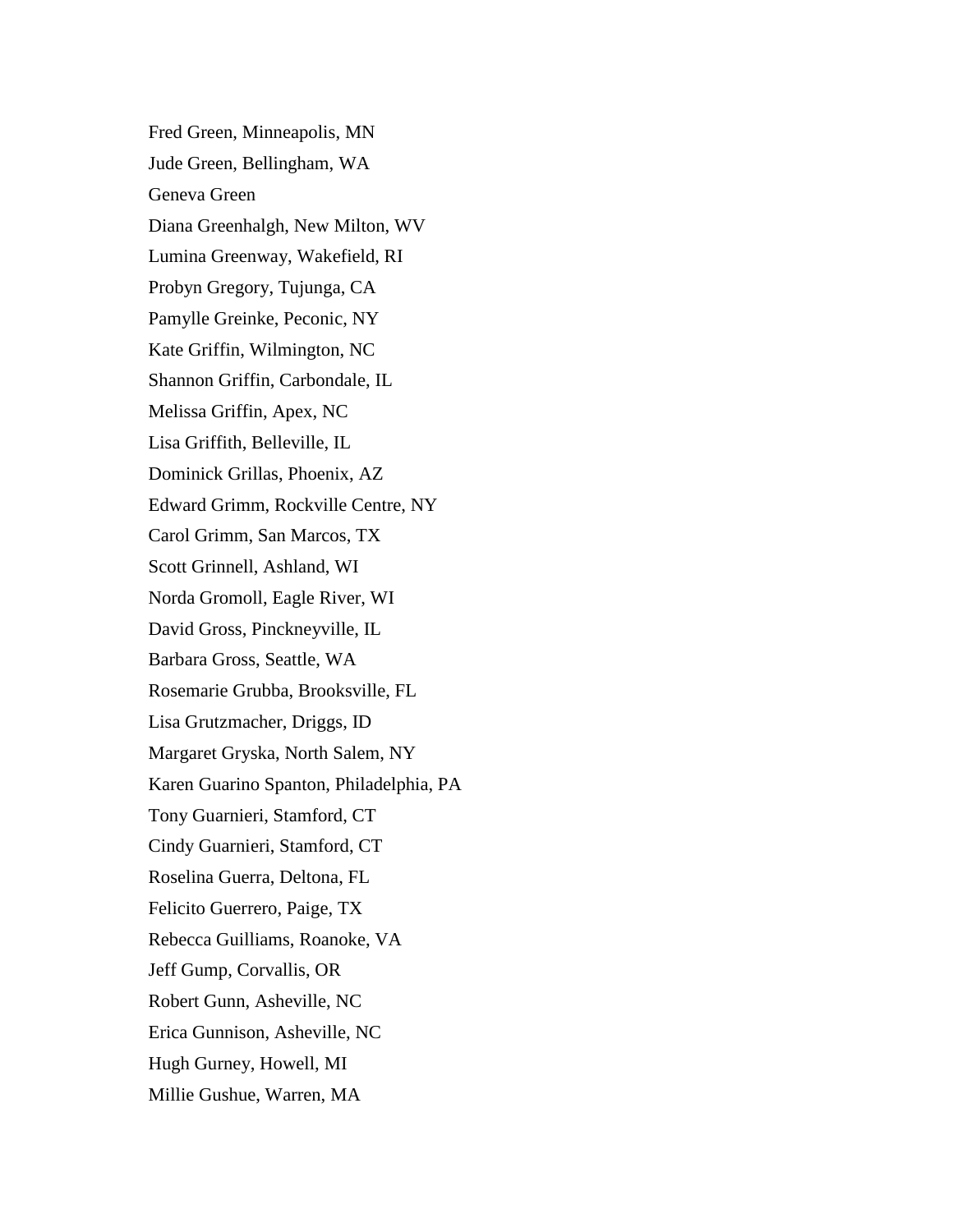Fred Green, Minneapolis, MN

Jude Green, Bellingham, WA

Geneva Green

Diana Greenhalgh, New Milton, WV

Lumina Greenway, Wakefield, RI

Probyn Gregory, Tujunga, CA

Pamylle Greinke, Peconic, NY

Kate Griffin, Wilmington, NC

Shannon Griffin, Carbondale, IL

Melissa Griffin, Apex, NC

Lisa Griffith, Belleville, IL

Dominick Grillas, Phoenix, AZ

Edward Grimm, Rockville Centre, NY

Carol Grimm, San Marcos, TX

Scott Grinnell, Ashland, WI

Norda Gromoll, Eagle River, WI

David Gross, Pinckneyville, IL

Barbara Gross, Seattle, WA

Rosemarie Grubba, Brooksville, FL

Lisa Grutzmacher, Driggs, ID

Margaret Gryska, North Salem, NY

Karen Guarino Spanton, Philadelphia, PA

Tony Guarnieri, Stamford, CT

Cindy Guarnieri, Stamford, CT

Roselina Guerra, Deltona, FL

Felicito Guerrero, Paige, TX

Rebecca Guilliams, Roanoke, VA

Jeff Gump, Corvallis, OR

Robert Gunn, Asheville, NC

Erica Gunnison, Asheville, NC

Hugh Gurney, Howell, MI

Millie Gushue, Warren, MA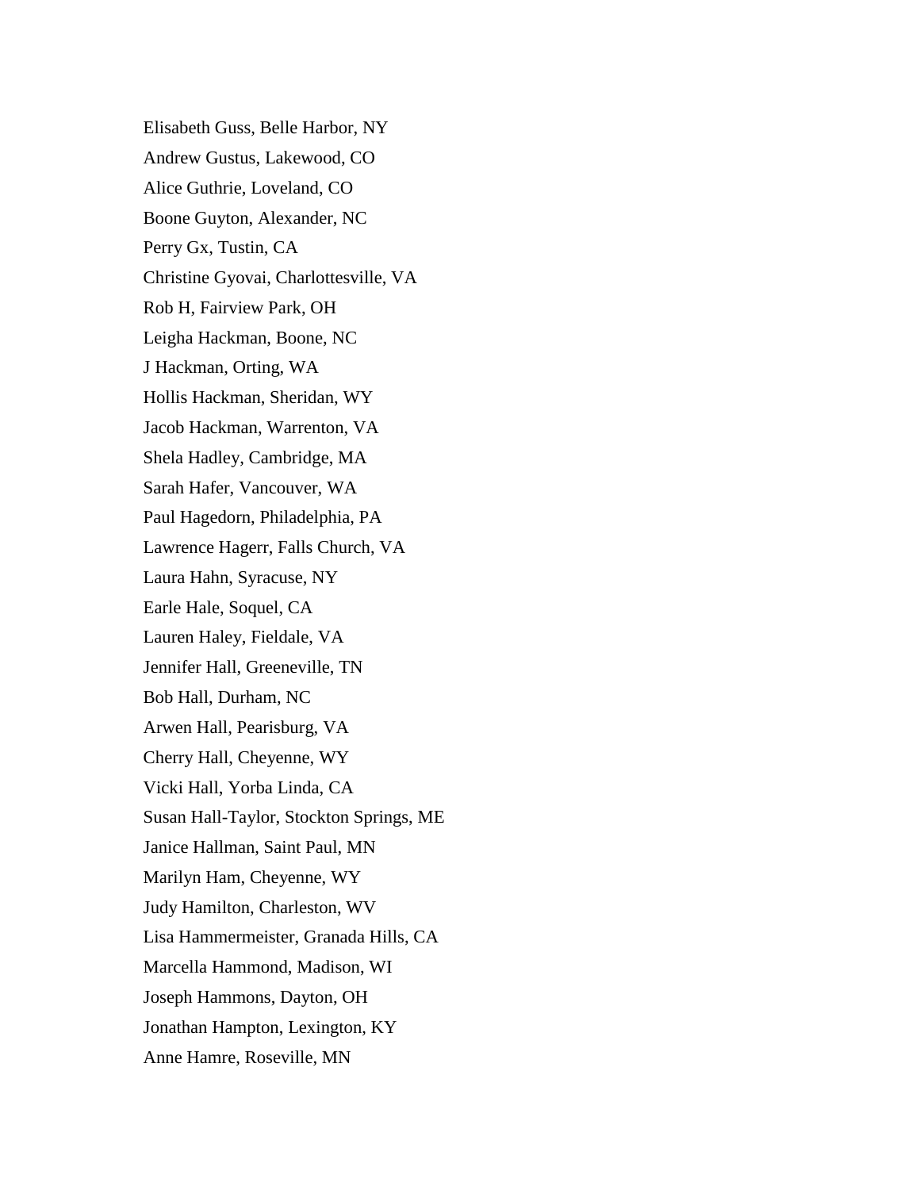Elisabeth Guss, Belle Harbor, NY

Andrew Gustus, Lakewood, CO

Alice Guthrie, Loveland, CO

Boone Guyton, Alexander, NC

Perry Gx, Tustin, CA

Christine Gyovai, Charlottesville, VA

Rob H, Fairview Park, OH

Leigha Hackman, Boone, NC

J Hackman, Orting, WA

Hollis Hackman, Sheridan, WY

Jacob Hackman, Warrenton, VA

Shela Hadley, Cambridge, MA

Sarah Hafer, Vancouver, WA

Paul Hagedorn, Philadelphia, PA

Lawrence Hagerr, Falls Church, VA

Laura Hahn, Syracuse, NY

Earle Hale, Soquel, CA

Lauren Haley, Fieldale, VA

Jennifer Hall, Greeneville, TN

Bob Hall, Durham, NC

Arwen Hall, Pearisburg, VA

Cherry Hall, Cheyenne, WY

Vicki Hall, Yorba Linda, CA

Susan Hall-Taylor, Stockton Springs, ME

Janice Hallman, Saint Paul, MN

Marilyn Ham, Cheyenne, WY

Judy Hamilton, Charleston, WV

Lisa Hammermeister, Granada Hills, CA

Marcella Hammond, Madison, WI

Joseph Hammons, Dayton, OH

Jonathan Hampton, Lexington, KY

Anne Hamre, Roseville, MN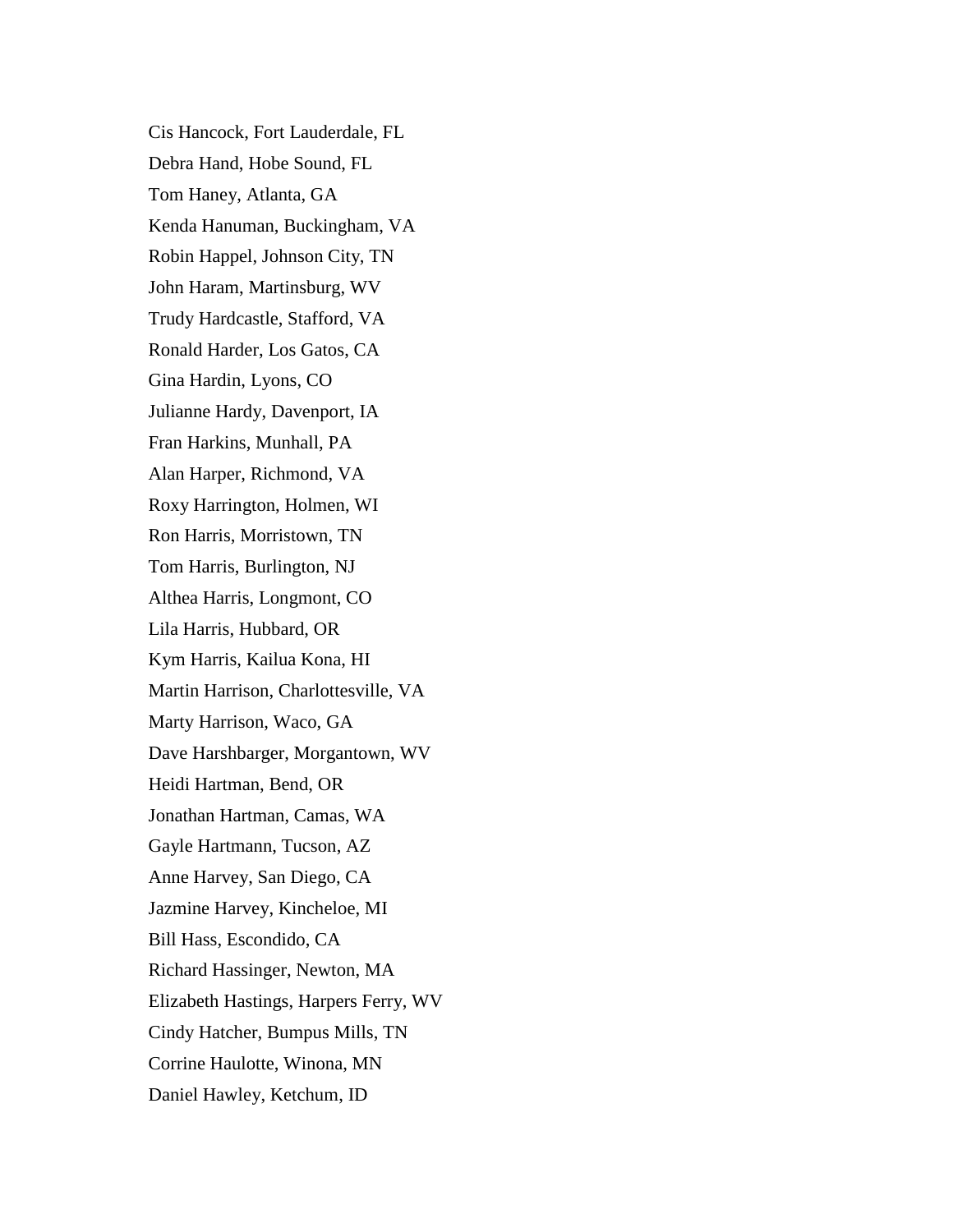Cis Hancock, Fort Lauderdale, FL

Debra Hand, Hobe Sound, FL

Tom Haney, Atlanta, GA

Kenda Hanuman, Buckingham, VA

Robin Happel, Johnson City, TN

John Haram, Martinsburg, WV

Trudy Hardcastle, Stafford, VA

Ronald Harder, Los Gatos, CA

Gina Hardin, Lyons, CO

Julianne Hardy, Davenport, IA

Fran Harkins, Munhall, PA

Alan Harper, Richmond, VA

Roxy Harrington, Holmen, WI

Ron Harris, Morristown, TN

Tom Harris, Burlington, NJ

Althea Harris, Longmont, CO

Lila Harris, Hubbard, OR

Kym Harris, Kailua Kona, HI

Martin Harrison, Charlottesville, VA

Marty Harrison, Waco, GA

Dave Harshbarger, Morgantown, WV

Heidi Hartman, Bend, OR

Jonathan Hartman, Camas, WA

Gayle Hartmann, Tucson, AZ

Anne Harvey, San Diego, CA

Jazmine Harvey, Kincheloe, MI

Bill Hass, Escondido, CA

Richard Hassinger, Newton, MA

Elizabeth Hastings, Harpers Ferry, WV

Cindy Hatcher, Bumpus Mills, TN

Corrine Haulotte, Winona, MN

Daniel Hawley, Ketchum, ID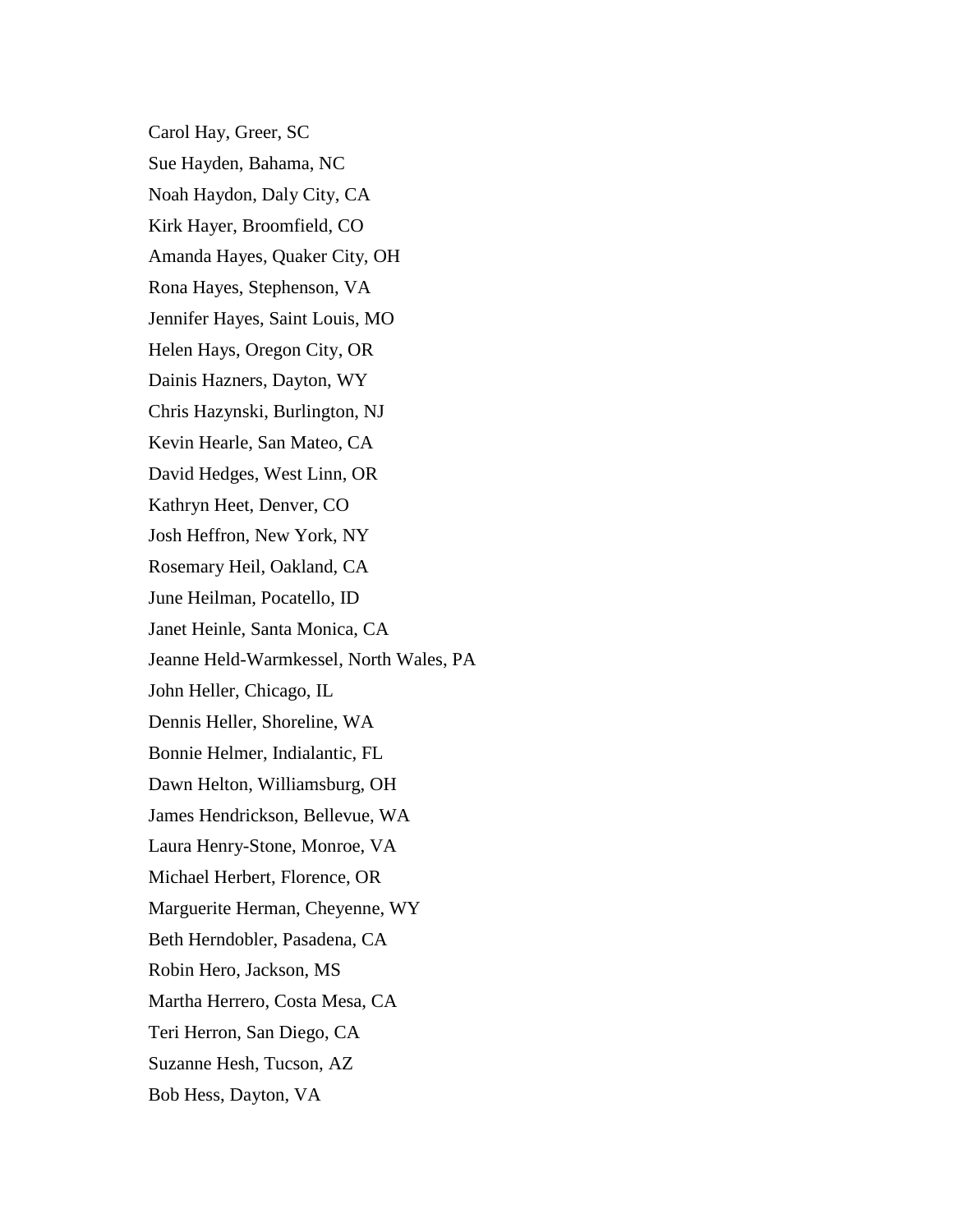Carol Hay, Greer, SC

Sue Hayden, Bahama, NC

Noah Haydon, Daly City, CA

Kirk Hayer, Broomfield, CO

Amanda Hayes, Quaker City, OH

Rona Hayes, Stephenson, VA

Jennifer Hayes, Saint Louis, MO

Helen Hays, Oregon City, OR

Dainis Hazners, Dayton, WY

Chris Hazynski, Burlington, NJ

Kevin Hearle, San Mateo, CA

David Hedges, West Linn, OR

Kathryn Heet, Denver, CO

Josh Heffron, New York, NY

Rosemary Heil, Oakland, CA

June Heilman, Pocatello, ID

Janet Heinle, Santa Monica, CA

Jeanne Held-Warmkessel, North Wales, PA

John Heller, Chicago, IL

Dennis Heller, Shoreline, WA

Bonnie Helmer, Indialantic, FL

Dawn Helton, Williamsburg, OH

James Hendrickson, Bellevue, WA

Laura Henry-Stone, Monroe, VA

Michael Herbert, Florence, OR

Marguerite Herman, Cheyenne, WY

Beth Herndobler, Pasadena, CA

Robin Hero, Jackson, MS

Martha Herrero, Costa Mesa, CA

Teri Herron, San Diego, CA

Suzanne Hesh, Tucson, AZ

Bob Hess, Dayton, VA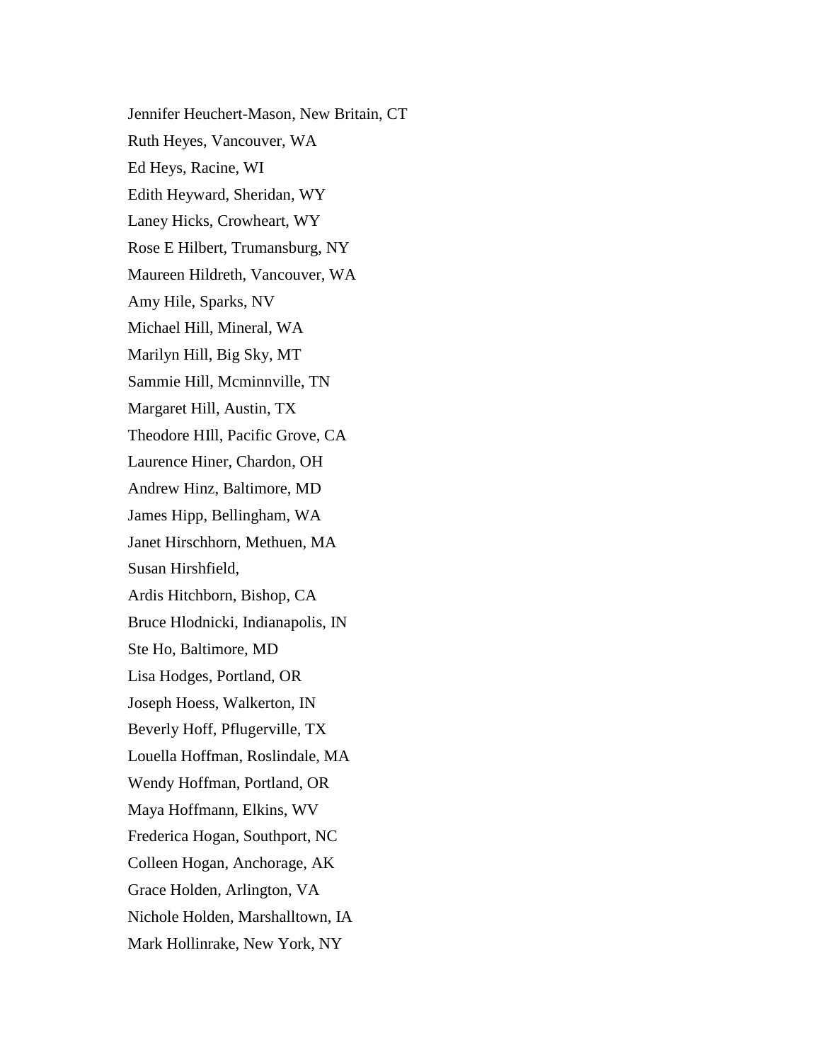Jennifer Heuchert-Mason, New Britain, CT

Ruth Heyes, Vancouver, WA

Ed Heys, Racine, WI

Edith Heyward, Sheridan, WY

Laney Hicks, Crowheart, WY

Rose E Hilbert, Trumansburg, NY

Maureen Hildreth, Vancouver, WA

Amy Hile, Sparks, NV

Michael Hill, Mineral, WA

Marilyn Hill, Big Sky, MT

Sammie Hill, Mcminnville, TN

Margaret Hill, Austin, TX

Theodore HIll, Pacific Grove, CA

Laurence Hiner, Chardon, OH

Andrew Hinz, Baltimore, MD

James Hipp, Bellingham, WA

Janet Hirschhorn, Methuen, MA

Susan Hirshfield,

Ardis Hitchborn, Bishop, CA

Bruce Hlodnicki, Indianapolis, IN

Ste Ho, Baltimore, MD

Lisa Hodges, Portland, OR

Joseph Hoess, Walkerton, IN

Beverly Hoff, Pflugerville, TX

Louella Hoffman, Roslindale, MA

Wendy Hoffman, Portland, OR

Maya Hoffmann, Elkins, WV

Frederica Hogan, Southport, NC

Colleen Hogan, Anchorage, AK

Grace Holden, Arlington, VA

Nichole Holden, Marshalltown, IA

Mark Hollinrake, New York, NY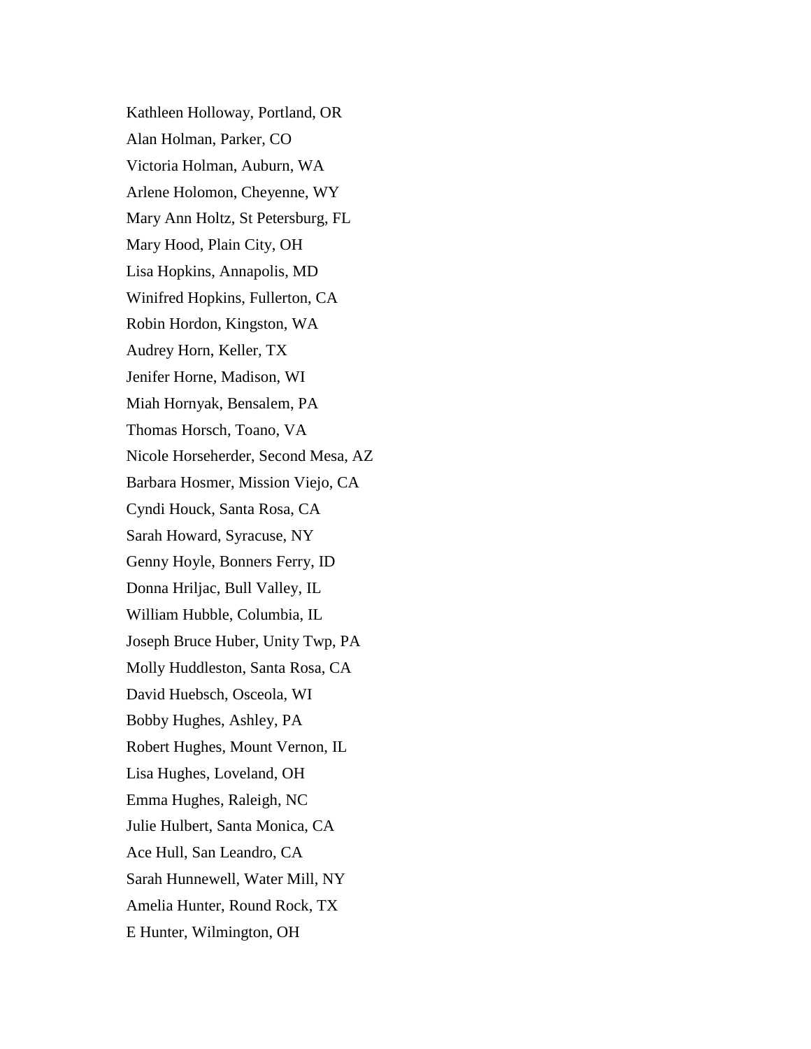Kathleen Holloway, Portland, OR

Alan Holman, Parker, CO

Victoria Holman, Auburn, WA

Arlene Holomon, Cheyenne, WY

Mary Ann Holtz, St Petersburg, FL

Mary Hood, Plain City, OH

Lisa Hopkins, Annapolis, MD

Winifred Hopkins, Fullerton, CA

Robin Hordon, Kingston, WA

Audrey Horn, Keller, TX

Jenifer Horne, Madison, WI

Miah Hornyak, Bensalem, PA

Thomas Horsch, Toano, VA

Nicole Horseherder, Second Mesa, AZ

Barbara Hosmer, Mission Viejo, CA

Cyndi Houck, Santa Rosa, CA

Sarah Howard, Syracuse, NY

Genny Hoyle, Bonners Ferry, ID

Donna Hriljac, Bull Valley, IL

William Hubble, Columbia, IL

Joseph Bruce Huber, Unity Twp, PA

Molly Huddleston, Santa Rosa, CA

David Huebsch, Osceola, WI

Bobby Hughes, Ashley, PA

Robert Hughes, Mount Vernon, IL

Lisa Hughes, Loveland, OH

Emma Hughes, Raleigh, NC

Julie Hulbert, Santa Monica, CA

Ace Hull, San Leandro, CA

Sarah Hunnewell, Water Mill, NY

Amelia Hunter, Round Rock, TX

E Hunter, Wilmington, OH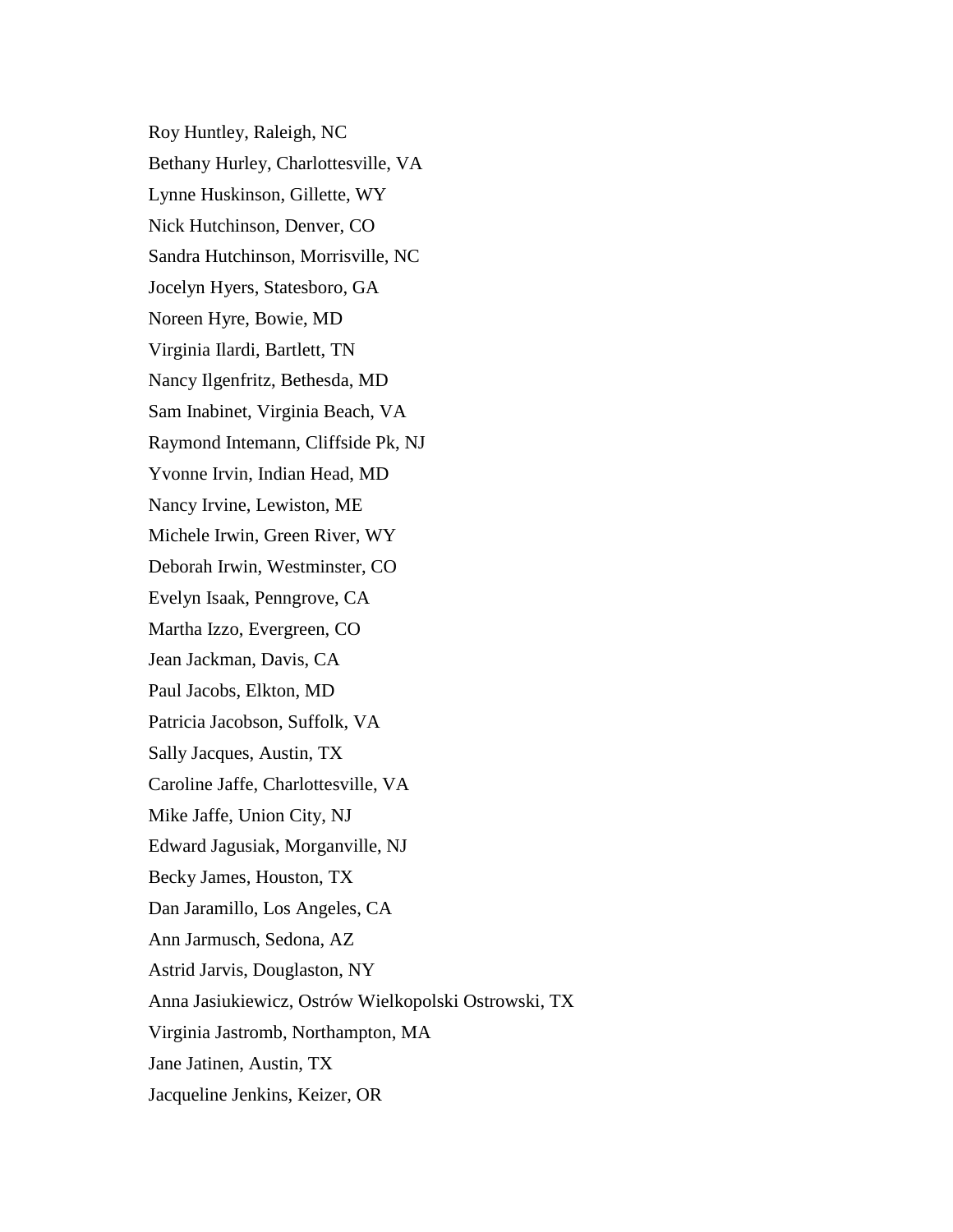Roy Huntley, Raleigh, NC

Bethany Hurley, Charlottesville, VA

Lynne Huskinson, Gillette, WY

Nick Hutchinson, Denver, CO

Sandra Hutchinson, Morrisville, NC

Jocelyn Hyers, Statesboro, GA

Noreen Hyre, Bowie, MD

Virginia Ilardi, Bartlett, TN

Nancy Ilgenfritz, Bethesda, MD

Sam Inabinet, Virginia Beach, VA

Raymond Intemann, Cliffside Pk, NJ

Yvonne Irvin, Indian Head, MD

Nancy Irvine, Lewiston, ME

Michele Irwin, Green River, WY

Deborah Irwin, Westminster, CO

Evelyn Isaak, Penngrove, CA

Martha Izzo, Evergreen, CO

Jean Jackman, Davis, CA

Paul Jacobs, Elkton, MD

Patricia Jacobson, Suffolk, VA

Sally Jacques, Austin, TX

Caroline Jaffe, Charlottesville, VA

Mike Jaffe, Union City, NJ

Edward Jagusiak, Morganville, NJ

Becky James, Houston, TX

Dan Jaramillo, Los Angeles, CA

Ann Jarmusch, Sedona, AZ

Astrid Jarvis, Douglaston, NY

Anna Jasiukiewicz, Ostrów Wielkopolski Ostrowski, TX

Virginia Jastromb, Northampton, MA

Jane Jatinen, Austin, TX

Jacqueline Jenkins, Keizer, OR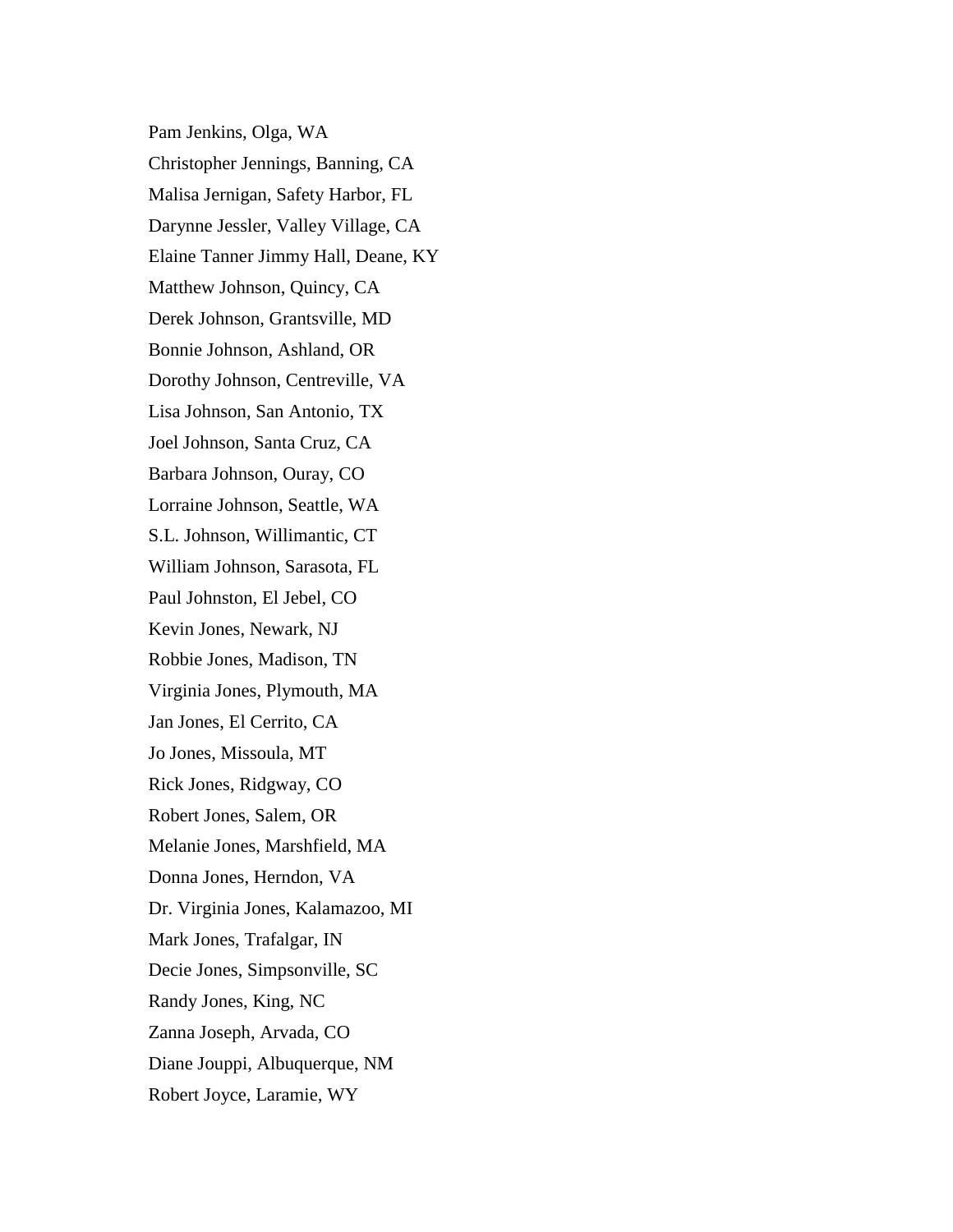Pam Jenkins, Olga, WA

Christopher Jennings, Banning, CA

Malisa Jernigan, Safety Harbor, FL

Darynne Jessler, Valley Village, CA

Elaine Tanner Jimmy Hall, Deane, KY

Matthew Johnson, Quincy, CA

Derek Johnson, Grantsville, MD

Bonnie Johnson, Ashland, OR

Dorothy Johnson, Centreville, VA

Lisa Johnson, San Antonio, TX

Joel Johnson, Santa Cruz, CA

Barbara Johnson, Ouray, CO

Lorraine Johnson, Seattle, WA

S.L. Johnson, Willimantic, CT

William Johnson, Sarasota, FL

Paul Johnston, El Jebel, CO

Kevin Jones, Newark, NJ

Robbie Jones, Madison, TN

Virginia Jones, Plymouth, MA

Jan Jones, El Cerrito, CA

Jo Jones, Missoula, MT

Rick Jones, Ridgway, CO

Robert Jones, Salem, OR

Melanie Jones, Marshfield, MA

Donna Jones, Herndon, VA

Dr. Virginia Jones, Kalamazoo, MI

Mark Jones, Trafalgar, IN

Decie Jones, Simpsonville, SC

Randy Jones, King, NC

Zanna Joseph, Arvada, CO

Diane Jouppi, Albuquerque, NM

Robert Joyce, Laramie, WY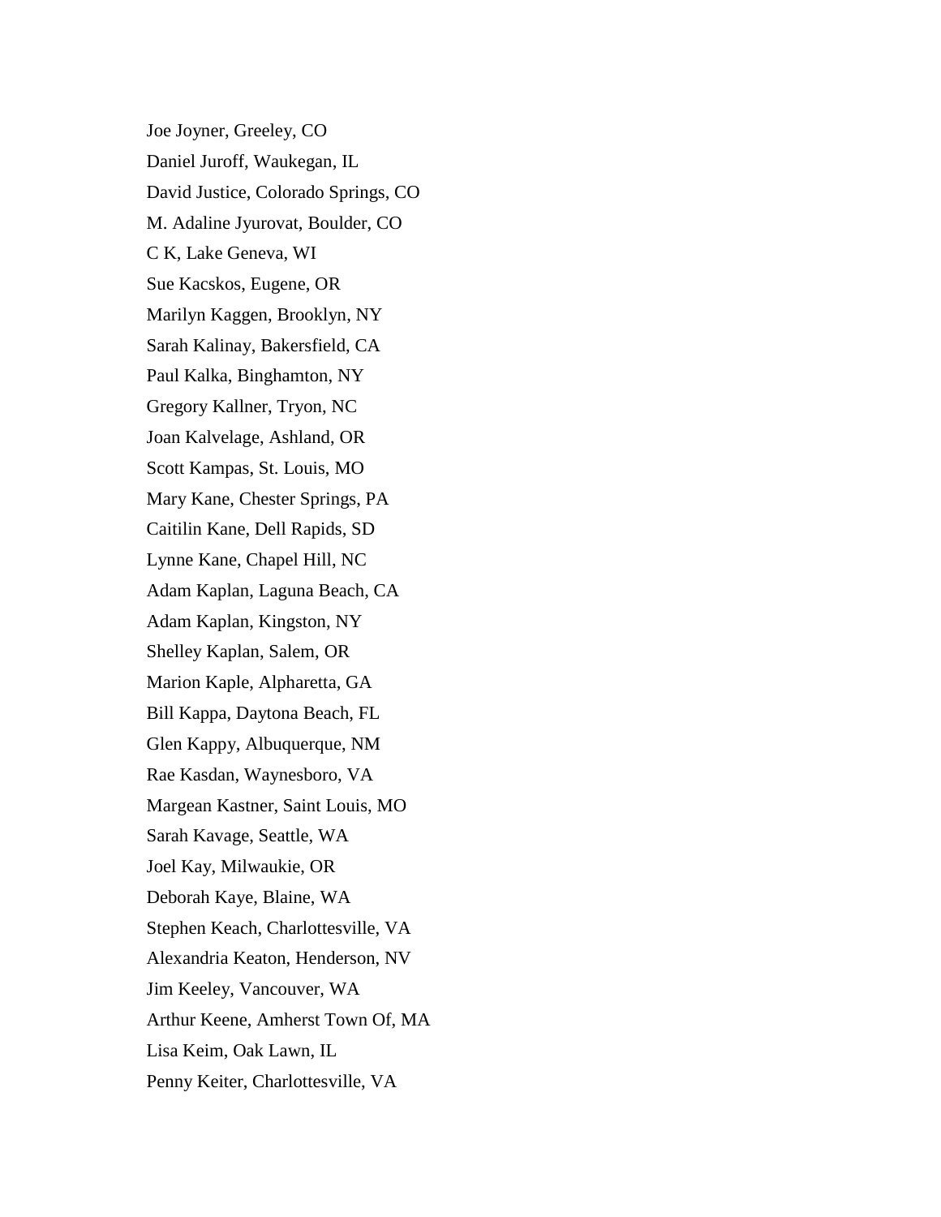Joe Joyner, Greeley, CO

Daniel Juroff, Waukegan, IL

David Justice, Colorado Springs, CO

M. Adaline Jyurovat, Boulder, CO

C K, Lake Geneva, WI

Sue Kacskos, Eugene, OR

Marilyn Kaggen, Brooklyn, NY

Sarah Kalinay, Bakersfield, CA

Paul Kalka, Binghamton, NY

Gregory Kallner, Tryon, NC

Joan Kalvelage, Ashland, OR

Scott Kampas, St. Louis, MO

Mary Kane, Chester Springs, PA

Caitilin Kane, Dell Rapids, SD

Lynne Kane, Chapel Hill, NC

Adam Kaplan, Laguna Beach, CA

Adam Kaplan, Kingston, NY

Shelley Kaplan, Salem, OR

Marion Kaple, Alpharetta, GA

Bill Kappa, Daytona Beach, FL

Glen Kappy, Albuquerque, NM

Rae Kasdan, Waynesboro, VA

Margean Kastner, Saint Louis, MO

Sarah Kavage, Seattle, WA

Joel Kay, Milwaukie, OR

Deborah Kaye, Blaine, WA

Stephen Keach, Charlottesville, VA

Alexandria Keaton, Henderson, NV

Jim Keeley, Vancouver, WA

Arthur Keene, Amherst Town Of, MA

Lisa Keim, Oak Lawn, IL

Penny Keiter, Charlottesville, VA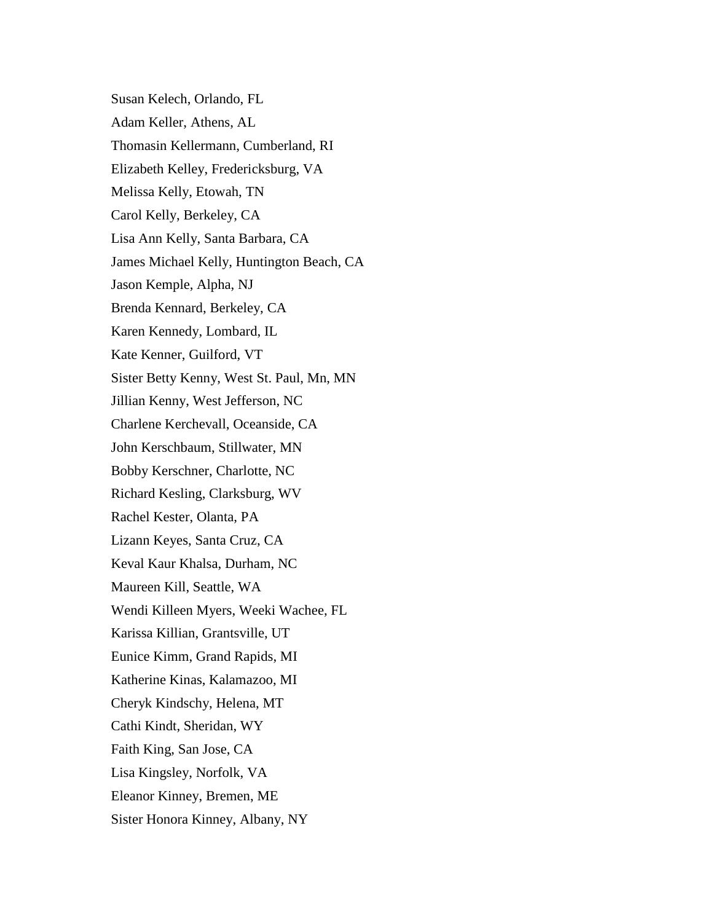Susan Kelech, Orlando, FL

Adam Keller, Athens, AL

Thomasin Kellermann, Cumberland, RI

Elizabeth Kelley, Fredericksburg, VA

Melissa Kelly, Etowah, TN

Carol Kelly, Berkeley, CA

Lisa Ann Kelly, Santa Barbara, CA

James Michael Kelly, Huntington Beach, CA

Jason Kemple, Alpha, NJ

Brenda Kennard, Berkeley, CA

Karen Kennedy, Lombard, IL

Kate Kenner, Guilford, VT

Sister Betty Kenny, West St. Paul, Mn, MN

Jillian Kenny, West Jefferson, NC

Charlene Kerchevall, Oceanside, CA

John Kerschbaum, Stillwater, MN

Bobby Kerschner, Charlotte, NC

Richard Kesling, Clarksburg, WV

Rachel Kester, Olanta, PA

Lizann Keyes, Santa Cruz, CA

Keval Kaur Khalsa, Durham, NC

Maureen Kill, Seattle, WA

Wendi Killeen Myers, Weeki Wachee, FL

Karissa Killian, Grantsville, UT

Eunice Kimm, Grand Rapids, MI

Katherine Kinas, Kalamazoo, MI

Cheryk Kindschy, Helena, MT

Cathi Kindt, Sheridan, WY

Faith King, San Jose, CA

Lisa Kingsley, Norfolk, VA

Eleanor Kinney, Bremen, ME

Sister Honora Kinney, Albany, NY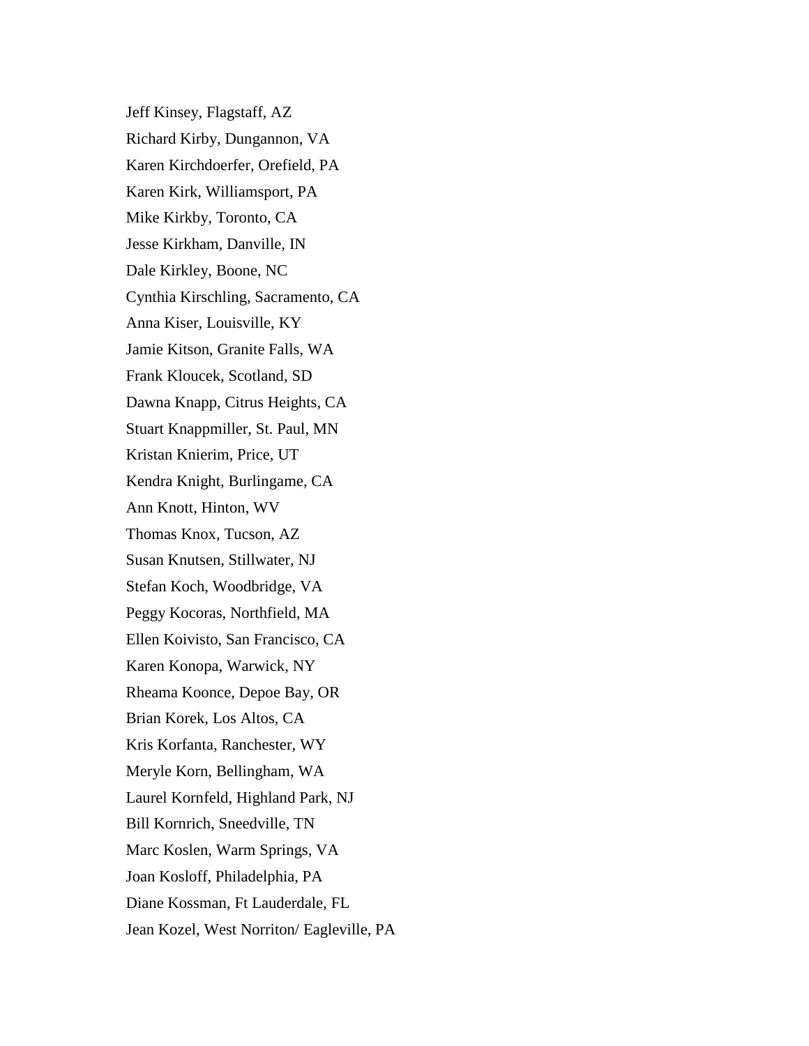Jeff Kinsey, Flagstaff, AZ

Richard Kirby, Dungannon, VA

Karen Kirchdoerfer, Orefield, PA

Karen Kirk, Williamsport, PA

Mike Kirkby, Toronto, CA

Jesse Kirkham, Danville, IN

Dale Kirkley, Boone, NC

Cynthia Kirschling, Sacramento, CA

Anna Kiser, Louisville, KY

Jamie Kitson, Granite Falls, WA

Frank Kloucek, Scotland, SD

Dawna Knapp, Citrus Heights, CA

Stuart Knappmiller, St. Paul, MN

Kristan Knierim, Price, UT

Kendra Knight, Burlingame, CA

Ann Knott, Hinton, WV

Thomas Knox, Tucson, AZ

Susan Knutsen, Stillwater, NJ

Stefan Koch, Woodbridge, VA

Peggy Kocoras, Northfield, MA

Ellen Koivisto, San Francisco, CA

Karen Konopa, Warwick, NY

Rheama Koonce, Depoe Bay, OR

Brian Korek, Los Altos, CA

Kris Korfanta, Ranchester, WY

Meryle Korn, Bellingham, WA

Laurel Kornfeld, Highland Park, NJ

Bill Kornrich, Sneedville, TN

Marc Koslen, Warm Springs, VA

Joan Kosloff, Philadelphia, PA

Diane Kossman, Ft Lauderdale, FL

Jean Kozel, West Norriton/ Eagleville, PA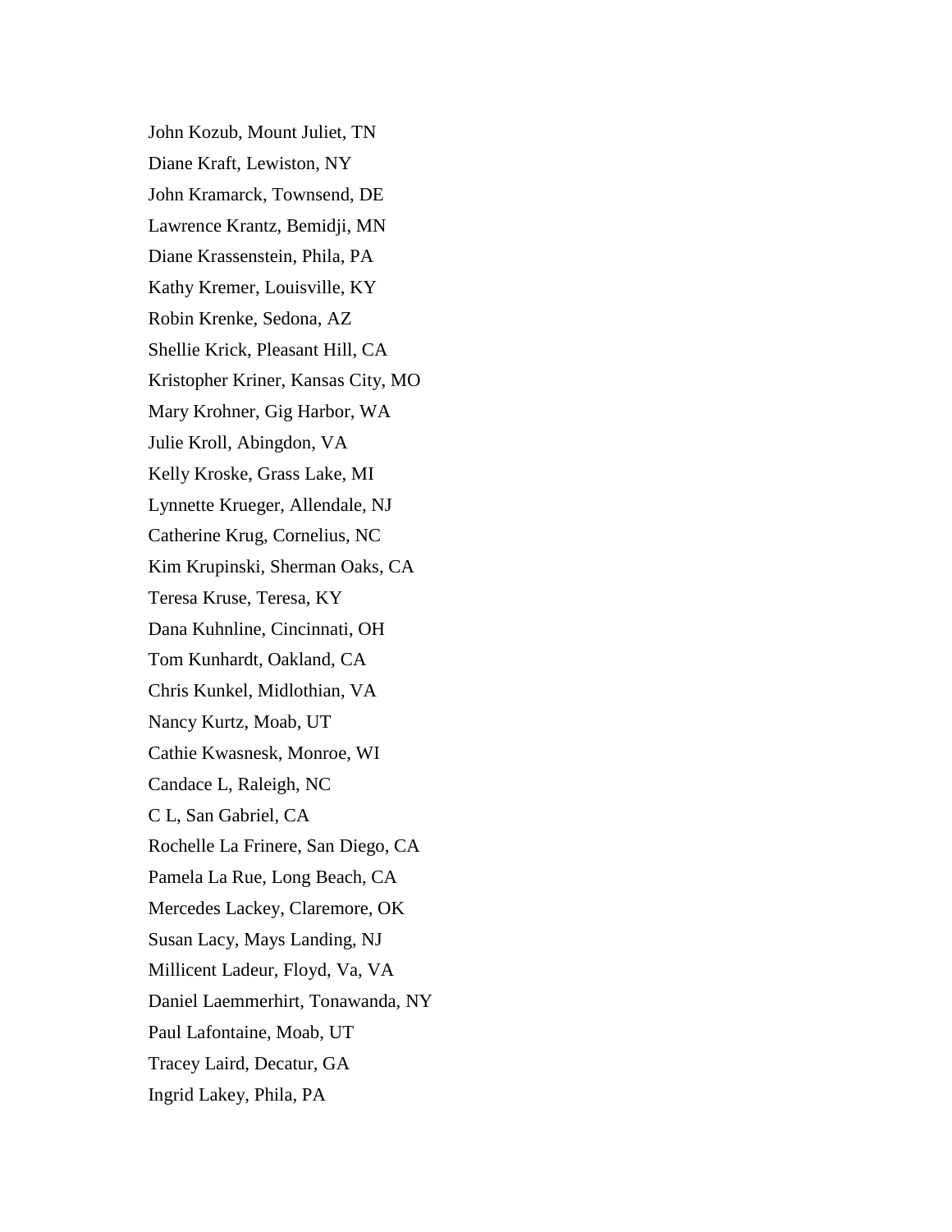John Kozub, Mount Juliet, TN

Diane Kraft, Lewiston, NY

John Kramarck, Townsend, DE

Lawrence Krantz, Bemidji, MN

Diane Krassenstein, Phila, PA

Kathy Kremer, Louisville, KY

Robin Krenke, Sedona, AZ

Shellie Krick, Pleasant Hill, CA

Kristopher Kriner, Kansas City, MO

Mary Krohner, Gig Harbor, WA

Julie Kroll, Abingdon, VA

Kelly Kroske, Grass Lake, MI

Lynnette Krueger, Allendale, NJ

Catherine Krug, Cornelius, NC

Kim Krupinski, Sherman Oaks, CA

Teresa Kruse, Teresa, KY

Dana Kuhnline, Cincinnati, OH

Tom Kunhardt, Oakland, CA

Chris Kunkel, Midlothian, VA

Nancy Kurtz, Moab, UT

Cathie Kwasnesk, Monroe, WI

Candace L, Raleigh, NC

C L, San Gabriel, CA

Rochelle La Frinere, San Diego, CA

Pamela La Rue, Long Beach, CA

Mercedes Lackey, Claremore, OK

Susan Lacy, Mays Landing, NJ

Millicent Ladeur, Floyd, Va, VA

Daniel Laemmerhirt, Tonawanda, NY

Paul Lafontaine, Moab, UT

Tracey Laird, Decatur, GA

Ingrid Lakey, Phila, PA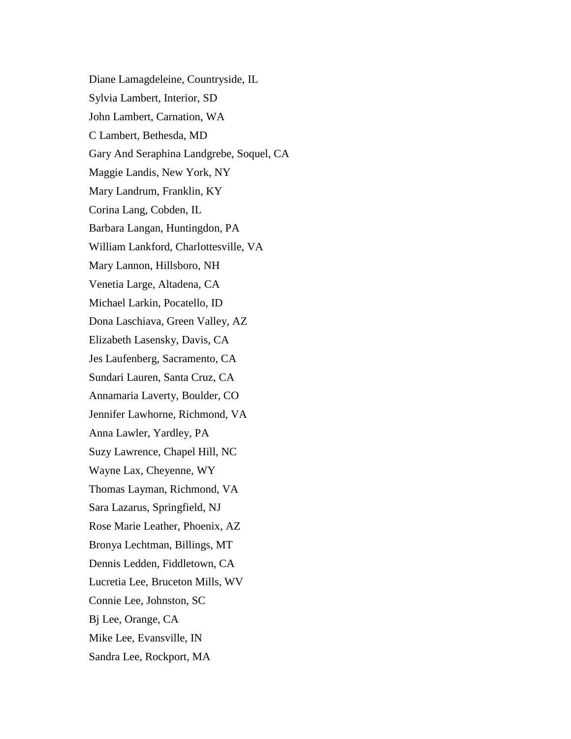Diane Lamagdeleine, Countryside, IL

Sylvia Lambert, Interior, SD

John Lambert, Carnation, WA

C Lambert, Bethesda, MD

Gary And Seraphina Landgrebe, Soquel, CA

Maggie Landis, New York, NY

Mary Landrum, Franklin, KY

Corina Lang, Cobden, IL

Barbara Langan, Huntingdon, PA

William Lankford, Charlottesville, VA

Mary Lannon, Hillsboro, NH

Venetia Large, Altadena, CA

Michael Larkin, Pocatello, ID

Dona Laschiava, Green Valley, AZ

Elizabeth Lasensky, Davis, CA

Jes Laufenberg, Sacramento, CA

Sundari Lauren, Santa Cruz, CA

Annamaria Laverty, Boulder, CO

Jennifer Lawhorne, Richmond, VA

Anna Lawler, Yardley, PA

Suzy Lawrence, Chapel Hill, NC

Wayne Lax, Cheyenne, WY

Thomas Layman, Richmond, VA

Sara Lazarus, Springfield, NJ

Rose Marie Leather, Phoenix, AZ

Bronya Lechtman, Billings, MT

Dennis Ledden, Fiddletown, CA

Lucretia Lee, Bruceton Mills, WV

Connie Lee, Johnston, SC

Bj Lee, Orange, CA

Mike Lee, Evansville, IN

Sandra Lee, Rockport, MA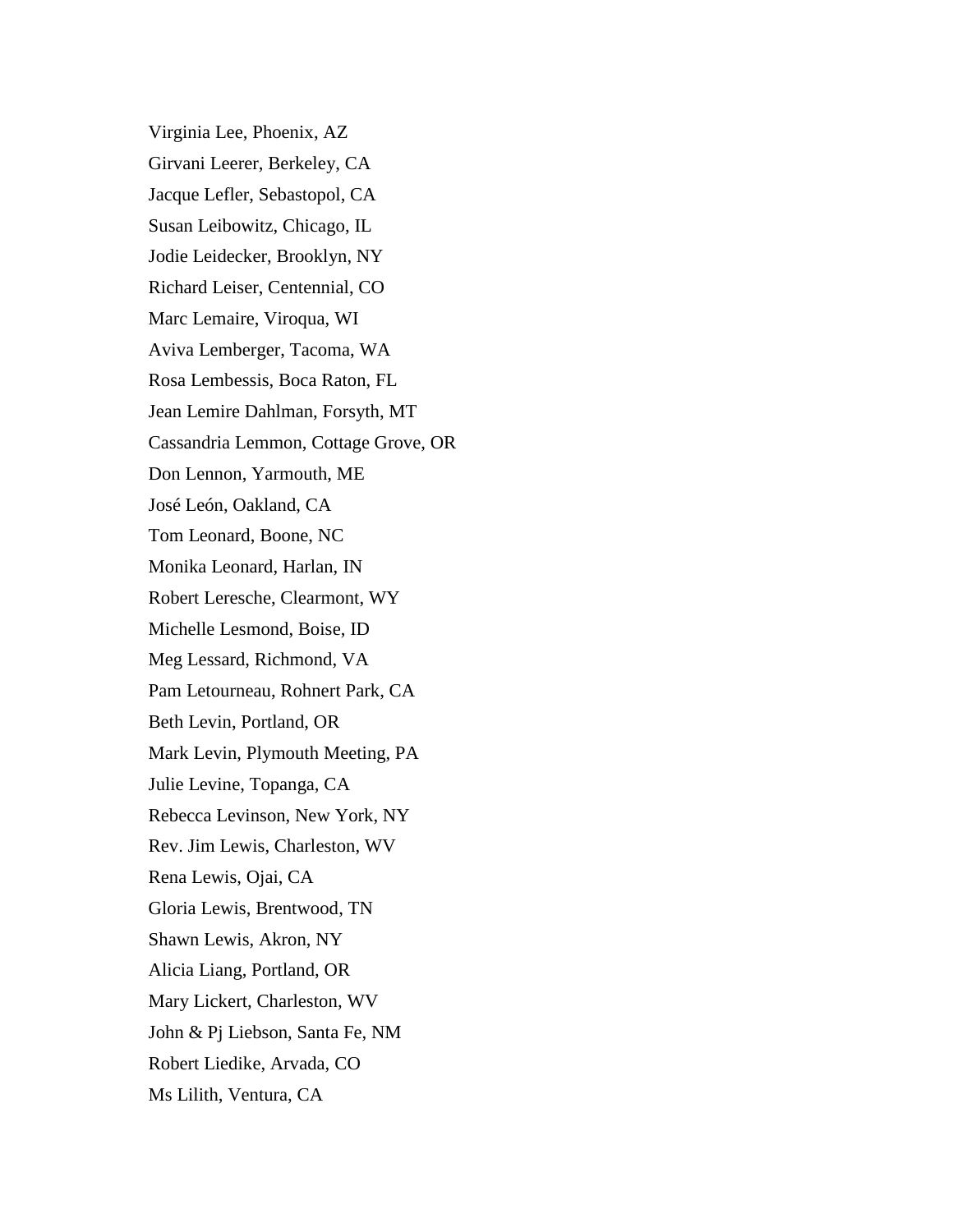Virginia Lee, Phoenix, AZ

Girvani Leerer, Berkeley, CA

Jacque Lefler, Sebastopol, CA

Susan Leibowitz, Chicago, IL

Jodie Leidecker, Brooklyn, NY

Richard Leiser, Centennial, CO

Marc Lemaire, Viroqua, WI

Aviva Lemberger, Tacoma, WA

Rosa Lembessis, Boca Raton, FL

Jean Lemire Dahlman, Forsyth, MT

Cassandria Lemmon, Cottage Grove, OR

Don Lennon, Yarmouth, ME

José León, Oakland, CA

Tom Leonard, Boone, NC

Monika Leonard, Harlan, IN

Robert Leresche, Clearmont, WY

Michelle Lesmond, Boise, ID

Meg Lessard, Richmond, VA

Pam Letourneau, Rohnert Park, CA

Beth Levin, Portland, OR

Mark Levin, Plymouth Meeting, PA

Julie Levine, Topanga, CA

Rebecca Levinson, New York, NY

Rev. Jim Lewis, Charleston, WV

Rena Lewis, Ojai, CA

Gloria Lewis, Brentwood, TN

Shawn Lewis, Akron, NY

Alicia Liang, Portland, OR

Mary Lickert, Charleston, WV

John & Pj Liebson, Santa Fe, NM

Robert Liedike, Arvada, CO

Ms Lilith, Ventura, CA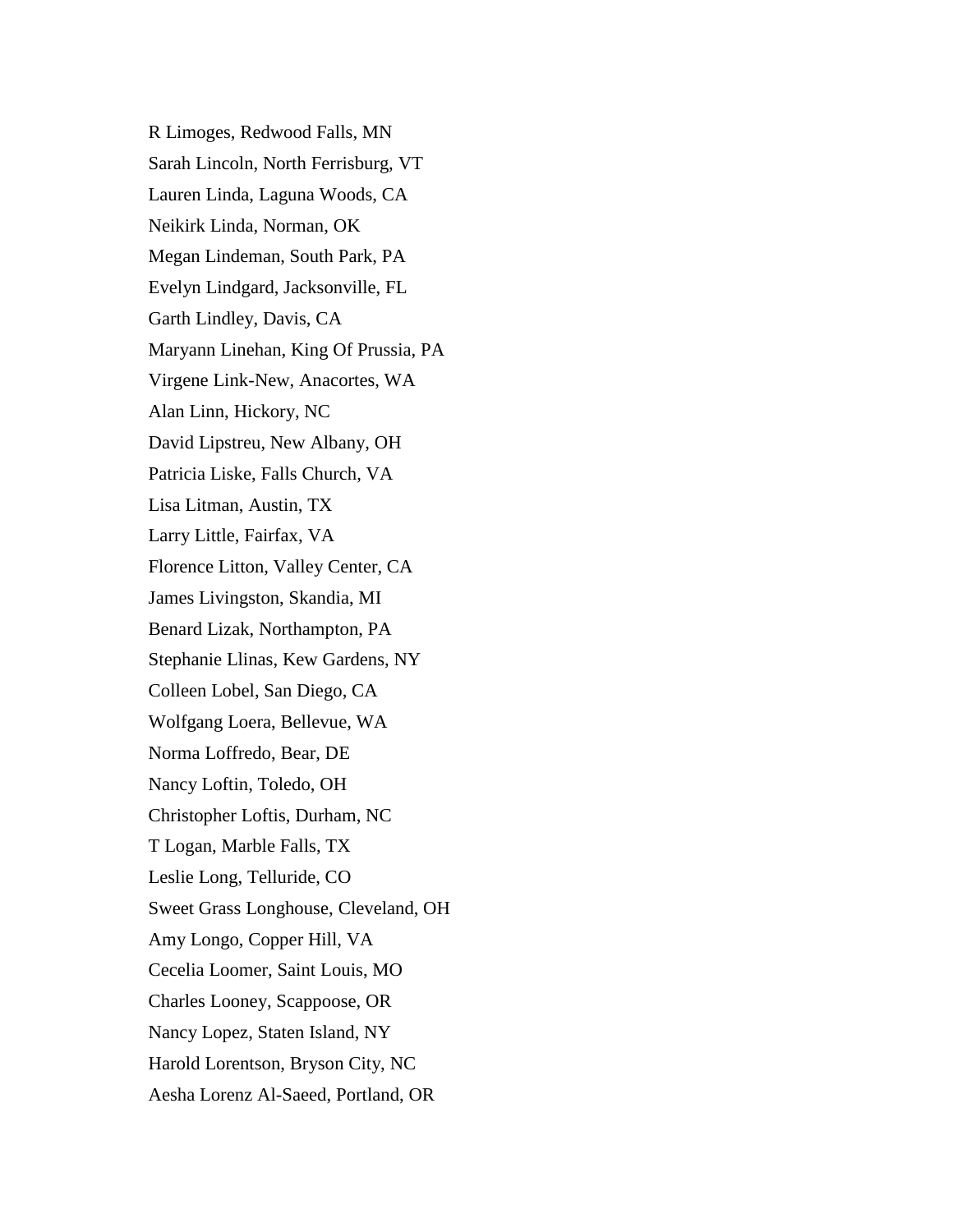R Limoges, Redwood Falls, MN

Sarah Lincoln, North Ferrisburg, VT

Lauren Linda, Laguna Woods, CA

Neikirk Linda, Norman, OK

Megan Lindeman, South Park, PA

Evelyn Lindgard, Jacksonville, FL

Garth Lindley, Davis, CA

Maryann Linehan, King Of Prussia, PA

Virgene Link-New, Anacortes, WA

Alan Linn, Hickory, NC

David Lipstreu, New Albany, OH

Patricia Liske, Falls Church, VA

Lisa Litman, Austin, TX

Larry Little, Fairfax, VA

Florence Litton, Valley Center, CA

James Livingston, Skandia, MI

Benard Lizak, Northampton, PA

Stephanie Llinas, Kew Gardens, NY

Colleen Lobel, San Diego, CA

Wolfgang Loera, Bellevue, WA

Norma Loffredo, Bear, DE

Nancy Loftin, Toledo, OH

Christopher Loftis, Durham, NC

T Logan, Marble Falls, TX

Leslie Long, Telluride, CO

Sweet Grass Longhouse, Cleveland, OH

Amy Longo, Copper Hill, VA

Cecelia Loomer, Saint Louis, MO

Charles Looney, Scappoose, OR

Nancy Lopez, Staten Island, NY

Harold Lorentson, Bryson City, NC

Aesha Lorenz Al-Saeed, Portland, OR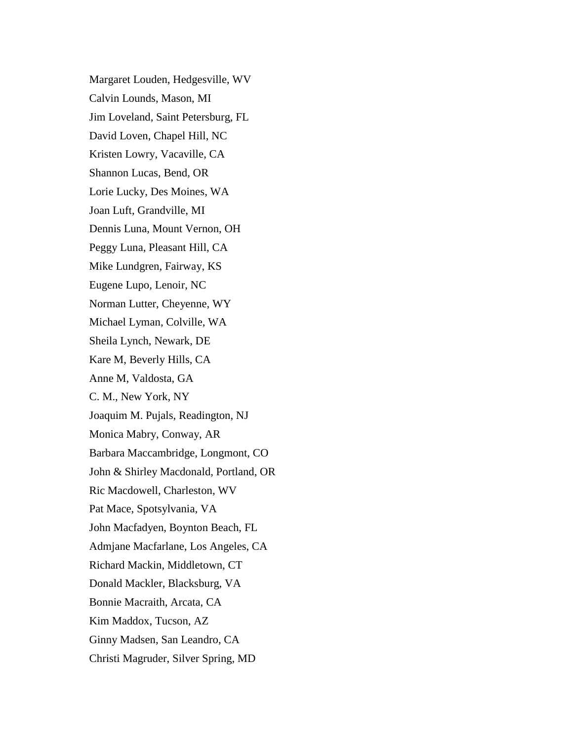Margaret Louden, Hedgesville, WV

Calvin Lounds, Mason, MI

Jim Loveland, Saint Petersburg, FL

David Loven, Chapel Hill, NC

Kristen Lowry, Vacaville, CA

Shannon Lucas, Bend, OR

Lorie Lucky, Des Moines, WA

Joan Luft, Grandville, MI

Dennis Luna, Mount Vernon, OH

Peggy Luna, Pleasant Hill, CA

Mike Lundgren, Fairway, KS

Eugene Lupo, Lenoir, NC

Norman Lutter, Cheyenne, WY

Michael Lyman, Colville, WA

Sheila Lynch, Newark, DE

Kare M, Beverly Hills, CA

Anne M, Valdosta, GA

C. M., New York, NY

Joaquim M. Pujals, Readington, NJ

Monica Mabry, Conway, AR

Barbara Maccambridge, Longmont, CO

John & Shirley Macdonald, Portland, OR

Ric Macdowell, Charleston, WV

Pat Mace, Spotsylvania, VA

John Macfadyen, Boynton Beach, FL

Admjane Macfarlane, Los Angeles, CA

Richard Mackin, Middletown, CT

Donald Mackler, Blacksburg, VA

Bonnie Macraith, Arcata, CA

Kim Maddox, Tucson, AZ

Ginny Madsen, San Leandro, CA

Christi Magruder, Silver Spring, MD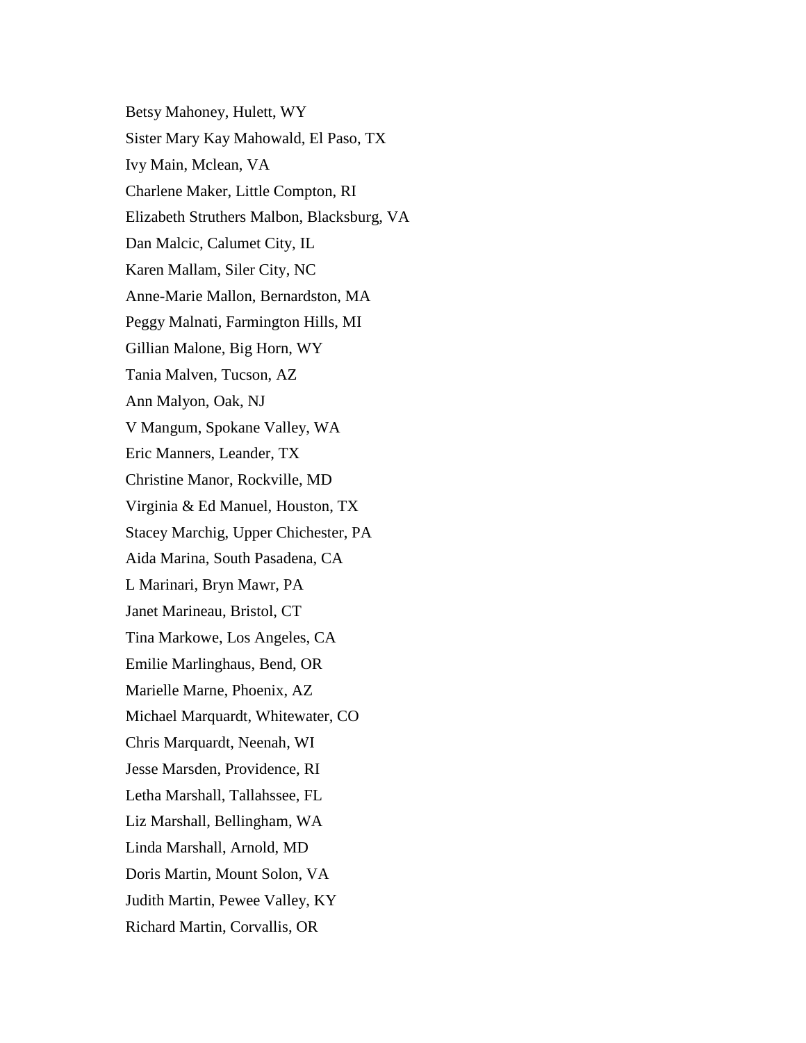Betsy Mahoney, Hulett, WY

Sister Mary Kay Mahowald, El Paso, TX

Ivy Main, Mclean, VA

Charlene Maker, Little Compton, RI

Elizabeth Struthers Malbon, Blacksburg, VA

Dan Malcic, Calumet City, IL

Karen Mallam, Siler City, NC

Anne-Marie Mallon, Bernardston, MA

Peggy Malnati, Farmington Hills, MI

Gillian Malone, Big Horn, WY

Tania Malven, Tucson, AZ

Ann Malyon, Oak, NJ

V Mangum, Spokane Valley, WA

Eric Manners, Leander, TX

Christine Manor, Rockville, MD

Virginia & Ed Manuel, Houston, TX

Stacey Marchig, Upper Chichester, PA

Aida Marina, South Pasadena, CA

L Marinari, Bryn Mawr, PA

Janet Marineau, Bristol, CT

Tina Markowe, Los Angeles, CA

Emilie Marlinghaus, Bend, OR

Marielle Marne, Phoenix, AZ

Michael Marquardt, Whitewater, CO

Chris Marquardt, Neenah, WI

Jesse Marsden, Providence, RI

Letha Marshall, Tallahssee, FL

Liz Marshall, Bellingham, WA

Linda Marshall, Arnold, MD

Doris Martin, Mount Solon, VA

Judith Martin, Pewee Valley, KY

Richard Martin, Corvallis, OR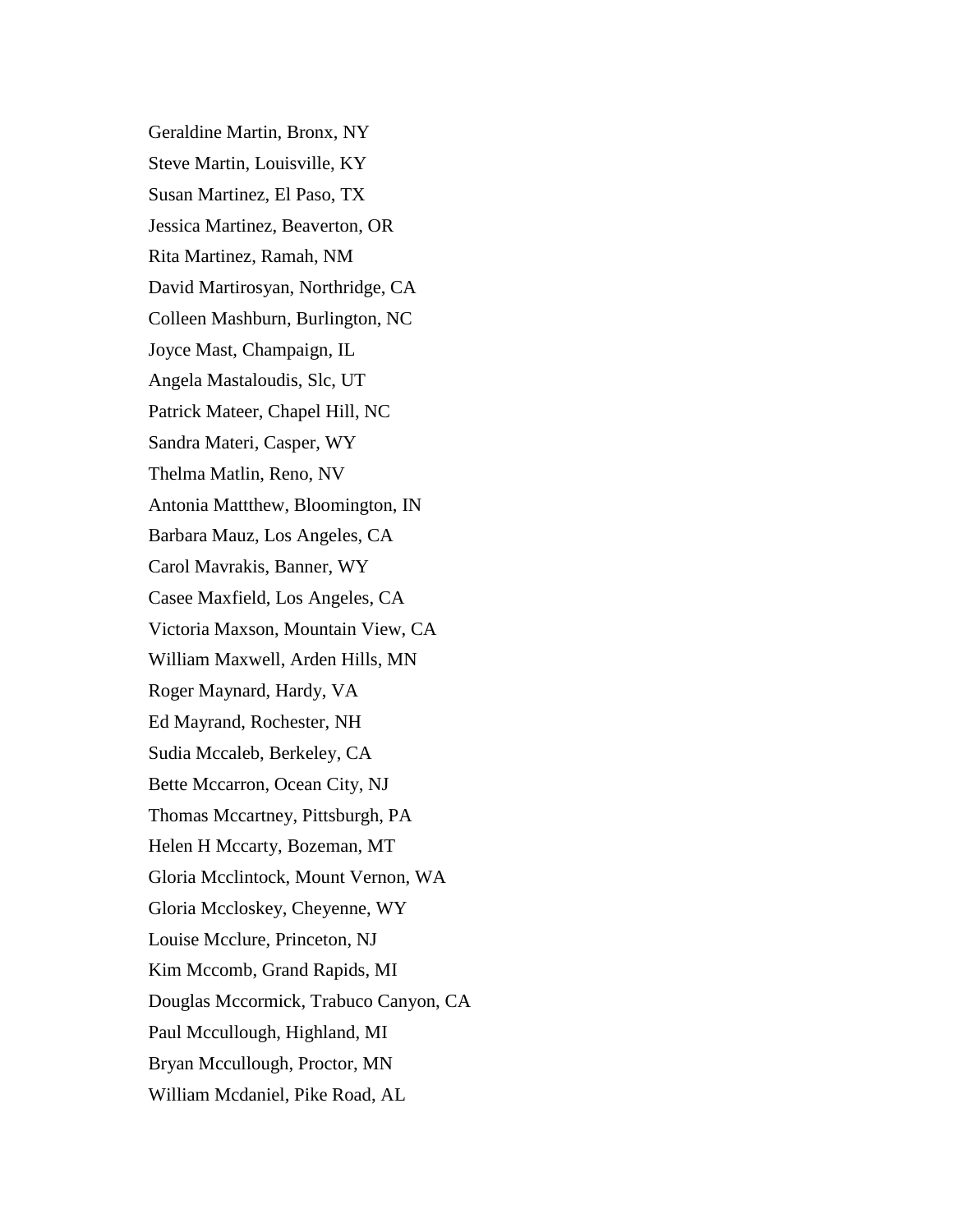Geraldine Martin, Bronx, NY

Steve Martin, Louisville, KY

Susan Martinez, El Paso, TX

Jessica Martinez, Beaverton, OR

Rita Martinez, Ramah, NM

David Martirosyan, Northridge, CA

Colleen Mashburn, Burlington, NC

Joyce Mast, Champaign, IL

Angela Mastaloudis, Slc, UT

Patrick Mateer, Chapel Hill, NC

Sandra Materi, Casper, WY

Thelma Matlin, Reno, NV

Antonia Mattthew, Bloomington, IN

Barbara Mauz, Los Angeles, CA

Carol Mavrakis, Banner, WY

Casee Maxfield, Los Angeles, CA

Victoria Maxson, Mountain View, CA

William Maxwell, Arden Hills, MN

Roger Maynard, Hardy, VA

Ed Mayrand, Rochester, NH

Sudia Mccaleb, Berkeley, CA

Bette Mccarron, Ocean City, NJ

Thomas Mccartney, Pittsburgh, PA

Helen H Mccarty, Bozeman, MT

Gloria Mcclintock, Mount Vernon, WA

Gloria Mccloskey, Cheyenne, WY

Louise Mcclure, Princeton, NJ

Kim Mccomb, Grand Rapids, MI

Douglas Mccormick, Trabuco Canyon, CA

Paul Mccullough, Highland, MI

Bryan Mccullough, Proctor, MN

William Mcdaniel, Pike Road, AL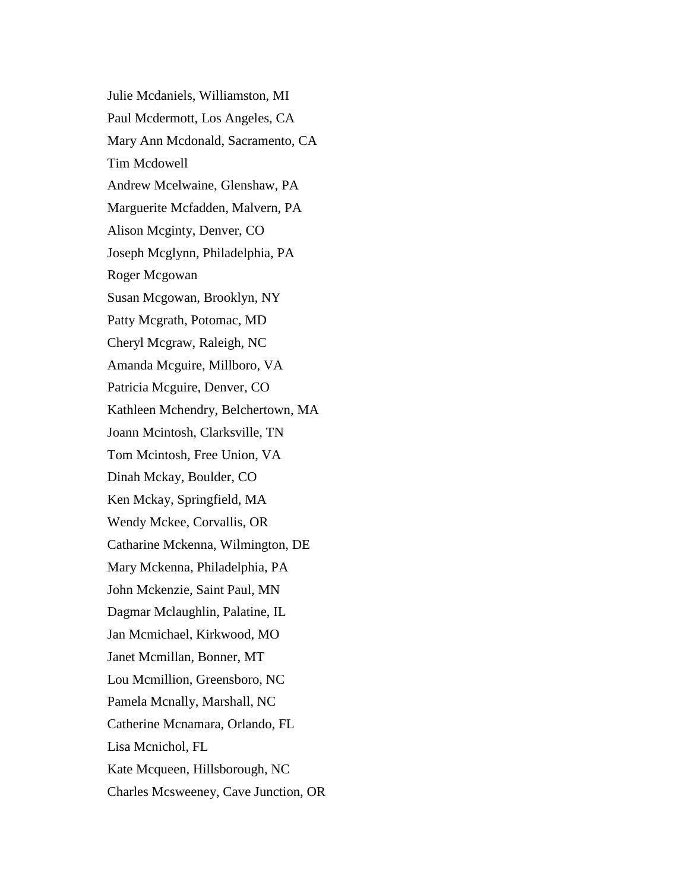Julie Mcdaniels, Williamston, MI

Paul Mcdermott, Los Angeles, CA

Mary Ann Mcdonald, Sacramento, CA

Tim Mcdowell

Andrew Mcelwaine, Glenshaw, PA

Marguerite Mcfadden, Malvern, PA

Alison Mcginty, Denver, CO

Joseph Mcglynn, Philadelphia, PA

Roger Mcgowan

Susan Mcgowan, Brooklyn, NY

Patty Mcgrath, Potomac, MD

Cheryl Mcgraw, Raleigh, NC

Amanda Mcguire, Millboro, VA

Patricia Mcguire, Denver, CO

Kathleen Mchendry, Belchertown, MA

Joann Mcintosh, Clarksville, TN

Tom Mcintosh, Free Union, VA

Dinah Mckay, Boulder, CO

Ken Mckay, Springfield, MA

Wendy Mckee, Corvallis, OR

Catharine Mckenna, Wilmington, DE

Mary Mckenna, Philadelphia, PA

John Mckenzie, Saint Paul, MN

Dagmar Mclaughlin, Palatine, IL

Jan Mcmichael, Kirkwood, MO

Janet Mcmillan, Bonner, MT

Lou Mcmillion, Greensboro, NC

Pamela Mcnally, Marshall, NC

Catherine Mcnamara, Orlando, FL

Lisa Mcnichol, FL

Kate Mcqueen, Hillsborough, NC

Charles Mcsweeney, Cave Junction, OR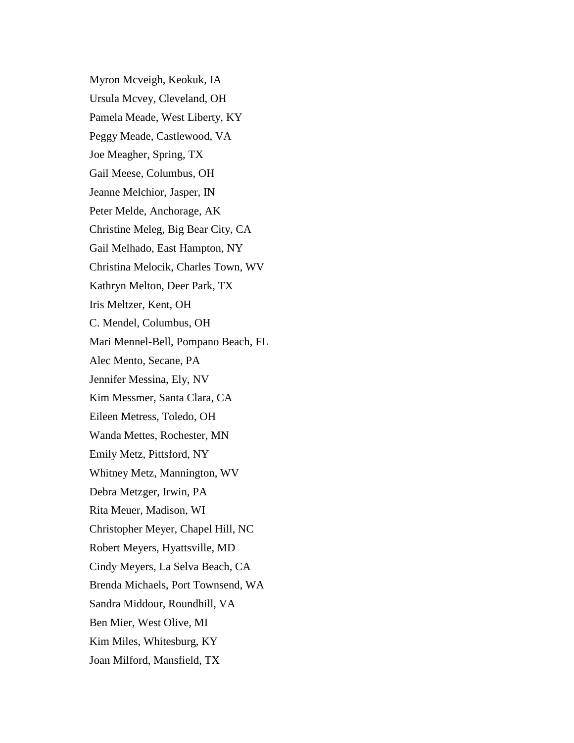Myron Mcveigh, Keokuk, IA

Ursula Mcvey, Cleveland, OH

Pamela Meade, West Liberty, KY

Peggy Meade, Castlewood, VA

Joe Meagher, Spring, TX

Gail Meese, Columbus, OH

Jeanne Melchior, Jasper, IN

Peter Melde, Anchorage, AK

Christine Meleg, Big Bear City, CA

Gail Melhado, East Hampton, NY

Christina Melocik, Charles Town, WV

Kathryn Melton, Deer Park, TX

Iris Meltzer, Kent, OH

C. Mendel, Columbus, OH

Mari Mennel-Bell, Pompano Beach, FL

Alec Mento, Secane, PA

Jennifer Messina, Ely, NV

Kim Messmer, Santa Clara, CA

Eileen Metress, Toledo, OH

Wanda Mettes, Rochester, MN

Emily Metz, Pittsford, NY

Whitney Metz, Mannington, WV

Debra Metzger, Irwin, PA

Rita Meuer, Madison, WI

Christopher Meyer, Chapel Hill, NC

Robert Meyers, Hyattsville, MD

Cindy Meyers, La Selva Beach, CA

Brenda Michaels, Port Townsend, WA

Sandra Middour, Roundhill, VA

Ben Mier, West Olive, MI

Kim Miles, Whitesburg, KY

Joan Milford, Mansfield, TX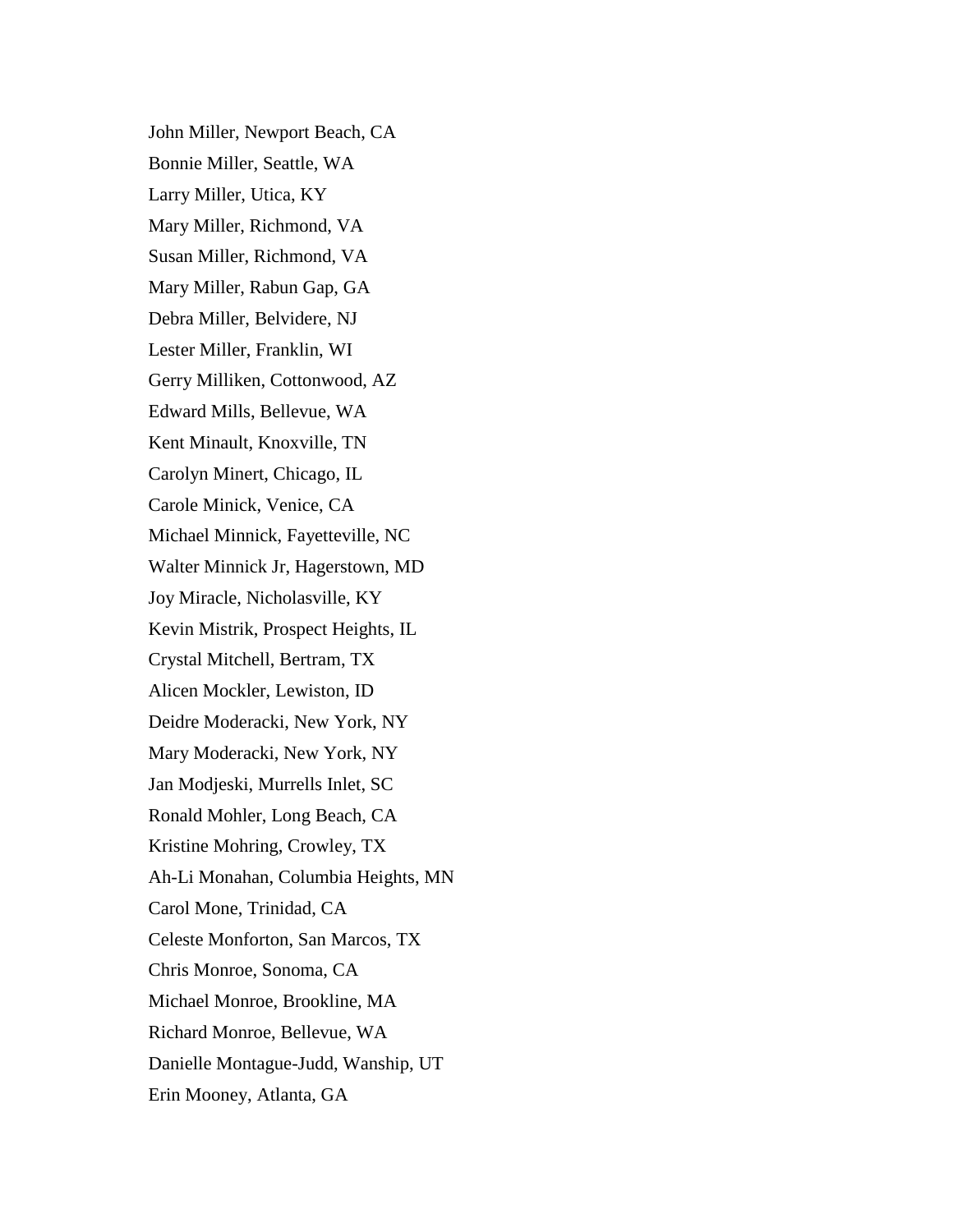John Miller, Newport Beach, CA

Bonnie Miller, Seattle, WA

Larry Miller, Utica, KY

Mary Miller, Richmond, VA

Susan Miller, Richmond, VA

Mary Miller, Rabun Gap, GA

Debra Miller, Belvidere, NJ

Lester Miller, Franklin, WI

Gerry Milliken, Cottonwood, AZ

Edward Mills, Bellevue, WA

Kent Minault, Knoxville, TN

Carolyn Minert, Chicago, IL

Carole Minick, Venice, CA

Michael Minnick, Fayetteville, NC

Walter Minnick Jr, Hagerstown, MD

Joy Miracle, Nicholasville, KY

Kevin Mistrik, Prospect Heights, IL

Crystal Mitchell, Bertram, TX

Alicen Mockler, Lewiston, ID

Deidre Moderacki, New York, NY

Mary Moderacki, New York, NY

Jan Modjeski, Murrells Inlet, SC

Ronald Mohler, Long Beach, CA

Kristine Mohring, Crowley, TX

Ah-Li Monahan, Columbia Heights, MN

Carol Mone, Trinidad, CA

Celeste Monforton, San Marcos, TX

Chris Monroe, Sonoma, CA

Michael Monroe, Brookline, MA

Richard Monroe, Bellevue, WA

Danielle Montague-Judd, Wanship, UT

Erin Mooney, Atlanta, GA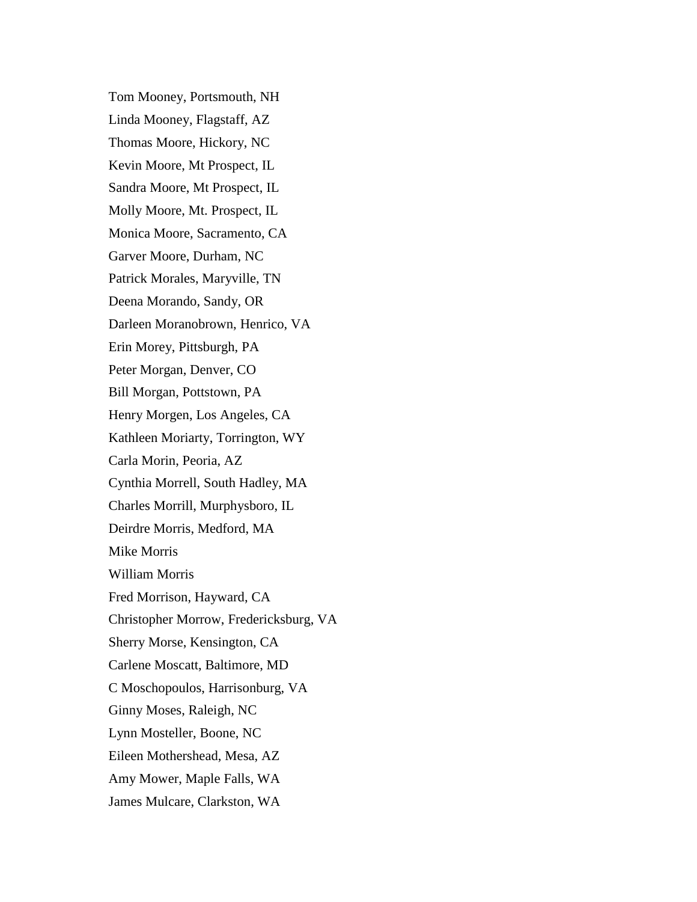Tom Mooney, Portsmouth, NH

Linda Mooney, Flagstaff, AZ

Thomas Moore, Hickory, NC

Kevin Moore, Mt Prospect, IL

Sandra Moore, Mt Prospect, IL

Molly Moore, Mt. Prospect, IL

Monica Moore, Sacramento, CA

Garver Moore, Durham, NC

Patrick Morales, Maryville, TN

Deena Morando, Sandy, OR

Darleen Moranobrown, Henrico, VA

Erin Morey, Pittsburgh, PA

Peter Morgan, Denver, CO

Bill Morgan, Pottstown, PA

Henry Morgen, Los Angeles, CA

Kathleen Moriarty, Torrington, WY

Carla Morin, Peoria, AZ

Cynthia Morrell, South Hadley, MA

Charles Morrill, Murphysboro, IL

Deirdre Morris, Medford, MA

Mike Morris

William Morris

Fred Morrison, Hayward, CA

Christopher Morrow, Fredericksburg, VA

Sherry Morse, Kensington, CA

Carlene Moscatt, Baltimore, MD

C Moschopoulos, Harrisonburg, VA

Ginny Moses, Raleigh, NC

Lynn Mosteller, Boone, NC

Eileen Mothershead, Mesa, AZ

Amy Mower, Maple Falls, WA

James Mulcare, Clarkston, WA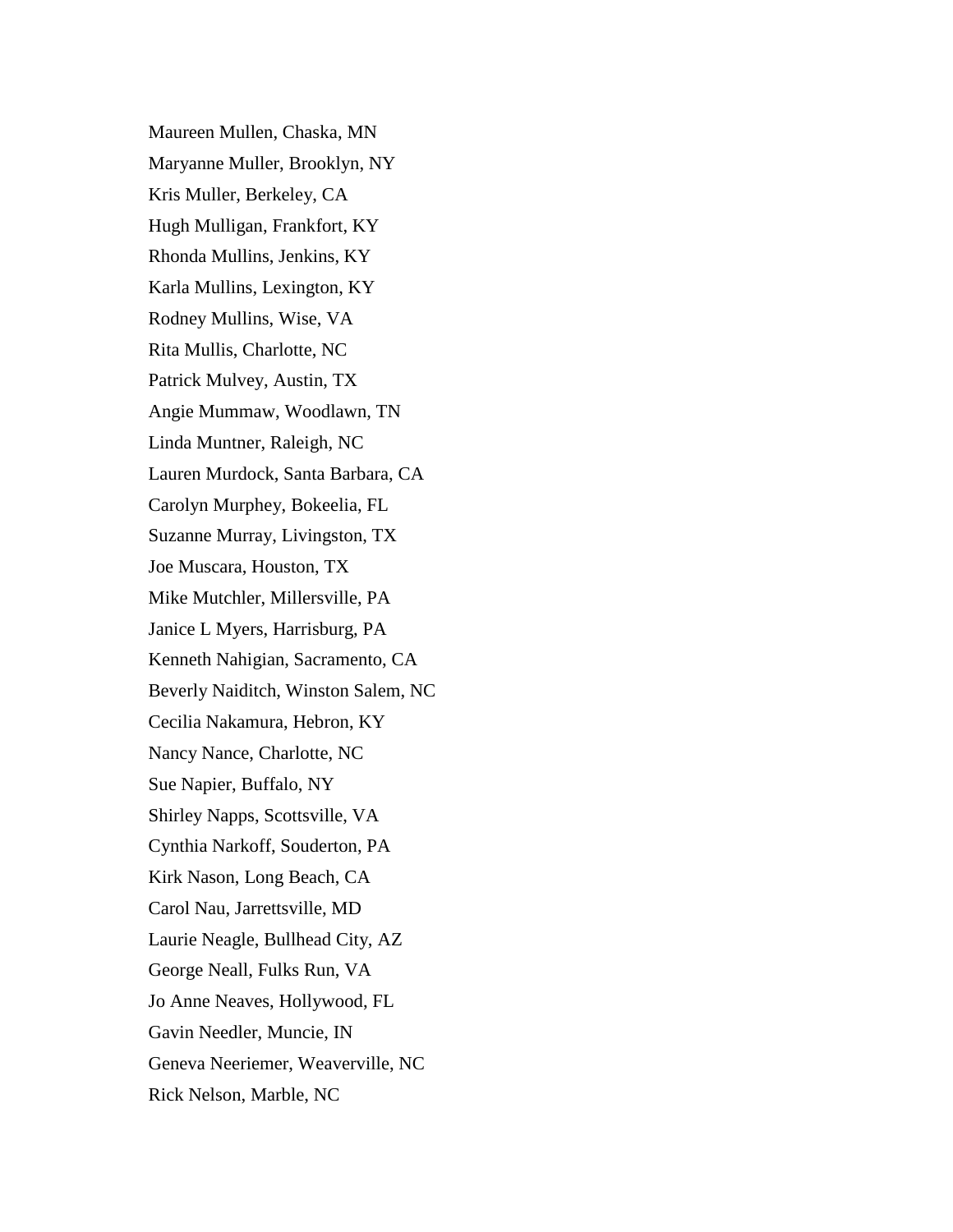Maureen Mullen, Chaska, MN

Maryanne Muller, Brooklyn, NY

Kris Muller, Berkeley, CA

Hugh Mulligan, Frankfort, KY

Rhonda Mullins, Jenkins, KY

Karla Mullins, Lexington, KY

Rodney Mullins, Wise, VA

Rita Mullis, Charlotte, NC

Patrick Mulvey, Austin, TX

Angie Mummaw, Woodlawn, TN

Linda Muntner, Raleigh, NC

Lauren Murdock, Santa Barbara, CA

Carolyn Murphey, Bokeelia, FL

Suzanne Murray, Livingston, TX

Joe Muscara, Houston, TX

Mike Mutchler, Millersville, PA

Janice L Myers, Harrisburg, PA

Kenneth Nahigian, Sacramento, CA

Beverly Naiditch, Winston Salem, NC

Cecilia Nakamura, Hebron, KY

Nancy Nance, Charlotte, NC

Sue Napier, Buffalo, NY

Shirley Napps, Scottsville, VA

Cynthia Narkoff, Souderton, PA

Kirk Nason, Long Beach, CA

Carol Nau, Jarrettsville, MD

Laurie Neagle, Bullhead City, AZ

George Neall, Fulks Run, VA

Jo Anne Neaves, Hollywood, FL

Gavin Needler, Muncie, IN

Geneva Neeriemer, Weaverville, NC

Rick Nelson, Marble, NC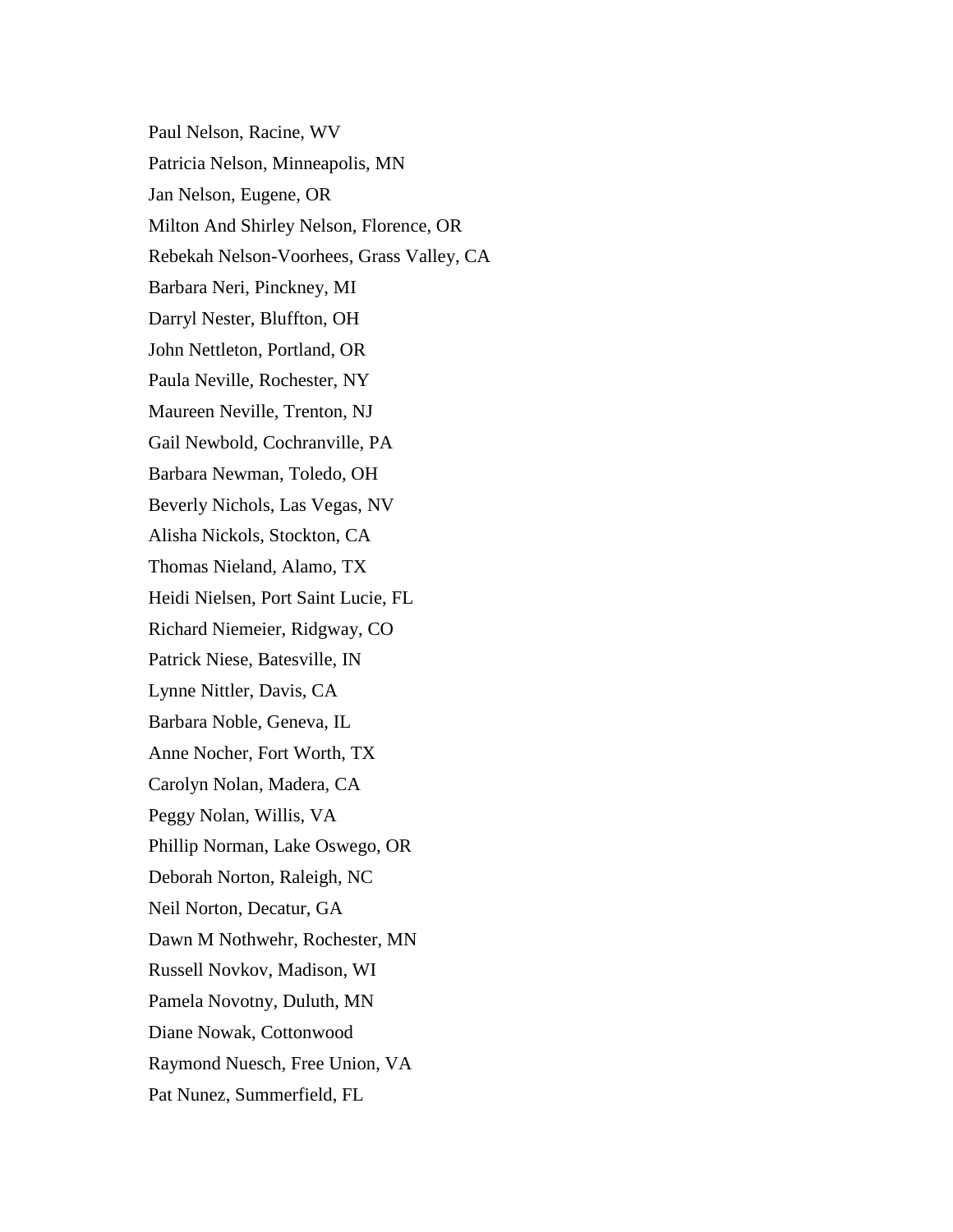Paul Nelson, Racine, WV

Patricia Nelson, Minneapolis, MN

Jan Nelson, Eugene, OR

Milton And Shirley Nelson, Florence, OR

Rebekah Nelson-Voorhees, Grass Valley, CA

Barbara Neri, Pinckney, MI

Darryl Nester, Bluffton, OH

John Nettleton, Portland, OR

Paula Neville, Rochester, NY

Maureen Neville, Trenton, NJ

Gail Newbold, Cochranville, PA

Barbara Newman, Toledo, OH

Beverly Nichols, Las Vegas, NV

Alisha Nickols, Stockton, CA

Thomas Nieland, Alamo, TX

Heidi Nielsen, Port Saint Lucie, FL

Richard Niemeier, Ridgway, CO

Patrick Niese, Batesville, IN

Lynne Nittler, Davis, CA

Barbara Noble, Geneva, IL

Anne Nocher, Fort Worth, TX

Carolyn Nolan, Madera, CA

Peggy Nolan, Willis, VA

Phillip Norman, Lake Oswego, OR

Deborah Norton, Raleigh, NC

Neil Norton, Decatur, GA

Dawn M Nothwehr, Rochester, MN

Russell Novkov, Madison, WI

Pamela Novotny, Duluth, MN

Diane Nowak, Cottonwood

Raymond Nuesch, Free Union, VA

Pat Nunez, Summerfield, FL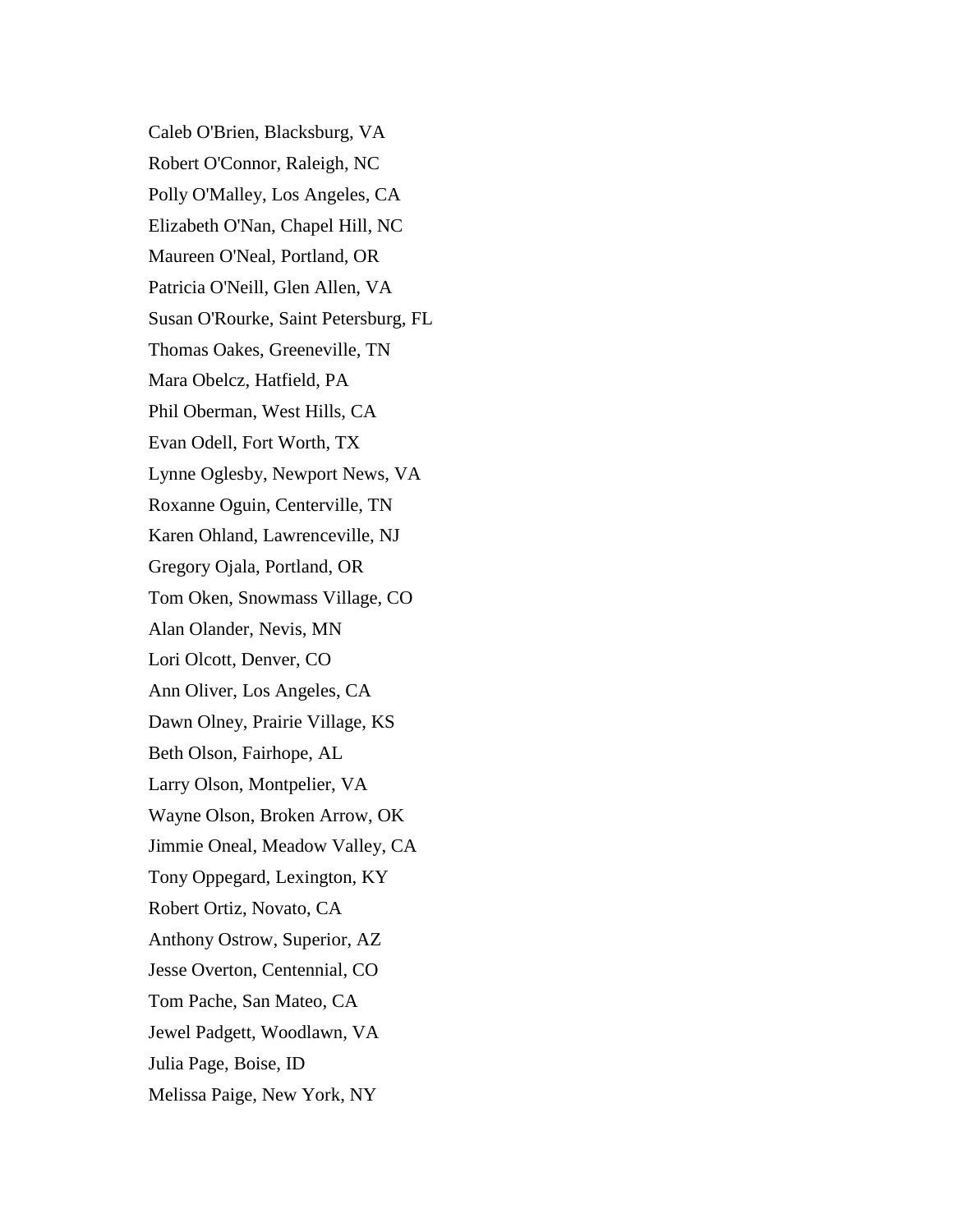Caleb O'Brien, Blacksburg, VA

Robert O'Connor, Raleigh, NC

Polly O'Malley, Los Angeles, CA

Elizabeth O'Nan, Chapel Hill, NC

Maureen O'Neal, Portland, OR

Patricia O'Neill, Glen Allen, VA

Susan O'Rourke, Saint Petersburg, FL

Thomas Oakes, Greeneville, TN

Mara Obelcz, Hatfield, PA

Phil Oberman, West Hills, CA

Evan Odell, Fort Worth, TX

Lynne Oglesby, Newport News, VA

Roxanne Oguin, Centerville, TN

Karen Ohland, Lawrenceville, NJ

Gregory Ojala, Portland, OR

Tom Oken, Snowmass Village, CO

Alan Olander, Nevis, MN

Lori Olcott, Denver, CO

Ann Oliver, Los Angeles, CA

Dawn Olney, Prairie Village, KS

Beth Olson, Fairhope, AL

Larry Olson, Montpelier, VA

Wayne Olson, Broken Arrow, OK

Jimmie Oneal, Meadow Valley, CA

Tony Oppegard, Lexington, KY

Robert Ortiz, Novato, CA

Anthony Ostrow, Superior, AZ

Jesse Overton, Centennial, CO

Tom Pache, San Mateo, CA

Jewel Padgett, Woodlawn, VA

Julia Page, Boise, ID

Melissa Paige, New York, NY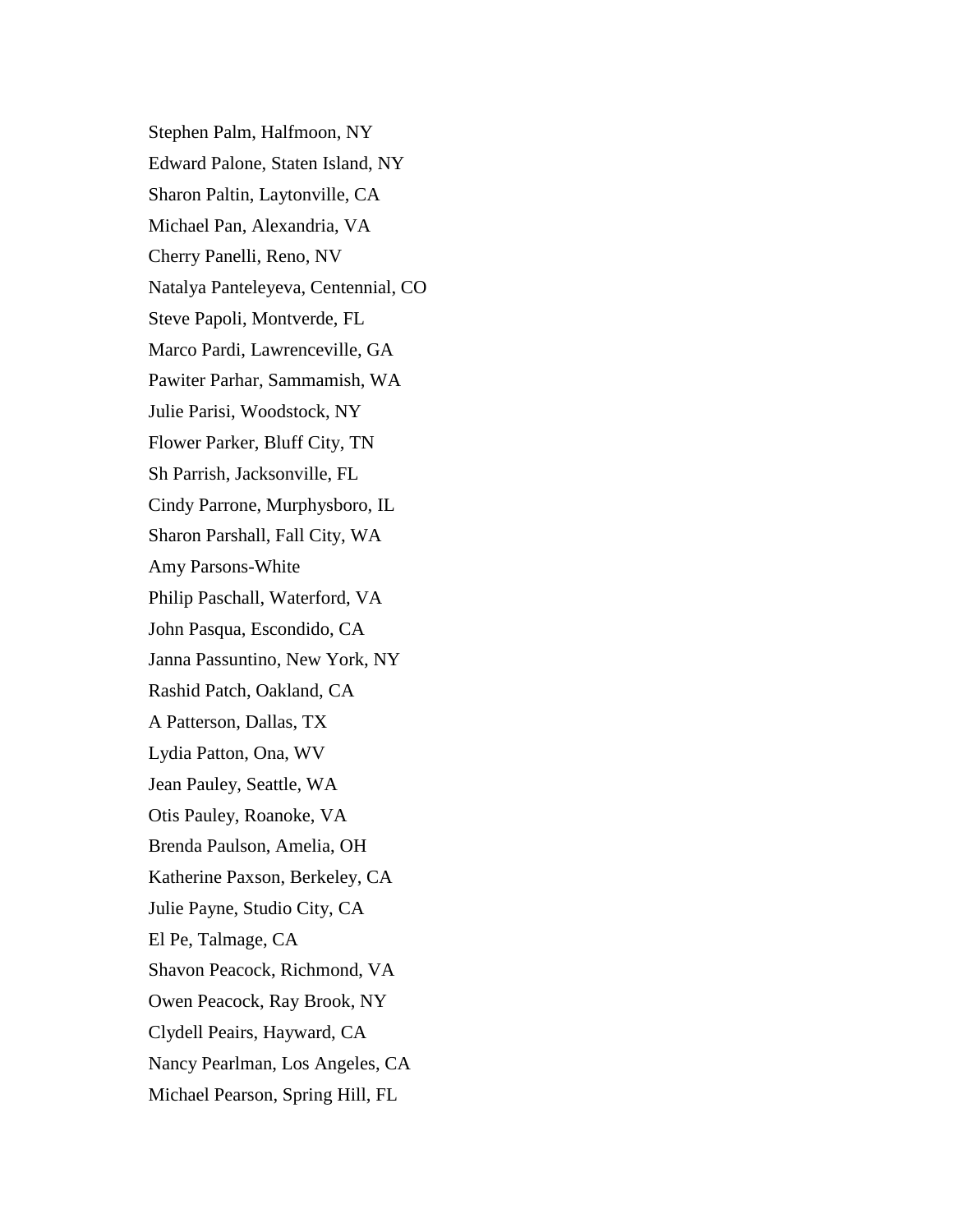Stephen Palm, Halfmoon, NY

Edward Palone, Staten Island, NY

Sharon Paltin, Laytonville, CA

Michael Pan, Alexandria, VA

Cherry Panelli, Reno, NV

Natalya Panteleyeva, Centennial, CO

Steve Papoli, Montverde, FL

Marco Pardi, Lawrenceville, GA

Pawiter Parhar, Sammamish, WA

Julie Parisi, Woodstock, NY

Flower Parker, Bluff City, TN

Sh Parrish, Jacksonville, FL

Cindy Parrone, Murphysboro, IL

Sharon Parshall, Fall City, WA

Amy Parsons-White

Philip Paschall, Waterford, VA

John Pasqua, Escondido, CA

Janna Passuntino, New York, NY

Rashid Patch, Oakland, CA

A Patterson, Dallas, TX

Lydia Patton, Ona, WV

Jean Pauley, Seattle, WA

Otis Pauley, Roanoke, VA

Brenda Paulson, Amelia, OH

Katherine Paxson, Berkeley, CA

Julie Payne, Studio City, CA

El Pe, Talmage, CA

Shavon Peacock, Richmond, VA

Owen Peacock, Ray Brook, NY

Clydell Peairs, Hayward, CA

Nancy Pearlman, Los Angeles, CA

Michael Pearson, Spring Hill, FL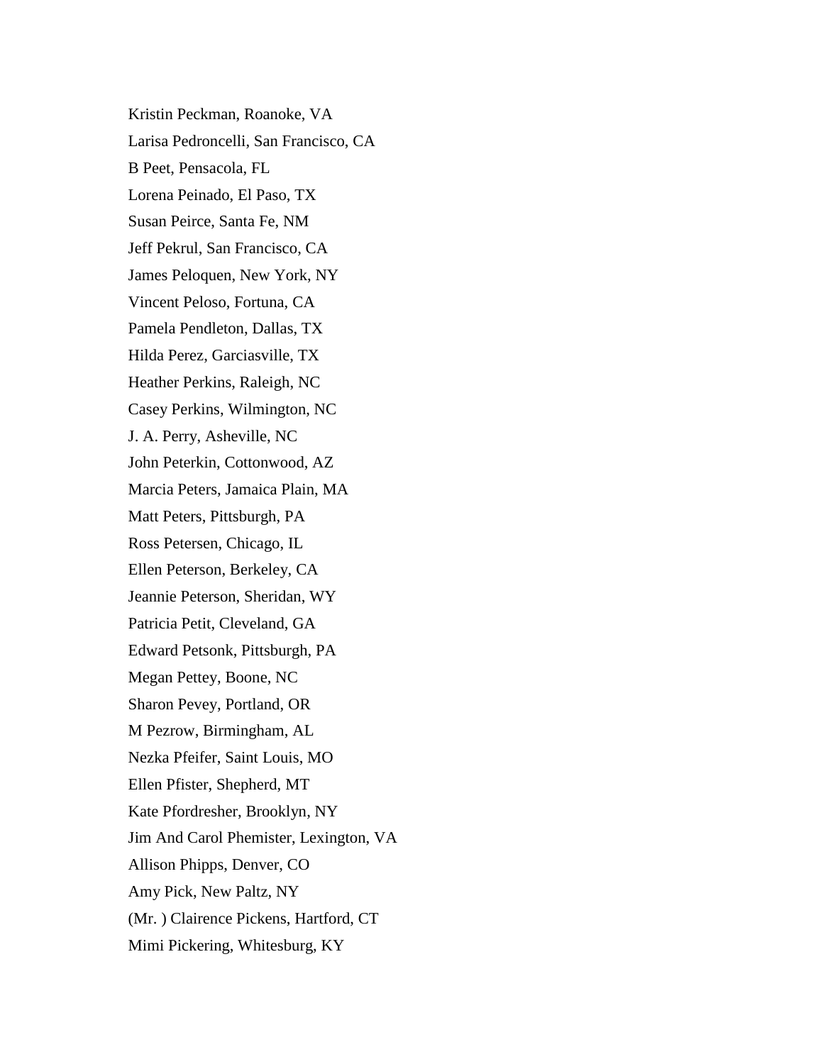Kristin Peckman, Roanoke, VA

Larisa Pedroncelli, San Francisco, CA

B Peet, Pensacola, FL

Lorena Peinado, El Paso, TX

Susan Peirce, Santa Fe, NM

Jeff Pekrul, San Francisco, CA

James Peloquen, New York, NY

Vincent Peloso, Fortuna, CA

Pamela Pendleton, Dallas, TX

Hilda Perez, Garciasville, TX

Heather Perkins, Raleigh, NC

Casey Perkins, Wilmington, NC

J. A. Perry, Asheville, NC

John Peterkin, Cottonwood, AZ

Marcia Peters, Jamaica Plain, MA

Matt Peters, Pittsburgh, PA

Ross Petersen, Chicago, IL

Ellen Peterson, Berkeley, CA

Jeannie Peterson, Sheridan, WY

Patricia Petit, Cleveland, GA

Edward Petsonk, Pittsburgh, PA

Megan Pettey, Boone, NC

Sharon Pevey, Portland, OR

M Pezrow, Birmingham, AL

Nezka Pfeifer, Saint Louis, MO

Ellen Pfister, Shepherd, MT

Kate Pfordresher, Brooklyn, NY

Jim And Carol Phemister, Lexington, VA

Allison Phipps, Denver, CO

Amy Pick, New Paltz, NY

(Mr. ) Clairence Pickens, Hartford, CT

Mimi Pickering, Whitesburg, KY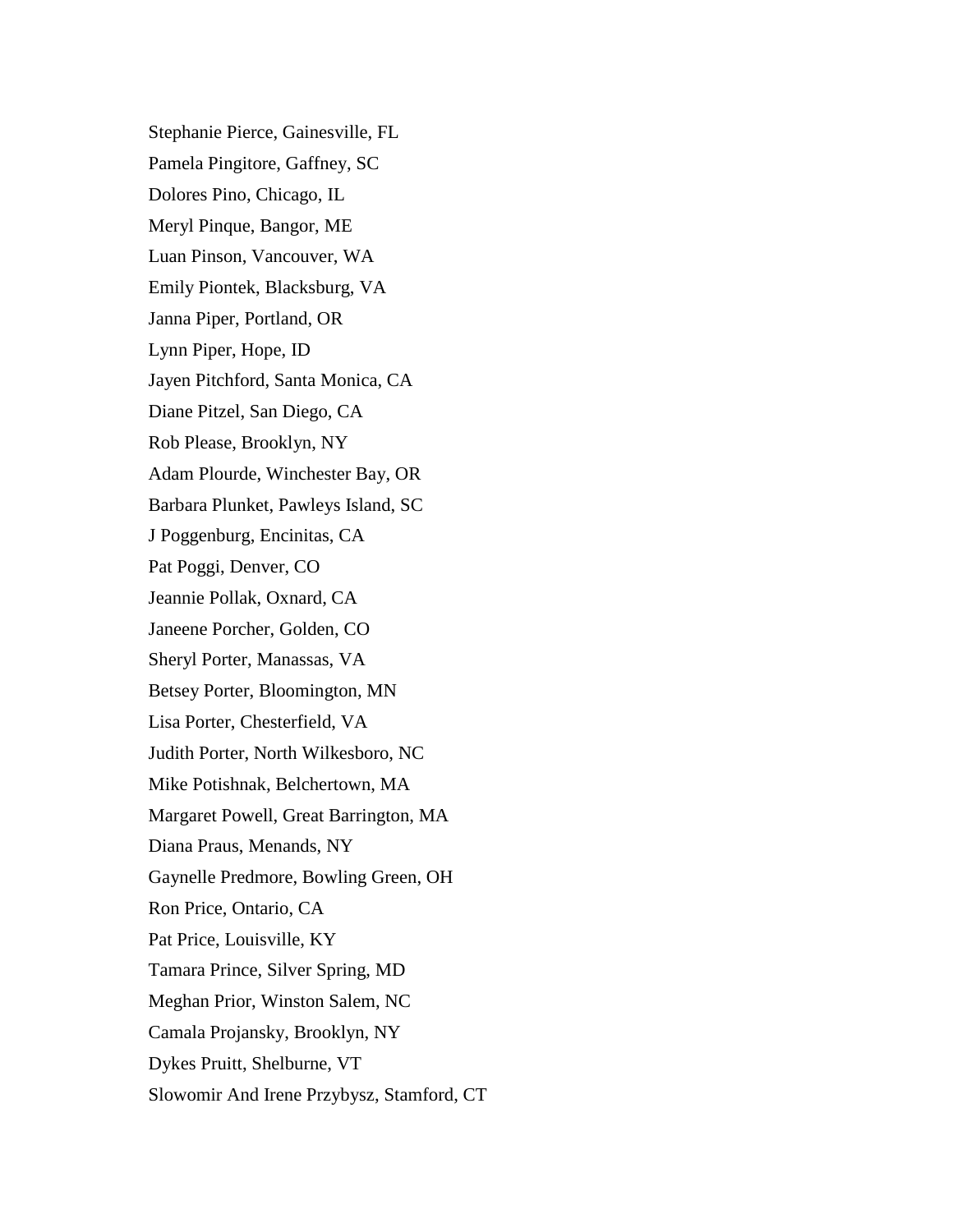Stephanie Pierce, Gainesville, FL

Pamela Pingitore, Gaffney, SC

Dolores Pino, Chicago, IL

Meryl Pinque, Bangor, ME

Luan Pinson, Vancouver, WA

Emily Piontek, Blacksburg, VA

Janna Piper, Portland, OR

Lynn Piper, Hope, ID

Jayen Pitchford, Santa Monica, CA

Diane Pitzel, San Diego, CA

Rob Please, Brooklyn, NY

Adam Plourde, Winchester Bay, OR

Barbara Plunket, Pawleys Island, SC

J Poggenburg, Encinitas, CA

Pat Poggi, Denver, CO

Jeannie Pollak, Oxnard, CA

Janeene Porcher, Golden, CO

Sheryl Porter, Manassas, VA

Betsey Porter, Bloomington, MN

Lisa Porter, Chesterfield, VA

Judith Porter, North Wilkesboro, NC

Mike Potishnak, Belchertown, MA

Margaret Powell, Great Barrington, MA

Diana Praus, Menands, NY

Gaynelle Predmore, Bowling Green, OH

Ron Price, Ontario, CA

Pat Price, Louisville, KY

Tamara Prince, Silver Spring, MD

Meghan Prior, Winston Salem, NC

Camala Projansky, Brooklyn, NY

Dykes Pruitt, Shelburne, VT

Slowomir And Irene Przybysz, Stamford, CT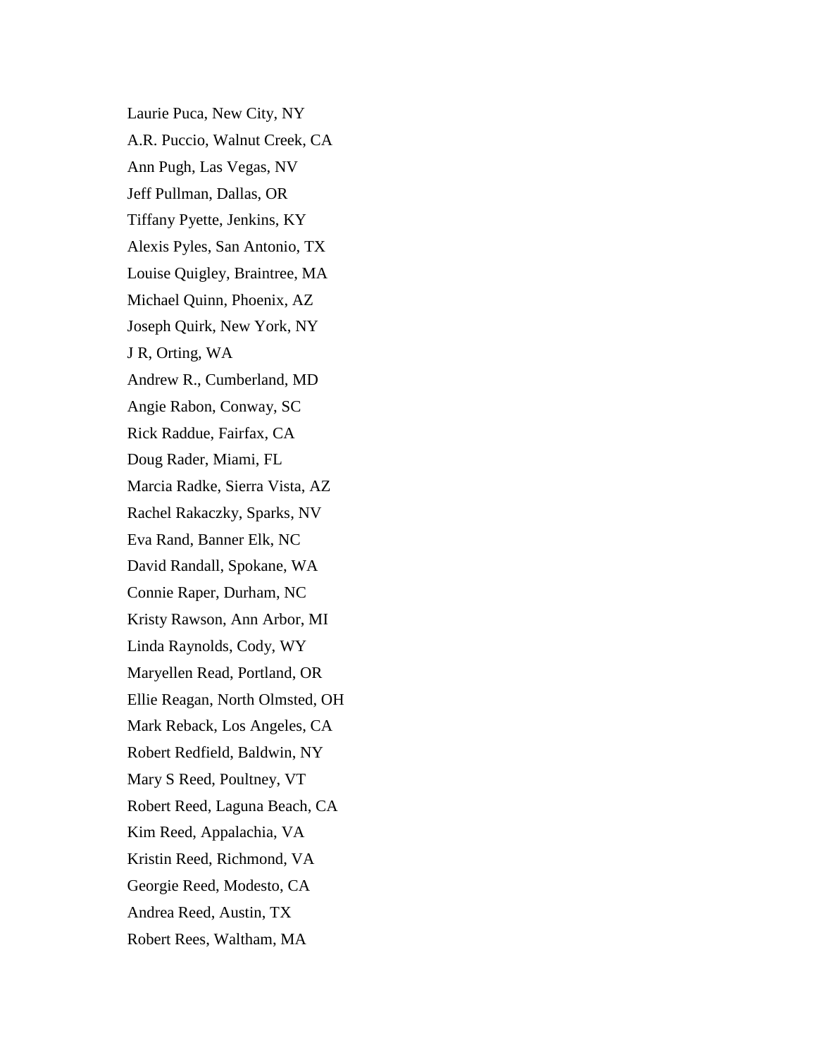Laurie Puca, New City, NY

A.R. Puccio, Walnut Creek, CA

Ann Pugh, Las Vegas, NV

Jeff Pullman, Dallas, OR

Tiffany Pyette, Jenkins, KY

Alexis Pyles, San Antonio, TX

Louise Quigley, Braintree, MA

Michael Quinn, Phoenix, AZ

Joseph Quirk, New York, NY

J R, Orting, WA

Andrew R., Cumberland, MD

Angie Rabon, Conway, SC

Rick Raddue, Fairfax, CA

Doug Rader, Miami, FL

Marcia Radke, Sierra Vista, AZ

Rachel Rakaczky, Sparks, NV

Eva Rand, Banner Elk, NC

David Randall, Spokane, WA

Connie Raper, Durham, NC

Kristy Rawson, Ann Arbor, MI

Linda Raynolds, Cody, WY

Maryellen Read, Portland, OR

Ellie Reagan, North Olmsted, OH

Mark Reback, Los Angeles, CA

Robert Redfield, Baldwin, NY

Mary S Reed, Poultney, VT

Robert Reed, Laguna Beach, CA

Kim Reed, Appalachia, VA

Kristin Reed, Richmond, VA

Georgie Reed, Modesto, CA

Andrea Reed, Austin, TX

Robert Rees, Waltham, MA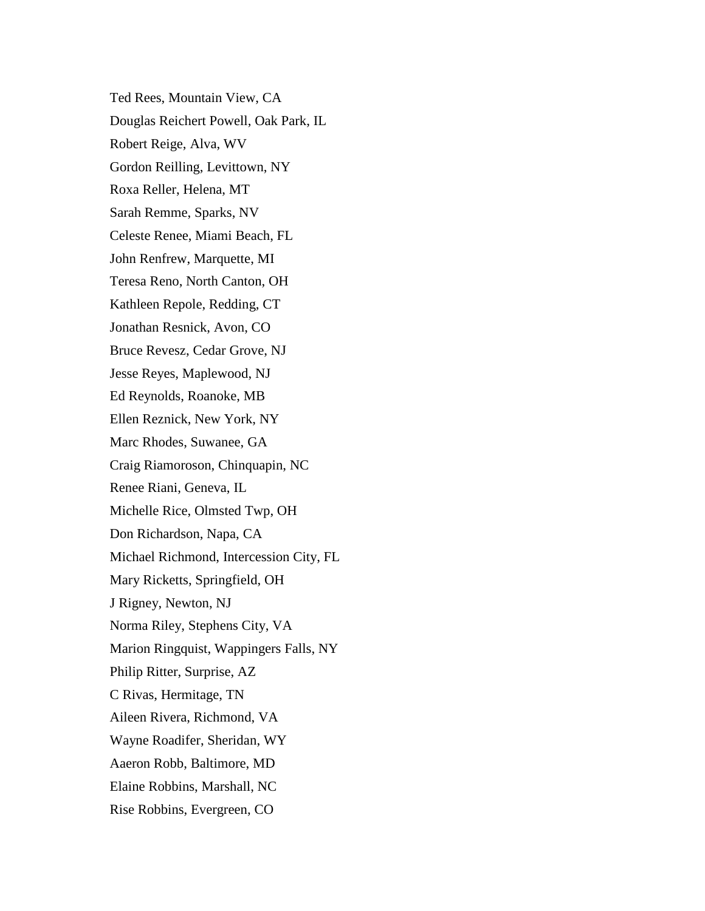Ted Rees, Mountain View, CA

Douglas Reichert Powell, Oak Park, IL

Robert Reige, Alva, WV

Gordon Reilling, Levittown, NY

Roxa Reller, Helena, MT

Sarah Remme, Sparks, NV

Celeste Renee, Miami Beach, FL

John Renfrew, Marquette, MI

Teresa Reno, North Canton, OH

Kathleen Repole, Redding, CT

Jonathan Resnick, Avon, CO

Bruce Revesz, Cedar Grove, NJ

Jesse Reyes, Maplewood, NJ

Ed Reynolds, Roanoke, MB

Ellen Reznick, New York, NY

Marc Rhodes, Suwanee, GA

Craig Riamoroson, Chinquapin, NC

Renee Riani, Geneva, IL

Michelle Rice, Olmsted Twp, OH

Don Richardson, Napa, CA

Michael Richmond, Intercession City, FL

Mary Ricketts, Springfield, OH

J Rigney, Newton, NJ

Norma Riley, Stephens City, VA

Marion Ringquist, Wappingers Falls, NY

Philip Ritter, Surprise, AZ

C Rivas, Hermitage, TN

Aileen Rivera, Richmond, VA

Wayne Roadifer, Sheridan, WY

Aaeron Robb, Baltimore, MD

Elaine Robbins, Marshall, NC

Rise Robbins, Evergreen, CO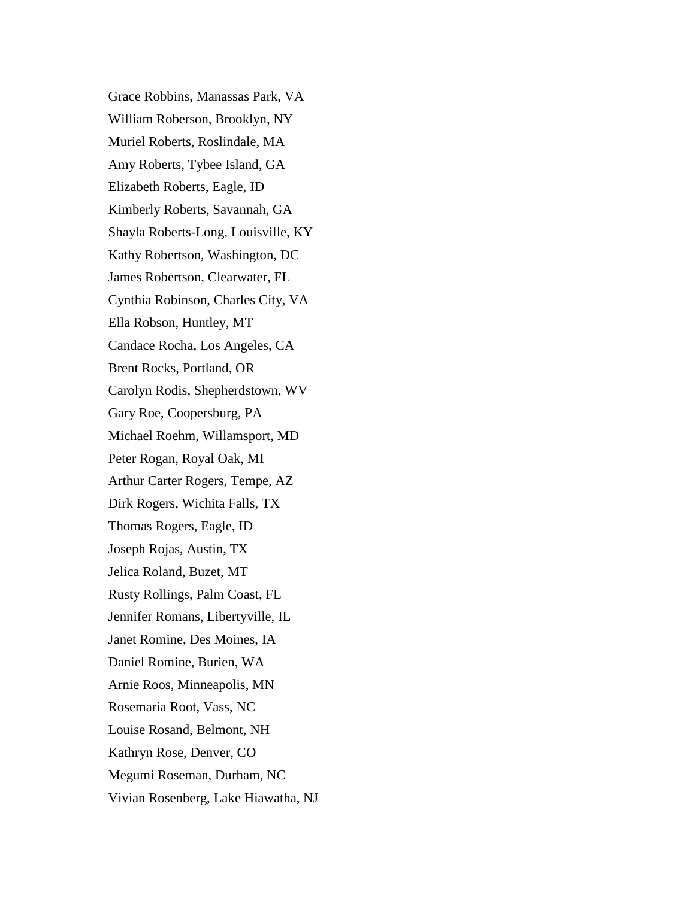Grace Robbins, Manassas Park, VA

William Roberson, Brooklyn, NY

Muriel Roberts, Roslindale, MA

Amy Roberts, Tybee Island, GA

Elizabeth Roberts, Eagle, ID

Kimberly Roberts, Savannah, GA

Shayla Roberts-Long, Louisville, KY

Kathy Robertson, Washington, DC

James Robertson, Clearwater, FL

Cynthia Robinson, Charles City, VA

Ella Robson, Huntley, MT

Candace Rocha, Los Angeles, CA

Brent Rocks, Portland, OR

Carolyn Rodis, Shepherdstown, WV

Gary Roe, Coopersburg, PA

Michael Roehm, Willamsport, MD

Peter Rogan, Royal Oak, MI

Arthur Carter Rogers, Tempe, AZ

Dirk Rogers, Wichita Falls, TX

Thomas Rogers, Eagle, ID

Joseph Rojas, Austin, TX

Jelica Roland, Buzet, MT

Rusty Rollings, Palm Coast, FL

Jennifer Romans, Libertyville, IL

Janet Romine, Des Moines, IA

Daniel Romine, Burien, WA

Arnie Roos, Minneapolis, MN

Rosemaria Root, Vass, NC

Louise Rosand, Belmont, NH

Kathryn Rose, Denver, CO

Megumi Roseman, Durham, NC

Vivian Rosenberg, Lake Hiawatha, NJ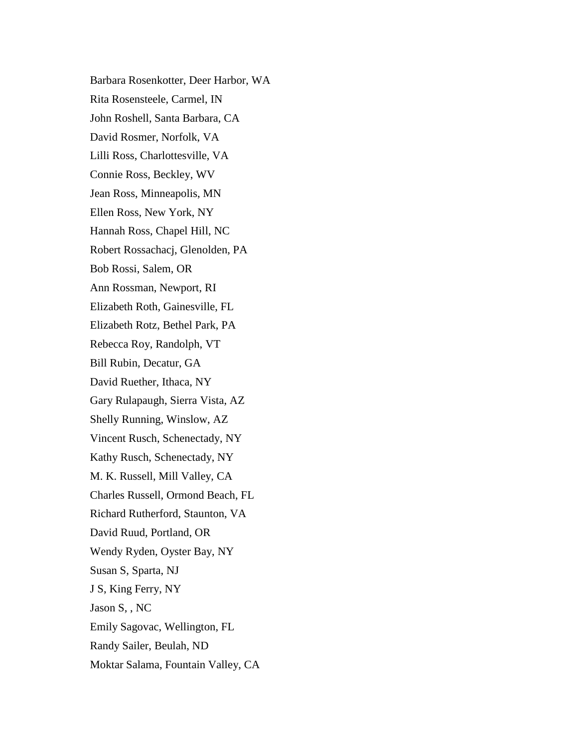Barbara Rosenkotter, Deer Harbor, WA

Rita Rosensteele, Carmel, IN

John Roshell, Santa Barbara, CA

David Rosmer, Norfolk, VA

Lilli Ross, Charlottesville, VA

Connie Ross, Beckley, WV

Jean Ross, Minneapolis, MN

Ellen Ross, New York, NY

Hannah Ross, Chapel Hill, NC

Robert Rossachacj, Glenolden, PA

Bob Rossi, Salem, OR

Ann Rossman, Newport, RI

Elizabeth Roth, Gainesville, FL

Elizabeth Rotz, Bethel Park, PA

Rebecca Roy, Randolph, VT

Bill Rubin, Decatur, GA

David Ruether, Ithaca, NY

Gary Rulapaugh, Sierra Vista, AZ

Shelly Running, Winslow, AZ

Vincent Rusch, Schenectady, NY

Kathy Rusch, Schenectady, NY

M. K. Russell, Mill Valley, CA

Charles Russell, Ormond Beach, FL

Richard Rutherford, Staunton, VA

David Ruud, Portland, OR

Wendy Ryden, Oyster Bay, NY

Susan S, Sparta, NJ

J S, King Ferry, NY

Jason S, , NC

Emily Sagovac, Wellington, FL

Randy Sailer, Beulah, ND

Moktar Salama, Fountain Valley, CA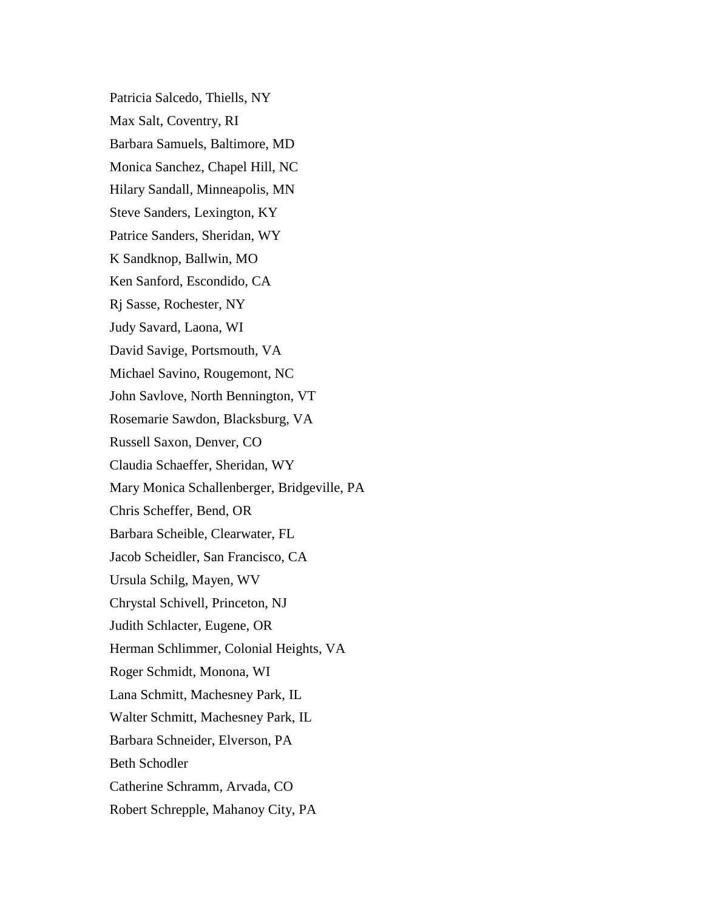Patricia Salcedo, Thiells, NY

Max Salt, Coventry, RI

Barbara Samuels, Baltimore, MD

Monica Sanchez, Chapel Hill, NC

Hilary Sandall, Minneapolis, MN

Steve Sanders, Lexington, KY

Patrice Sanders, Sheridan, WY

K Sandknop, Ballwin, MO

Ken Sanford, Escondido, CA

Rj Sasse, Rochester, NY

Judy Savard, Laona, WI

David Savige, Portsmouth, VA

Michael Savino, Rougemont, NC

John Savlove, North Bennington, VT

Rosemarie Sawdon, Blacksburg, VA

Russell Saxon, Denver, CO

Claudia Schaeffer, Sheridan, WY

Mary Monica Schallenberger, Bridgeville, PA

Chris Scheffer, Bend, OR

Barbara Scheible, Clearwater, FL

Jacob Scheidler, San Francisco, CA

Ursula Schilg, Mayen, WV

Chrystal Schivell, Princeton, NJ

Judith Schlacter, Eugene, OR

Herman Schlimmer, Colonial Heights, VA

Roger Schmidt, Monona, WI

Lana Schmitt, Machesney Park, IL

Walter Schmitt, Machesney Park, IL

Barbara Schneider, Elverson, PA

Beth Schodler

Catherine Schramm, Arvada, CO

Robert Schrepple, Mahanoy City, PA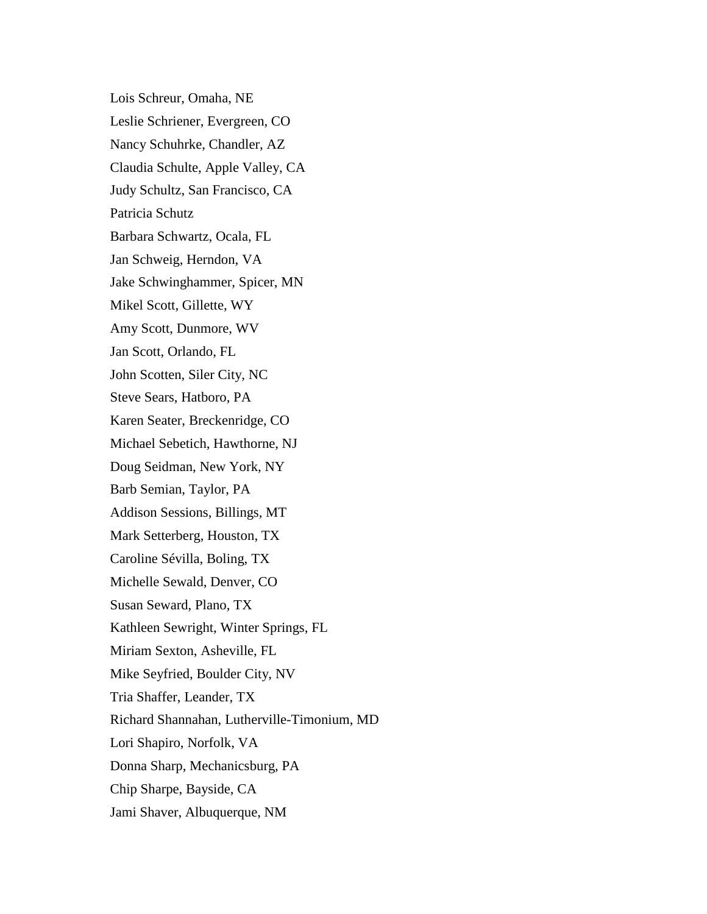Lois Schreur, Omaha, NE

Leslie Schriener, Evergreen, CO

Nancy Schuhrke, Chandler, AZ

Claudia Schulte, Apple Valley, CA

Judy Schultz, San Francisco, CA

Patricia Schutz

Barbara Schwartz, Ocala, FL

Jan Schweig, Herndon, VA

Jake Schwinghammer, Spicer, MN

Mikel Scott, Gillette, WY

Amy Scott, Dunmore, WV

Jan Scott, Orlando, FL

John Scotten, Siler City, NC

Steve Sears, Hatboro, PA

Karen Seater, Breckenridge, CO

Michael Sebetich, Hawthorne, NJ

Doug Seidman, New York, NY

Barb Semian, Taylor, PA

Addison Sessions, Billings, MT

Mark Setterberg, Houston, TX

Caroline Sévilla, Boling, TX

Michelle Sewald, Denver, CO

Susan Seward, Plano, TX

Kathleen Sewright, Winter Springs, FL

Miriam Sexton, Asheville, FL

Mike Seyfried, Boulder City, NV

Tria Shaffer, Leander, TX

Richard Shannahan, Lutherville-Timonium, MD

Lori Shapiro, Norfolk, VA

Donna Sharp, Mechanicsburg, PA

Chip Sharpe, Bayside, CA

Jami Shaver, Albuquerque, NM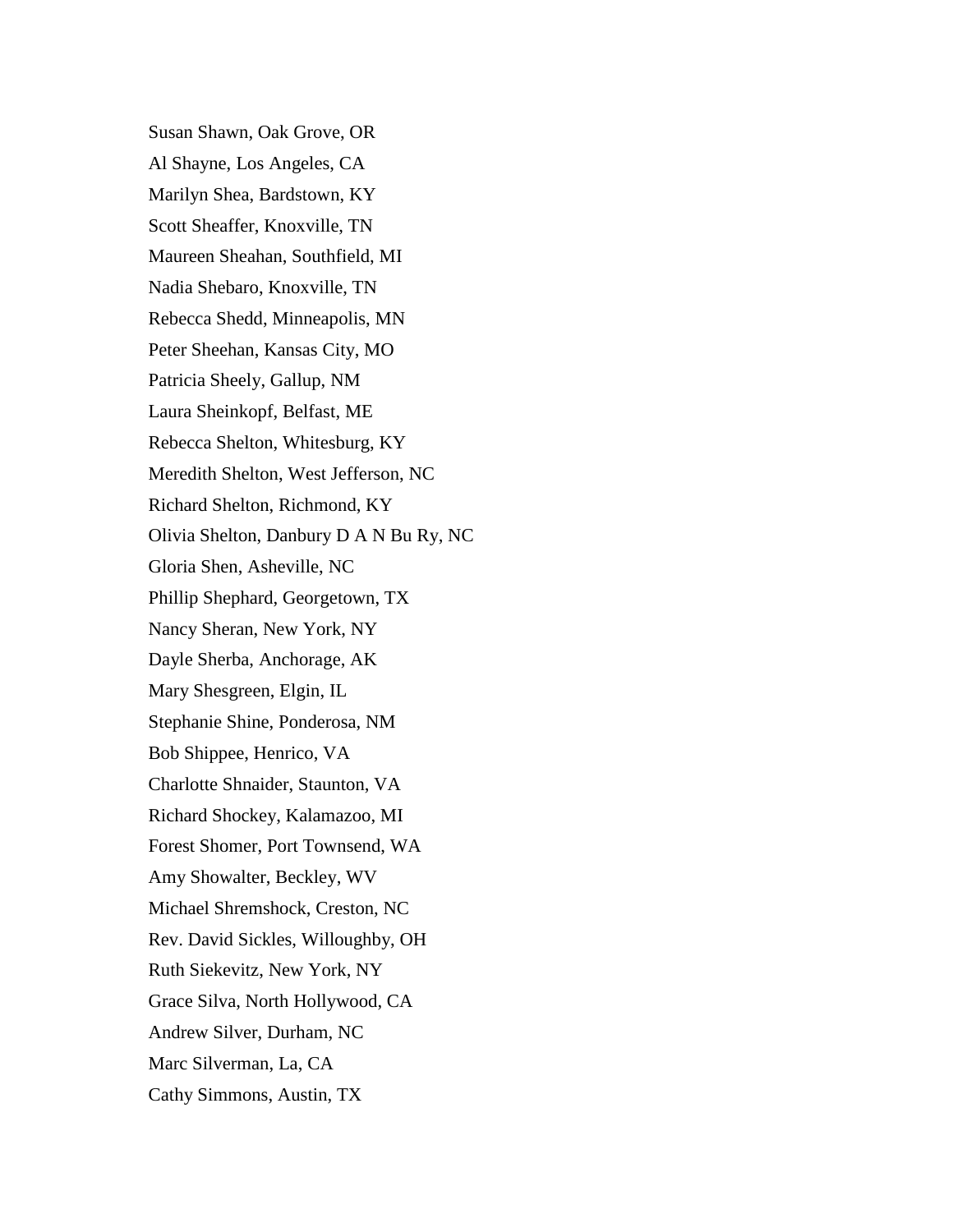Susan Shawn, Oak Grove, OR

Al Shayne, Los Angeles, CA

Marilyn Shea, Bardstown, KY

Scott Sheaffer, Knoxville, TN

Maureen Sheahan, Southfield, MI

Nadia Shebaro, Knoxville, TN

Rebecca Shedd, Minneapolis, MN

Peter Sheehan, Kansas City, MO

Patricia Sheely, Gallup, NM

Laura Sheinkopf, Belfast, ME

Rebecca Shelton, Whitesburg, KY

Meredith Shelton, West Jefferson, NC

Richard Shelton, Richmond, KY

Olivia Shelton, Danbury D A N Bu Ry, NC

Gloria Shen, Asheville, NC

Phillip Shephard, Georgetown, TX

Nancy Sheran, New York, NY

Dayle Sherba, Anchorage, AK

Mary Shesgreen, Elgin, IL

Stephanie Shine, Ponderosa, NM

Bob Shippee, Henrico, VA

Charlotte Shnaider, Staunton, VA

Richard Shockey, Kalamazoo, MI

Forest Shomer, Port Townsend, WA

Amy Showalter, Beckley, WV

Michael Shremshock, Creston, NC

Rev. David Sickles, Willoughby, OH

Ruth Siekevitz, New York, NY

Grace Silva, North Hollywood, CA

Andrew Silver, Durham, NC

Marc Silverman, La, CA

Cathy Simmons, Austin, TX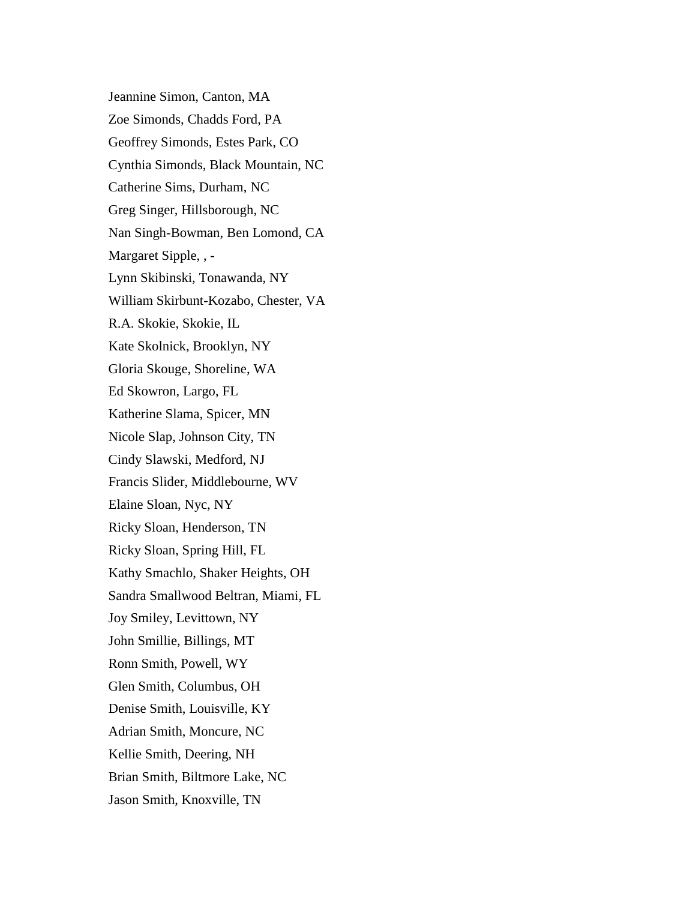Jeannine Simon, Canton, MA

Zoe Simonds, Chadds Ford, PA

Geoffrey Simonds, Estes Park, CO

Cynthia Simonds, Black Mountain, NC

Catherine Sims, Durham, NC

Greg Singer, Hillsborough, NC

Nan Singh-Bowman, Ben Lomond, CA

Margaret Sipple, , -

Lynn Skibinski, Tonawanda, NY

William Skirbunt-Kozabo, Chester, VA

R.A. Skokie, Skokie, IL

Kate Skolnick, Brooklyn, NY

Gloria Skouge, Shoreline, WA

Ed Skowron, Largo, FL

Katherine Slama, Spicer, MN

Nicole Slap, Johnson City, TN

Cindy Slawski, Medford, NJ

Francis Slider, Middlebourne, WV

Elaine Sloan, Nyc, NY

Ricky Sloan, Henderson, TN

Ricky Sloan, Spring Hill, FL

Kathy Smachlo, Shaker Heights, OH

Sandra Smallwood Beltran, Miami, FL

Joy Smiley, Levittown, NY

John Smillie, Billings, MT

Ronn Smith, Powell, WY

Glen Smith, Columbus, OH

Denise Smith, Louisville, KY

Adrian Smith, Moncure, NC

Kellie Smith, Deering, NH

Brian Smith, Biltmore Lake, NC

Jason Smith, Knoxville, TN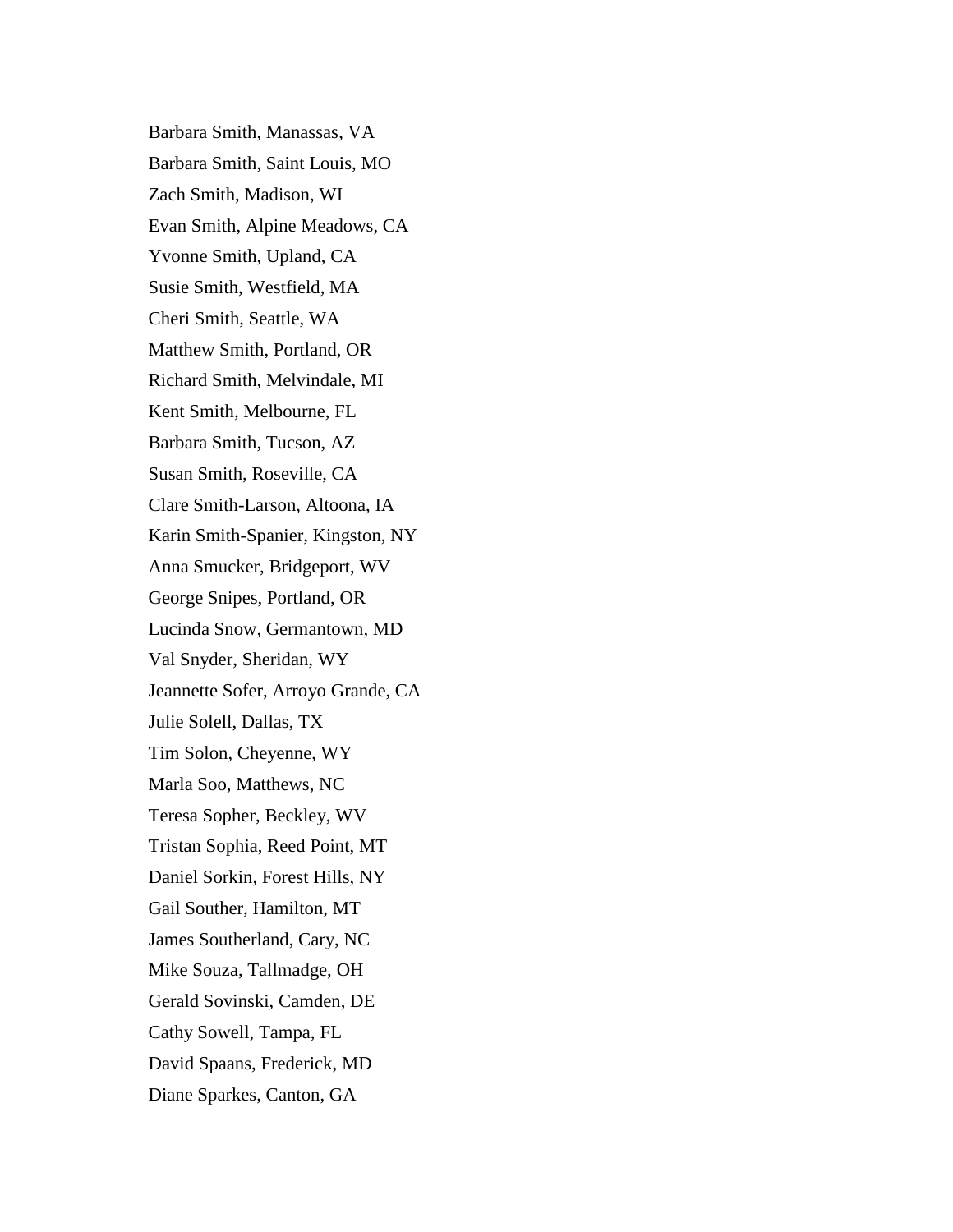Barbara Smith, Manassas, VA

Barbara Smith, Saint Louis, MO

Zach Smith, Madison, WI

Evan Smith, Alpine Meadows, CA

Yvonne Smith, Upland, CA

Susie Smith, Westfield, MA

Cheri Smith, Seattle, WA

Matthew Smith, Portland, OR

Richard Smith, Melvindale, MI

Kent Smith, Melbourne, FL

Barbara Smith, Tucson, AZ

Susan Smith, Roseville, CA

Clare Smith-Larson, Altoona, IA

Karin Smith-Spanier, Kingston, NY

Anna Smucker, Bridgeport, WV

George Snipes, Portland, OR

Lucinda Snow, Germantown, MD

Val Snyder, Sheridan, WY

Jeannette Sofer, Arroyo Grande, CA

Julie Solell, Dallas, TX

Tim Solon, Cheyenne, WY

Marla Soo, Matthews, NC

Teresa Sopher, Beckley, WV

Tristan Sophia, Reed Point, MT

Daniel Sorkin, Forest Hills, NY

Gail Souther, Hamilton, MT

James Southerland, Cary, NC

Mike Souza, Tallmadge, OH

Gerald Sovinski, Camden, DE

Cathy Sowell, Tampa, FL

David Spaans, Frederick, MD

Diane Sparkes, Canton, GA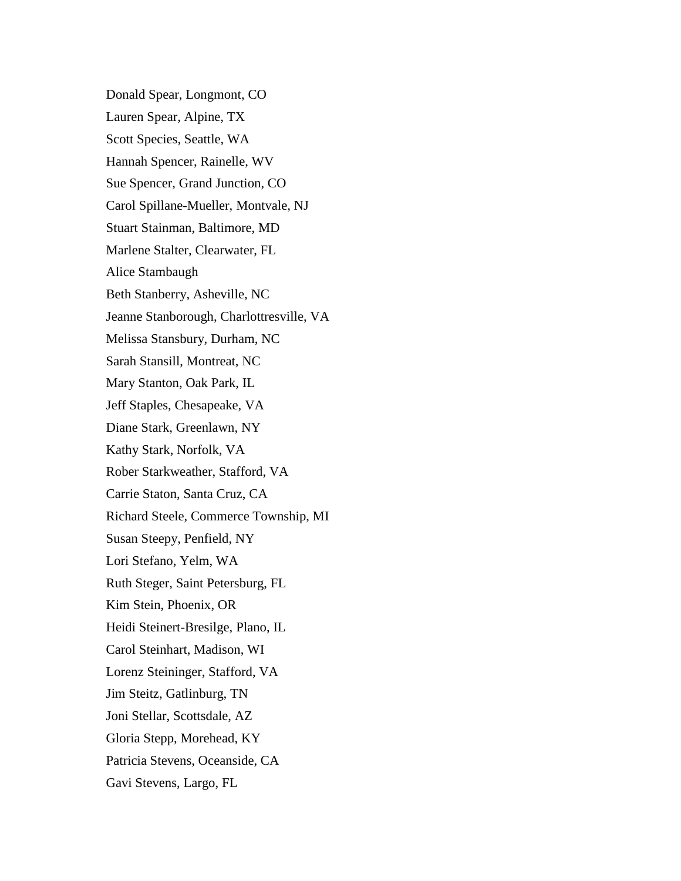Donald Spear, Longmont, CO

Lauren Spear, Alpine, TX

Scott Species, Seattle, WA

Hannah Spencer, Rainelle, WV

Sue Spencer, Grand Junction, CO

Carol Spillane-Mueller, Montvale, NJ

Stuart Stainman, Baltimore, MD

Marlene Stalter, Clearwater, FL

Alice Stambaugh

Beth Stanberry, Asheville, NC

Jeanne Stanborough, Charlottresville, VA

Melissa Stansbury, Durham, NC

Sarah Stansill, Montreat, NC

Mary Stanton, Oak Park, IL

Jeff Staples, Chesapeake, VA

Diane Stark, Greenlawn, NY

Kathy Stark, Norfolk, VA

Rober Starkweather, Stafford, VA

Carrie Staton, Santa Cruz, CA

Richard Steele, Commerce Township, MI

Susan Steepy, Penfield, NY

Lori Stefano, Yelm, WA

Ruth Steger, Saint Petersburg, FL

Kim Stein, Phoenix, OR

Heidi Steinert-Bresilge, Plano, IL

Carol Steinhart, Madison, WI

Lorenz Steininger, Stafford, VA

Jim Steitz, Gatlinburg, TN

Joni Stellar, Scottsdale, AZ

Gloria Stepp, Morehead, KY

Patricia Stevens, Oceanside, CA

Gavi Stevens, Largo, FL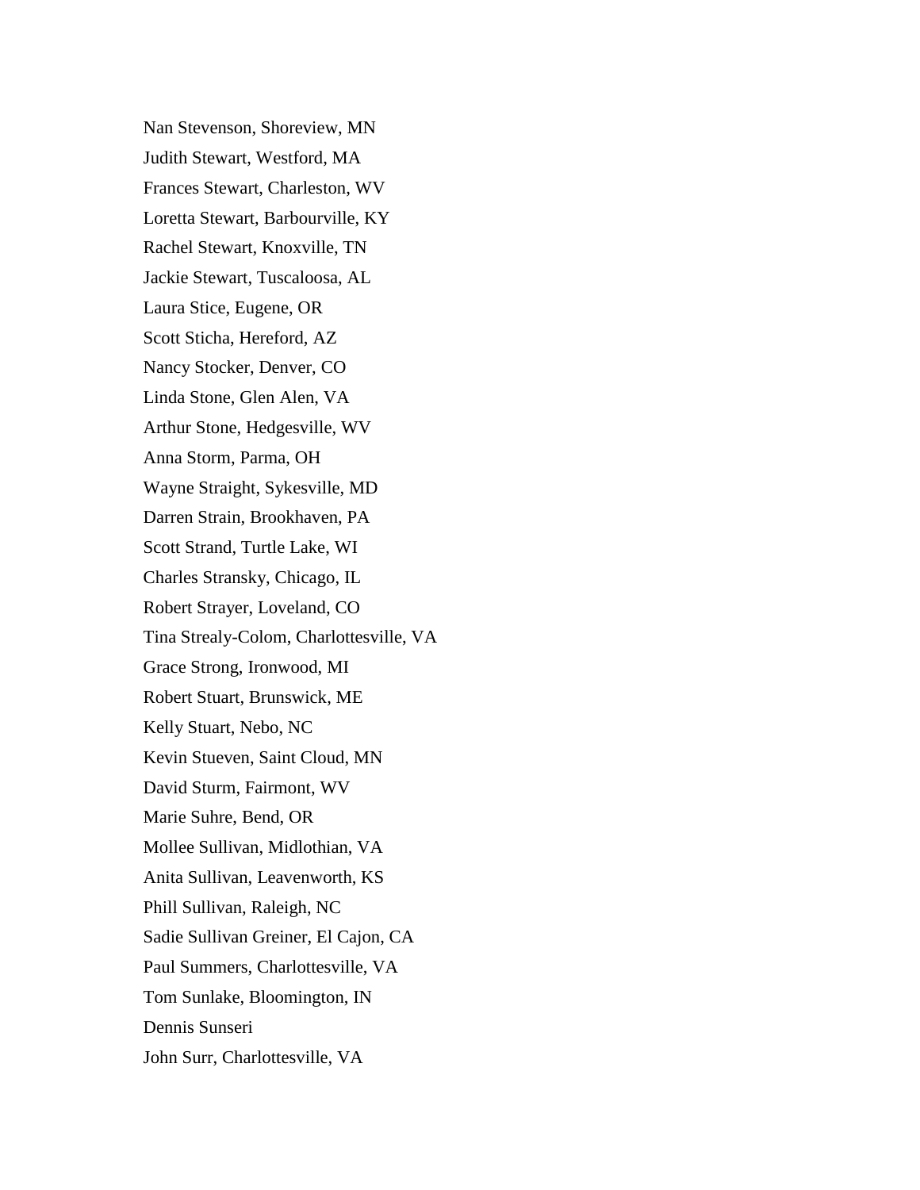Nan Stevenson, Shoreview, MN

Judith Stewart, Westford, MA

Frances Stewart, Charleston, WV

Loretta Stewart, Barbourville, KY

Rachel Stewart, Knoxville, TN

Jackie Stewart, Tuscaloosa, AL

Laura Stice, Eugene, OR

Scott Sticha, Hereford, AZ

Nancy Stocker, Denver, CO

Linda Stone, Glen Alen, VA

Arthur Stone, Hedgesville, WV

Anna Storm, Parma, OH

Wayne Straight, Sykesville, MD

Darren Strain, Brookhaven, PA

Scott Strand, Turtle Lake, WI

Charles Stransky, Chicago, IL

Robert Strayer, Loveland, CO

Tina Strealy-Colom, Charlottesville, VA

Grace Strong, Ironwood, MI

Robert Stuart, Brunswick, ME

Kelly Stuart, Nebo, NC

Kevin Stueven, Saint Cloud, MN

David Sturm, Fairmont, WV

Marie Suhre, Bend, OR

Mollee Sullivan, Midlothian, VA

Anita Sullivan, Leavenworth, KS

Phill Sullivan, Raleigh, NC

Sadie Sullivan Greiner, El Cajon, CA

Paul Summers, Charlottesville, VA

Tom Sunlake, Bloomington, IN

Dennis Sunseri

John Surr, Charlottesville, VA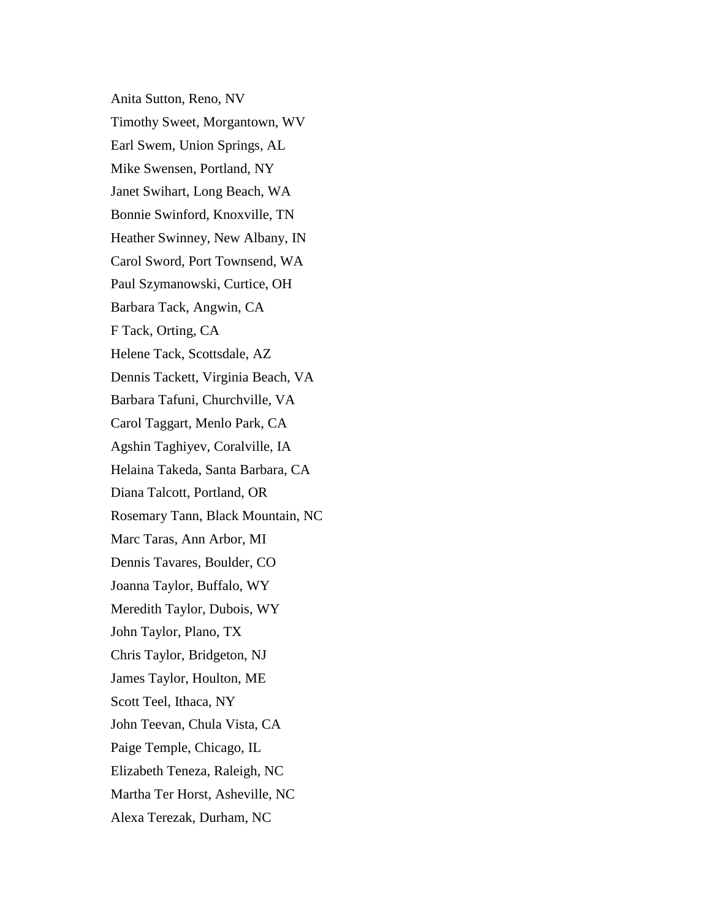Anita Sutton, Reno, NV

Timothy Sweet, Morgantown, WV

Earl Swem, Union Springs, AL

Mike Swensen, Portland, NY

Janet Swihart, Long Beach, WA

Bonnie Swinford, Knoxville, TN

Heather Swinney, New Albany, IN

Carol Sword, Port Townsend, WA

Paul Szymanowski, Curtice, OH

Barbara Tack, Angwin, CA

F Tack, Orting, CA

Helene Tack, Scottsdale, AZ

Dennis Tackett, Virginia Beach, VA

Barbara Tafuni, Churchville, VA

Carol Taggart, Menlo Park, CA

Agshin Taghiyev, Coralville, IA

Helaina Takeda, Santa Barbara, CA

Diana Talcott, Portland, OR

Rosemary Tann, Black Mountain, NC

Marc Taras, Ann Arbor, MI

Dennis Tavares, Boulder, CO

Joanna Taylor, Buffalo, WY

Meredith Taylor, Dubois, WY

John Taylor, Plano, TX

Chris Taylor, Bridgeton, NJ

James Taylor, Houlton, ME

Scott Teel, Ithaca, NY

John Teevan, Chula Vista, CA

Paige Temple, Chicago, IL

Elizabeth Teneza, Raleigh, NC

Martha Ter Horst, Asheville, NC

Alexa Terezak, Durham, NC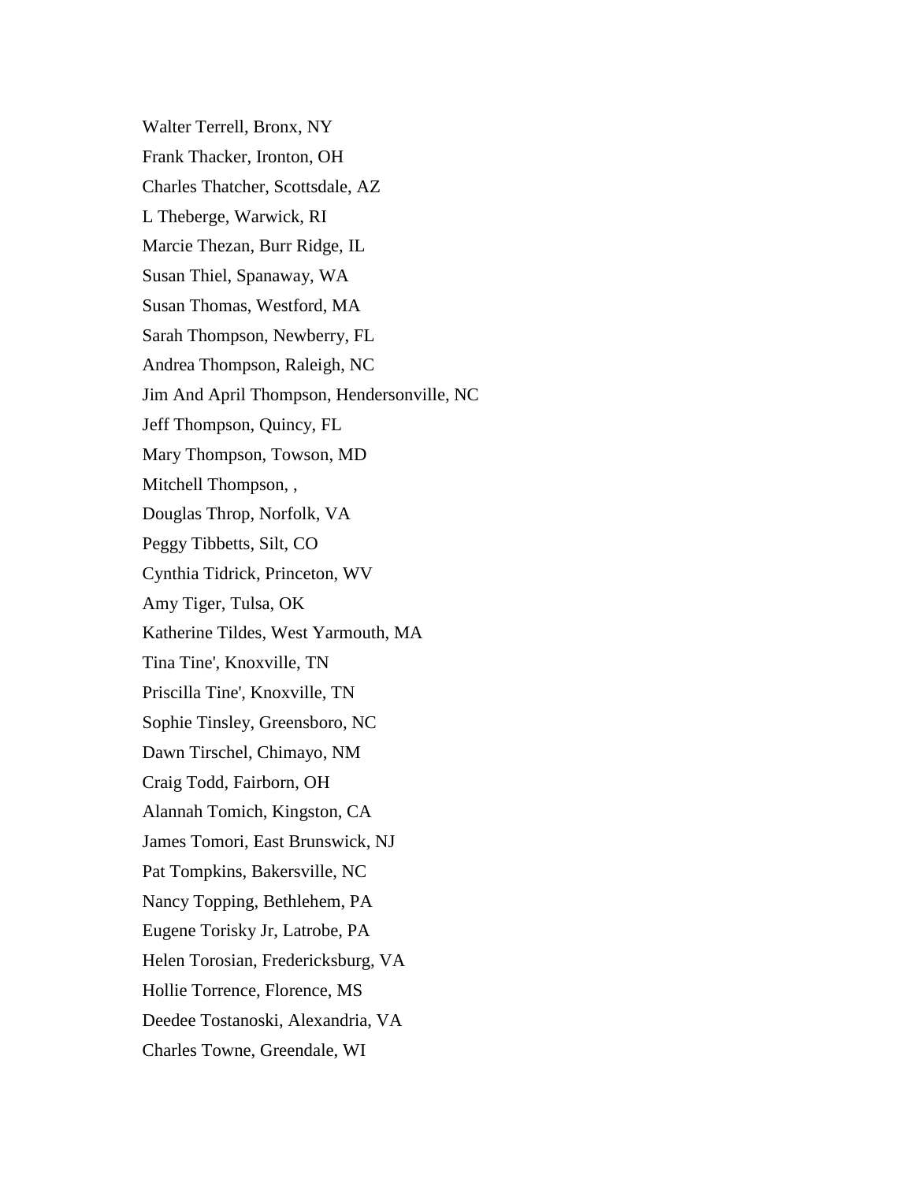Walter Terrell, Bronx, NY

Frank Thacker, Ironton, OH

Charles Thatcher, Scottsdale, AZ

L Theberge, Warwick, RI

Marcie Thezan, Burr Ridge, IL

Susan Thiel, Spanaway, WA

Susan Thomas, Westford, MA

Sarah Thompson, Newberry, FL

Andrea Thompson, Raleigh, NC

Jim And April Thompson, Hendersonville, NC

Jeff Thompson, Quincy, FL

Mary Thompson, Towson, MD

Mitchell Thompson, ,

Douglas Throp, Norfolk, VA

Peggy Tibbetts, Silt, CO

Cynthia Tidrick, Princeton, WV

Amy Tiger, Tulsa, OK

Katherine Tildes, West Yarmouth, MA

Tina Tine', Knoxville, TN

Priscilla Tine', Knoxville, TN

Sophie Tinsley, Greensboro, NC

Dawn Tirschel, Chimayo, NM

Craig Todd, Fairborn, OH

Alannah Tomich, Kingston, CA

James Tomori, East Brunswick, NJ

Pat Tompkins, Bakersville, NC

Nancy Topping, Bethlehem, PA

Eugene Torisky Jr, Latrobe, PA

Helen Torosian, Fredericksburg, VA

Hollie Torrence, Florence, MS

Deedee Tostanoski, Alexandria, VA

Charles Towne, Greendale, WI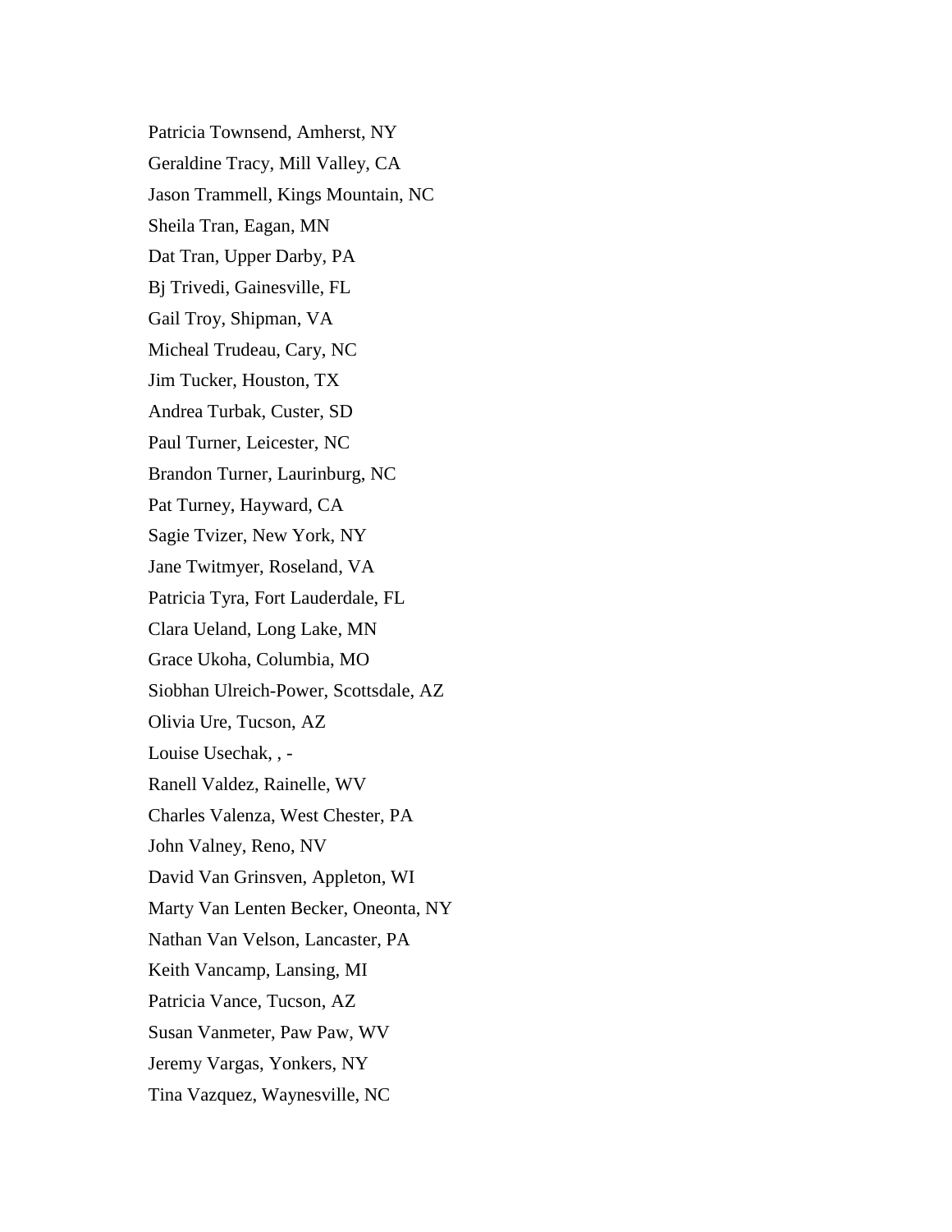Patricia Townsend, Amherst, NY

Geraldine Tracy, Mill Valley, CA

Jason Trammell, Kings Mountain, NC

Sheila Tran, Eagan, MN

Dat Tran, Upper Darby, PA

Bj Trivedi, Gainesville, FL

Gail Troy, Shipman, VA

Micheal Trudeau, Cary, NC

Jim Tucker, Houston, TX

Andrea Turbak, Custer, SD

Paul Turner, Leicester, NC

Brandon Turner, Laurinburg, NC

Pat Turney, Hayward, CA

Sagie Tvizer, New York, NY

Jane Twitmyer, Roseland, VA

Patricia Tyra, Fort Lauderdale, FL

Clara Ueland, Long Lake, MN

Grace Ukoha, Columbia, MO

Siobhan Ulreich-Power, Scottsdale, AZ

Olivia Ure, Tucson, AZ

Louise Usechak, , -

Ranell Valdez, Rainelle, WV

Charles Valenza, West Chester, PA

John Valney, Reno, NV

David Van Grinsven, Appleton, WI

Marty Van Lenten Becker, Oneonta, NY

Nathan Van Velson, Lancaster, PA

Keith Vancamp, Lansing, MI

Patricia Vance, Tucson, AZ

Susan Vanmeter, Paw Paw, WV

Jeremy Vargas, Yonkers, NY

Tina Vazquez, Waynesville, NC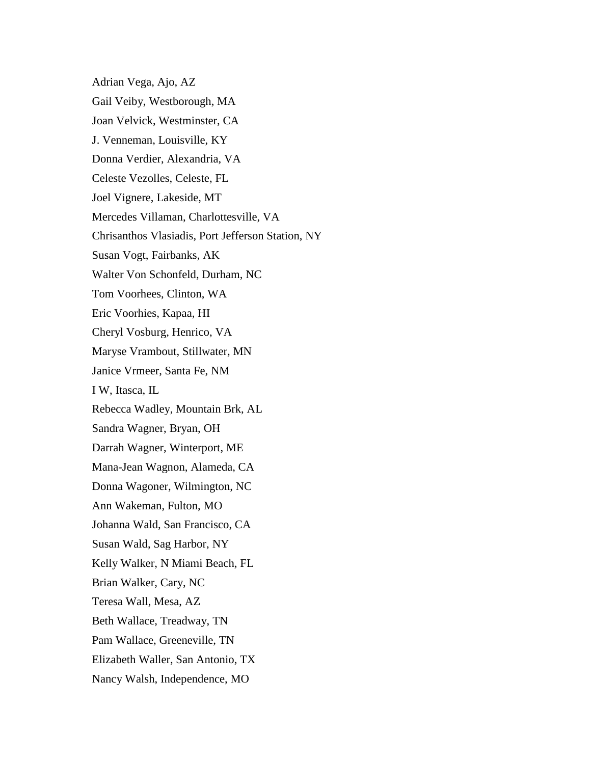Adrian Vega, Ajo, AZ

Gail Veiby, Westborough, MA

Joan Velvick, Westminster, CA

J. Venneman, Louisville, KY

Donna Verdier, Alexandria, VA

Celeste Vezolles, Celeste, FL

Joel Vignere, Lakeside, MT

Mercedes Villaman, Charlottesville, VA

Chrisanthos Vlasiadis, Port Jefferson Station, NY

Susan Vogt, Fairbanks, AK

Walter Von Schonfeld, Durham, NC

Tom Voorhees, Clinton, WA

Eric Voorhies, Kapaa, HI

Cheryl Vosburg, Henrico, VA

Maryse Vrambout, Stillwater, MN

Janice Vrmeer, Santa Fe, NM

I W, Itasca, IL

Rebecca Wadley, Mountain Brk, AL

Sandra Wagner, Bryan, OH

Darrah Wagner, Winterport, ME

Mana-Jean Wagnon, Alameda, CA

Donna Wagoner, Wilmington, NC

Ann Wakeman, Fulton, MO

Johanna Wald, San Francisco, CA

Susan Wald, Sag Harbor, NY

Kelly Walker, N Miami Beach, FL

Brian Walker, Cary, NC

Teresa Wall, Mesa, AZ

Beth Wallace, Treadway, TN

Pam Wallace, Greeneville, TN

Elizabeth Waller, San Antonio, TX

Nancy Walsh, Independence, MO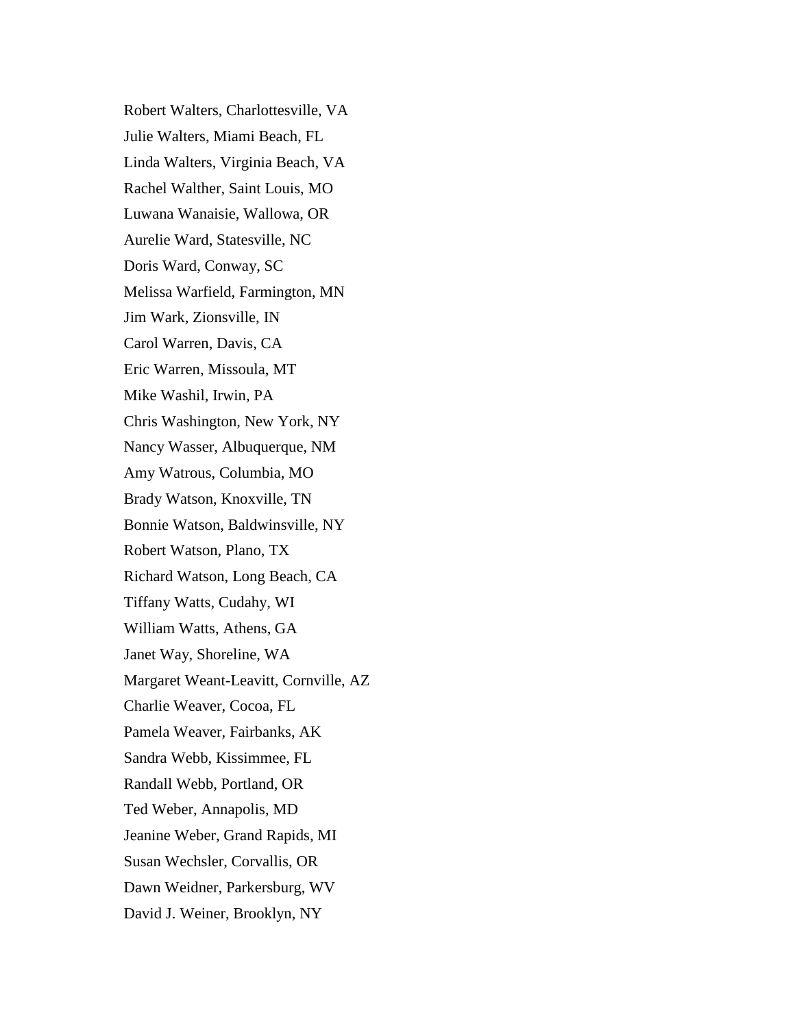Robert Walters, Charlottesville, VA

Julie Walters, Miami Beach, FL

Linda Walters, Virginia Beach, VA

Rachel Walther, Saint Louis, MO

Luwana Wanaisie, Wallowa, OR

Aurelie Ward, Statesville, NC

Doris Ward, Conway, SC

Melissa Warfield, Farmington, MN

Jim Wark, Zionsville, IN

Carol Warren, Davis, CA

Eric Warren, Missoula, MT

Mike Washil, Irwin, PA

Chris Washington, New York, NY

Nancy Wasser, Albuquerque, NM

Amy Watrous, Columbia, MO

Brady Watson, Knoxville, TN

Bonnie Watson, Baldwinsville, NY

Robert Watson, Plano, TX

Richard Watson, Long Beach, CA

Tiffany Watts, Cudahy, WI

William Watts, Athens, GA

Janet Way, Shoreline, WA

Margaret Weant-Leavitt, Cornville, AZ

Charlie Weaver, Cocoa, FL

Pamela Weaver, Fairbanks, AK

Sandra Webb, Kissimmee, FL

Randall Webb, Portland, OR

Ted Weber, Annapolis, MD

Jeanine Weber, Grand Rapids, MI

Susan Wechsler, Corvallis, OR

Dawn Weidner, Parkersburg, WV

David J. Weiner, Brooklyn, NY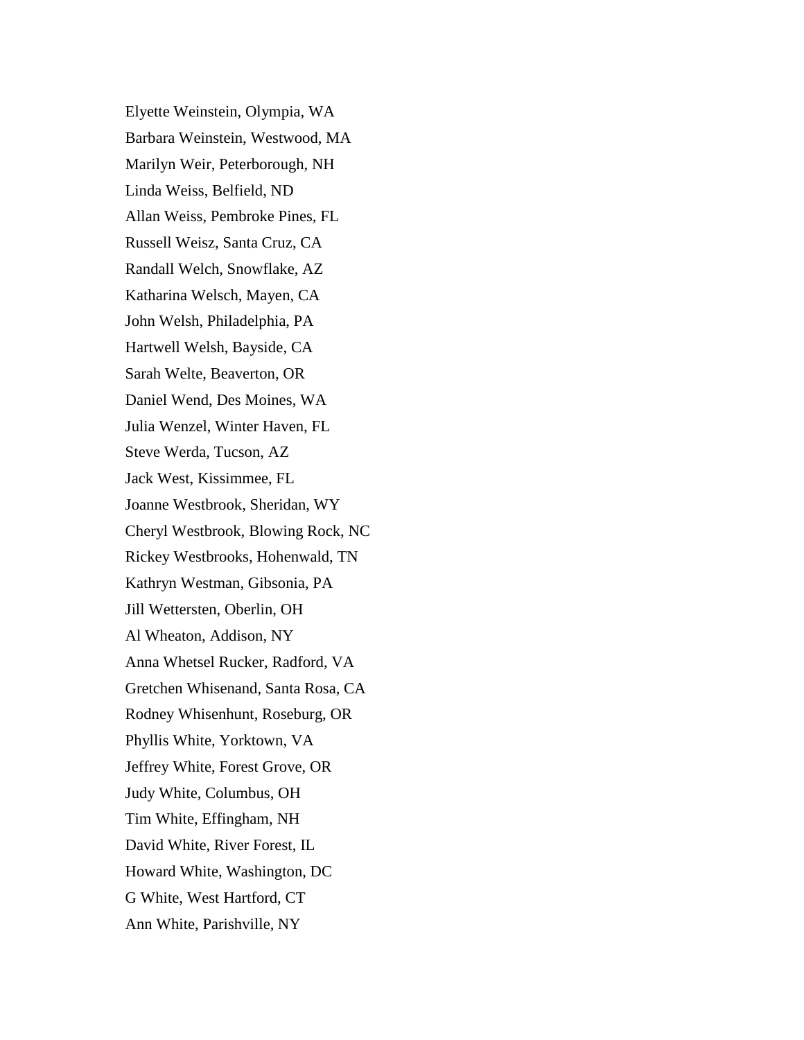Elyette Weinstein, Olympia, WA

Barbara Weinstein, Westwood, MA

Marilyn Weir, Peterborough, NH

Linda Weiss, Belfield, ND

Allan Weiss, Pembroke Pines, FL

Russell Weisz, Santa Cruz, CA

Randall Welch, Snowflake, AZ

Katharina Welsch, Mayen, CA

John Welsh, Philadelphia, PA

Hartwell Welsh, Bayside, CA

Sarah Welte, Beaverton, OR

Daniel Wend, Des Moines, WA

Julia Wenzel, Winter Haven, FL

Steve Werda, Tucson, AZ

Jack West, Kissimmee, FL

Joanne Westbrook, Sheridan, WY

Cheryl Westbrook, Blowing Rock, NC

Rickey Westbrooks, Hohenwald, TN

Kathryn Westman, Gibsonia, PA

Jill Wettersten, Oberlin, OH

Al Wheaton, Addison, NY

Anna Whetsel Rucker, Radford, VA

Gretchen Whisenand, Santa Rosa, CA

Rodney Whisenhunt, Roseburg, OR

Phyllis White, Yorktown, VA

Jeffrey White, Forest Grove, OR

Judy White, Columbus, OH

Tim White, Effingham, NH

David White, River Forest, IL

Howard White, Washington, DC

G White, West Hartford, CT

Ann White, Parishville, NY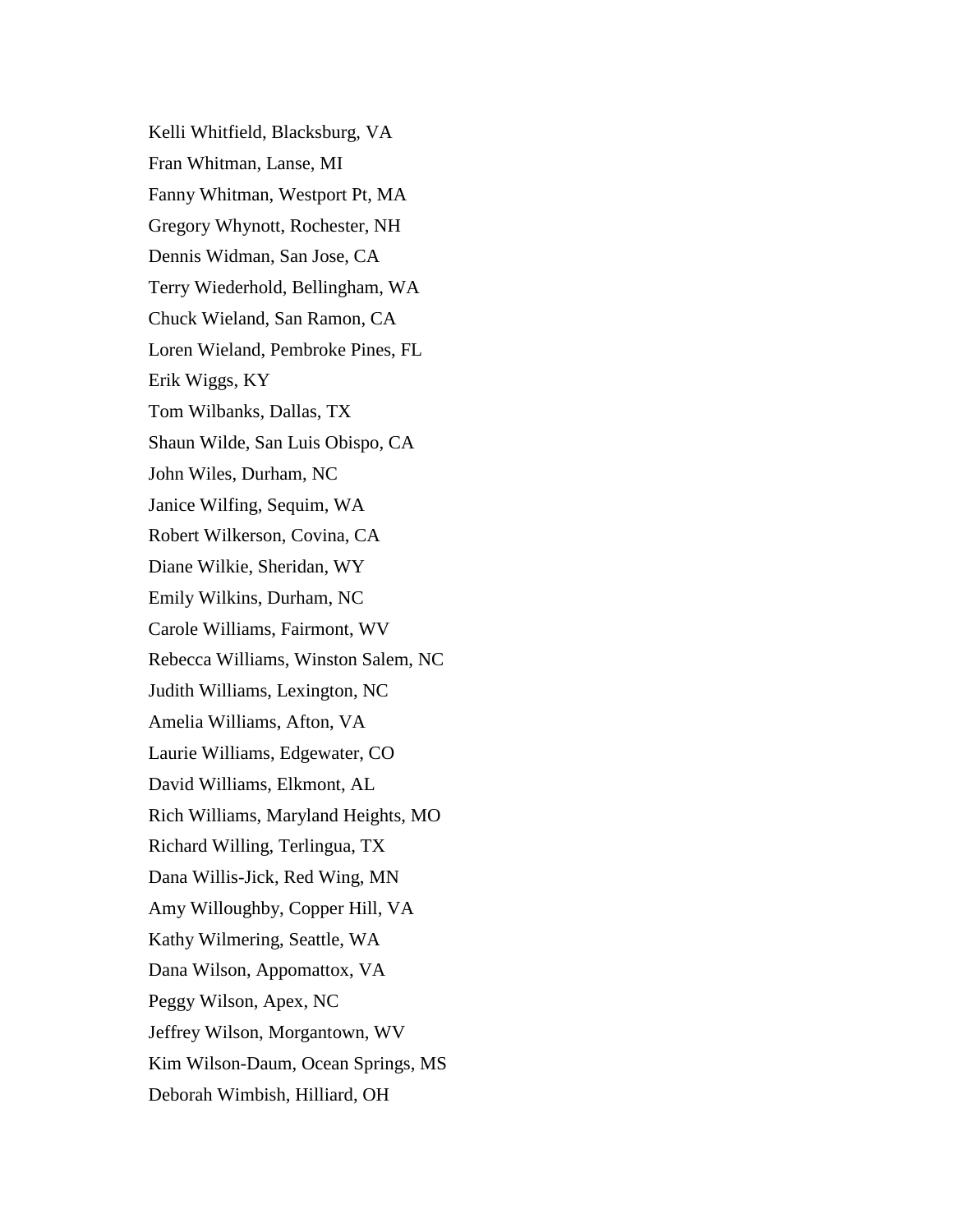Kelli Whitfield, Blacksburg, VA

Fran Whitman, Lanse, MI

Fanny Whitman, Westport Pt, MA

Gregory Whynott, Rochester, NH

Dennis Widman, San Jose, CA

Terry Wiederhold, Bellingham, WA

Chuck Wieland, San Ramon, CA

Loren Wieland, Pembroke Pines, FL

Erik Wiggs, KY

Tom Wilbanks, Dallas, TX

Shaun Wilde, San Luis Obispo, CA

John Wiles, Durham, NC

Janice Wilfing, Sequim, WA

Robert Wilkerson, Covina, CA

Diane Wilkie, Sheridan, WY

Emily Wilkins, Durham, NC

Carole Williams, Fairmont, WV

Rebecca Williams, Winston Salem, NC

Judith Williams, Lexington, NC

Amelia Williams, Afton, VA

Laurie Williams, Edgewater, CO

David Williams, Elkmont, AL

Rich Williams, Maryland Heights, MO

Richard Willing, Terlingua, TX

Dana Willis-Jick, Red Wing, MN

Amy Willoughby, Copper Hill, VA

Kathy Wilmering, Seattle, WA

Dana Wilson, Appomattox, VA

Peggy Wilson, Apex, NC

Jeffrey Wilson, Morgantown, WV

Kim Wilson-Daum, Ocean Springs, MS

Deborah Wimbish, Hilliard, OH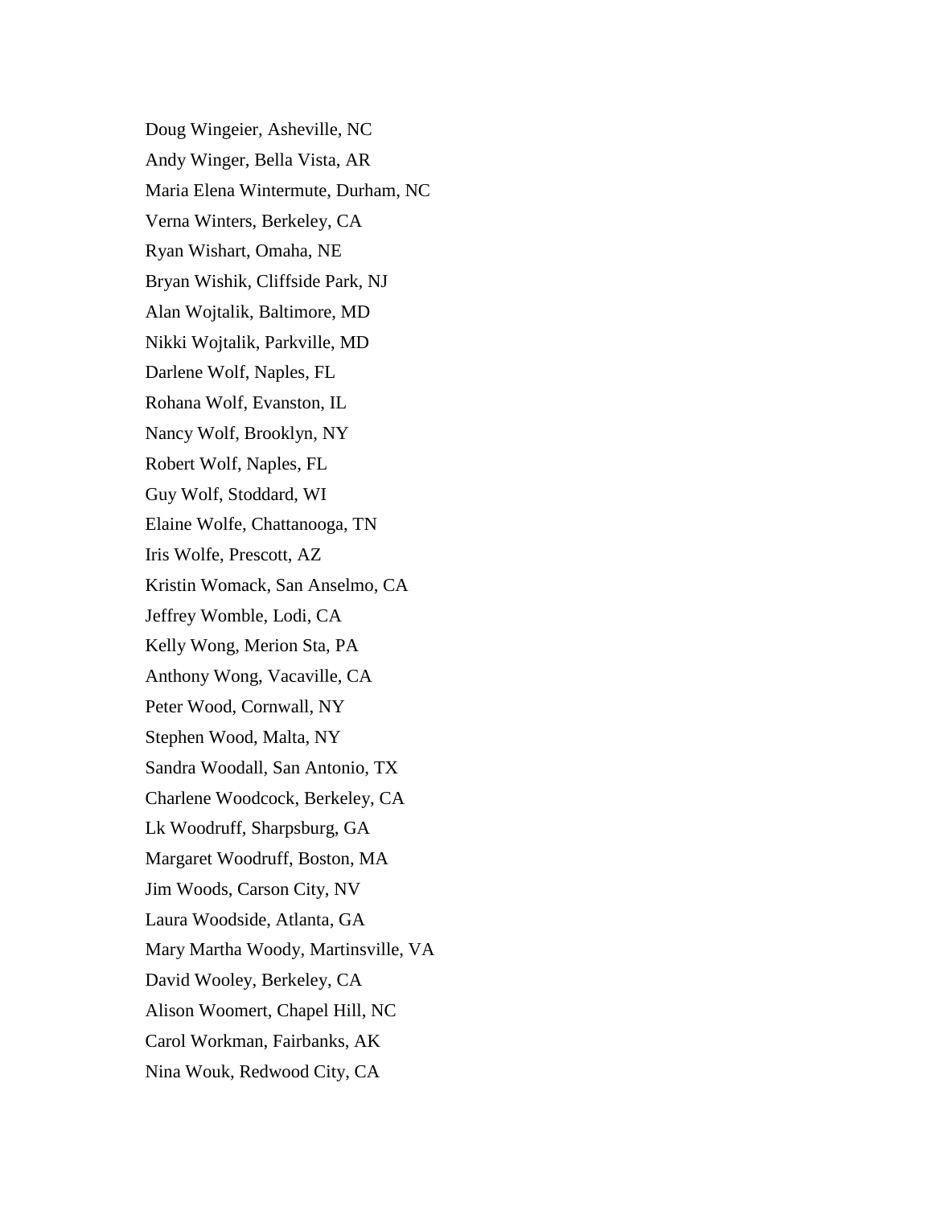Doug Wingeier, Asheville, NC

Andy Winger, Bella Vista, AR

Maria Elena Wintermute, Durham, NC

Verna Winters, Berkeley, CA

Ryan Wishart, Omaha, NE

Bryan Wishik, Cliffside Park, NJ

Alan Wojtalik, Baltimore, MD

Nikki Wojtalik, Parkville, MD

Darlene Wolf, Naples, FL

Rohana Wolf, Evanston, IL

Nancy Wolf, Brooklyn, NY

Robert Wolf, Naples, FL

Guy Wolf, Stoddard, WI

Elaine Wolfe, Chattanooga, TN

Iris Wolfe, Prescott, AZ

Kristin Womack, San Anselmo, CA

Jeffrey Womble, Lodi, CA

Kelly Wong, Merion Sta, PA

Anthony Wong, Vacaville, CA

Peter Wood, Cornwall, NY

Stephen Wood, Malta, NY

Sandra Woodall, San Antonio, TX

Charlene Woodcock, Berkeley, CA

Lk Woodruff, Sharpsburg, GA

Margaret Woodruff, Boston, MA

Jim Woods, Carson City, NV

Laura Woodside, Atlanta, GA

Mary Martha Woody, Martinsville, VA

David Wooley, Berkeley, CA

Alison Woomert, Chapel Hill, NC

Carol Workman, Fairbanks, AK

Nina Wouk, Redwood City, CA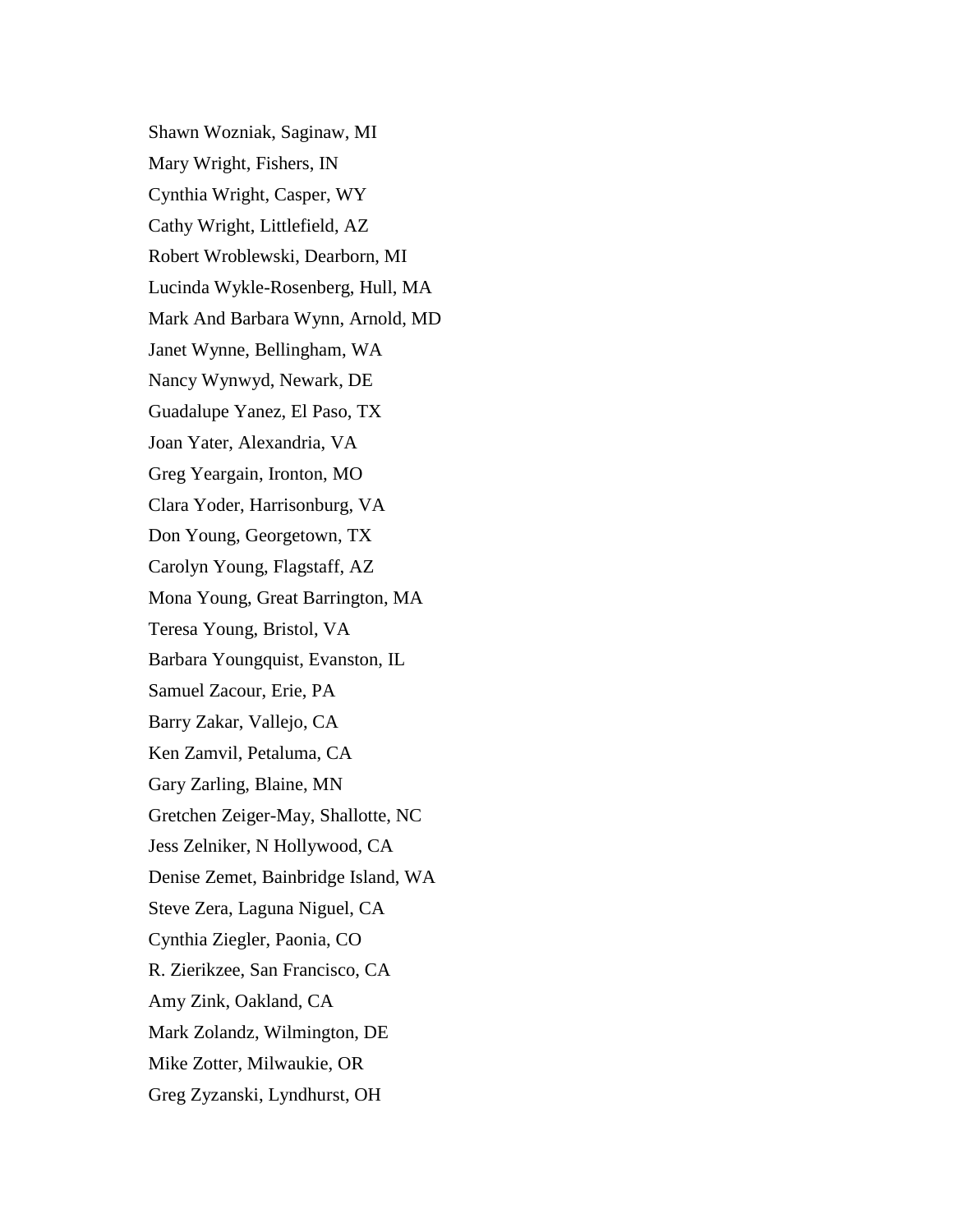Shawn Wozniak, Saginaw, MI

Mary Wright, Fishers, IN

Cynthia Wright, Casper, WY

Cathy Wright, Littlefield, AZ

Robert Wroblewski, Dearborn, MI

Lucinda Wykle-Rosenberg, Hull, MA

Mark And Barbara Wynn, Arnold, MD

Janet Wynne, Bellingham, WA

Nancy Wynwyd, Newark, DE

Guadalupe Yanez, El Paso, TX

Joan Yater, Alexandria, VA

Greg Yeargain, Ironton, MO

Clara Yoder, Harrisonburg, VA

Don Young, Georgetown, TX

Carolyn Young, Flagstaff, AZ

Mona Young, Great Barrington, MA

Teresa Young, Bristol, VA

Barbara Youngquist, Evanston, IL

Samuel Zacour, Erie, PA

Barry Zakar, Vallejo, CA

Ken Zamvil, Petaluma, CA

Gary Zarling, Blaine, MN

Gretchen Zeiger-May, Shallotte, NC

Jess Zelniker, N Hollywood, CA

Denise Zemet, Bainbridge Island, WA

Steve Zera, Laguna Niguel, CA

Cynthia Ziegler, Paonia, CO

R. Zierikzee, San Francisco, CA

Amy Zink, Oakland, CA

Mark Zolandz, Wilmington, DE

Mike Zotter, Milwaukie, OR

Greg Zyzanski, Lyndhurst, OH